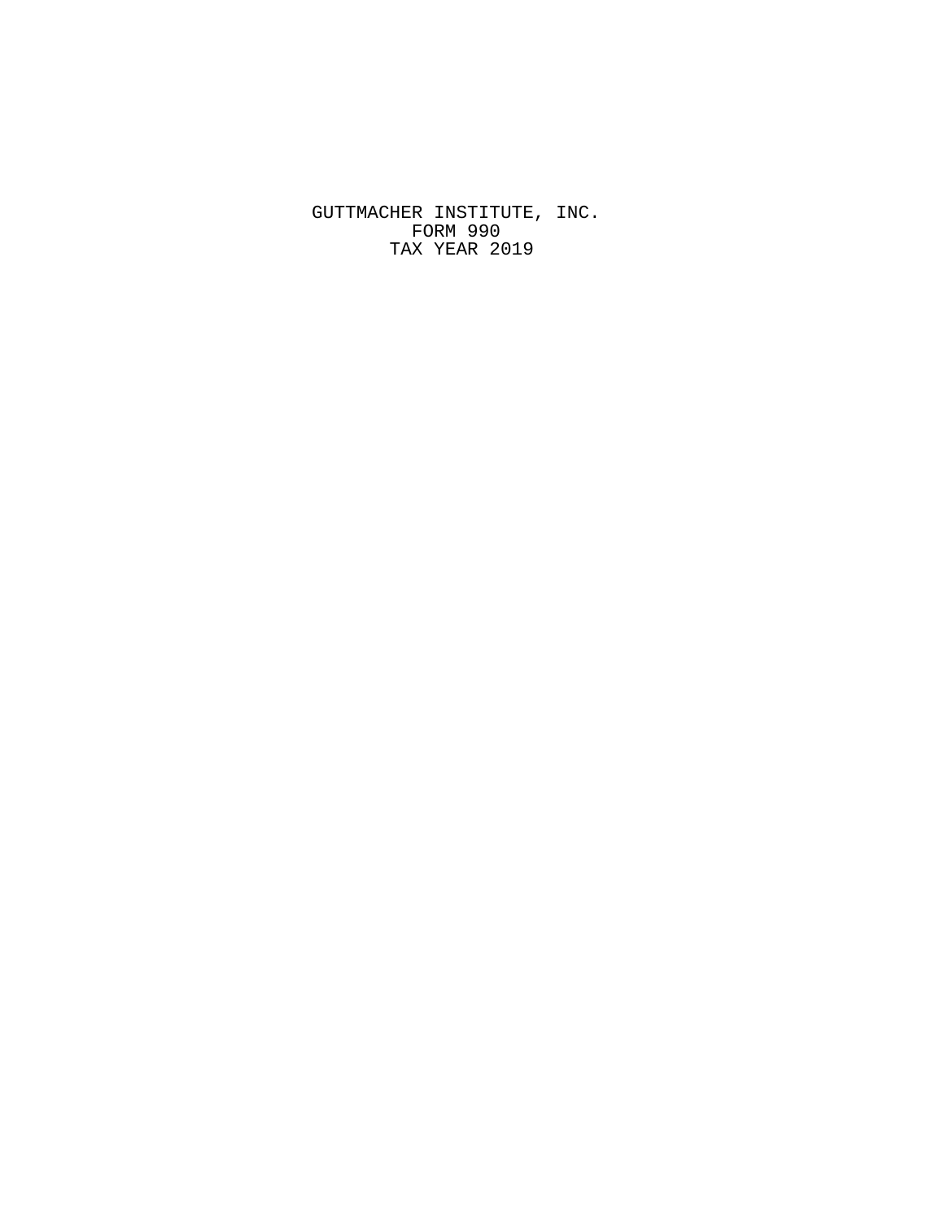GUTTMACHER INSTITUTE, INC.
FORM 990
TAX YEAR 2019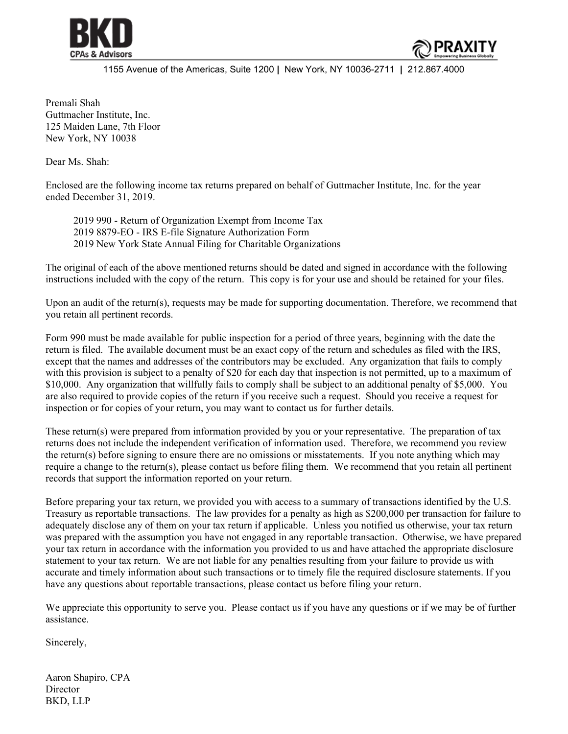BKD CPAs & Advisors

PRAXITY

1155 Avenue of the Americas, Suite 1200 | New York, NY 10036-2711 | 212.867.4000

Premali Shah
Guttmacher Institute, Inc.
125 Maiden Lane, 7th Floor
New York, NY 10038

Dear Ms. Shah:

Enclosed are the following income tax returns prepared on behalf of Guttmacher Institute, Inc. for the year ended December 31, 2019.

2019 990 - Return of Organization Exempt from Income Tax
2019 8879-EO - IRS E-file Signature Authorization Form
2019 New York State Annual Filing for Charitable Organizations

The original of each of the above mentioned returns should be dated and signed in accordance with the following instructions included with the copy of the return. This copy is for your use and should be retained for your files.

Upon an audit of the return(s), requests may be made for supporting documentation. Therefore, we recommend that you retain all pertinent records.

Form 990 must be made available for public inspection for a period of three years, beginning with the date the return is filed. The available document must be an exact copy of the return and schedules as filed with the IRS, except that the names and addresses of the contributors may be excluded. Any organization that fails to comply with this provision is subject to a penalty of $20 for each day that inspection is not permitted, up to a maximum of $10,000. Any organization that willfully fails to comply shall be subject to an additional penalty of $5,000. You are also required to provide copies of the return if you receive such a request. Should you receive a request for inspection or for copies of your return, you may want to contact us for further details.

These return(s) were prepared from information provided by you or your representative. The preparation of tax returns does not include the independent verification of information used. Therefore, we recommend you review the return(s) before signing to ensure there are no omissions or misstatements. If you note anything which may require a change to the return(s), please contact us before filing them. We recommend that you retain all pertinent records that support the information reported on your return.

Before preparing your tax return, we provided you with access to a summary of transactions identified by the U.S. Treasury as reportable transactions. The law provides for a penalty as high as $200,000 per transaction for failure to adequately disclose any of them on your tax return if applicable. Unless you notified us otherwise, your tax return was prepared with the assumption you have not engaged in any reportable transaction. Otherwise, we have prepared your tax return in accordance with the information you provided to us and have attached the appropriate disclosure statement to your tax return. We are not liable for any penalties resulting from your failure to provide us with accurate and timely information about such transactions or to timely file the required disclosure statements. If you have any questions about reportable transactions, please contact us before filing your return.

We appreciate this opportunity to serve you. Please contact us if you have any questions or if we may be of further assistance.

Sincerely,

Aaron Shapiro, CPA
Director
BKD, LLP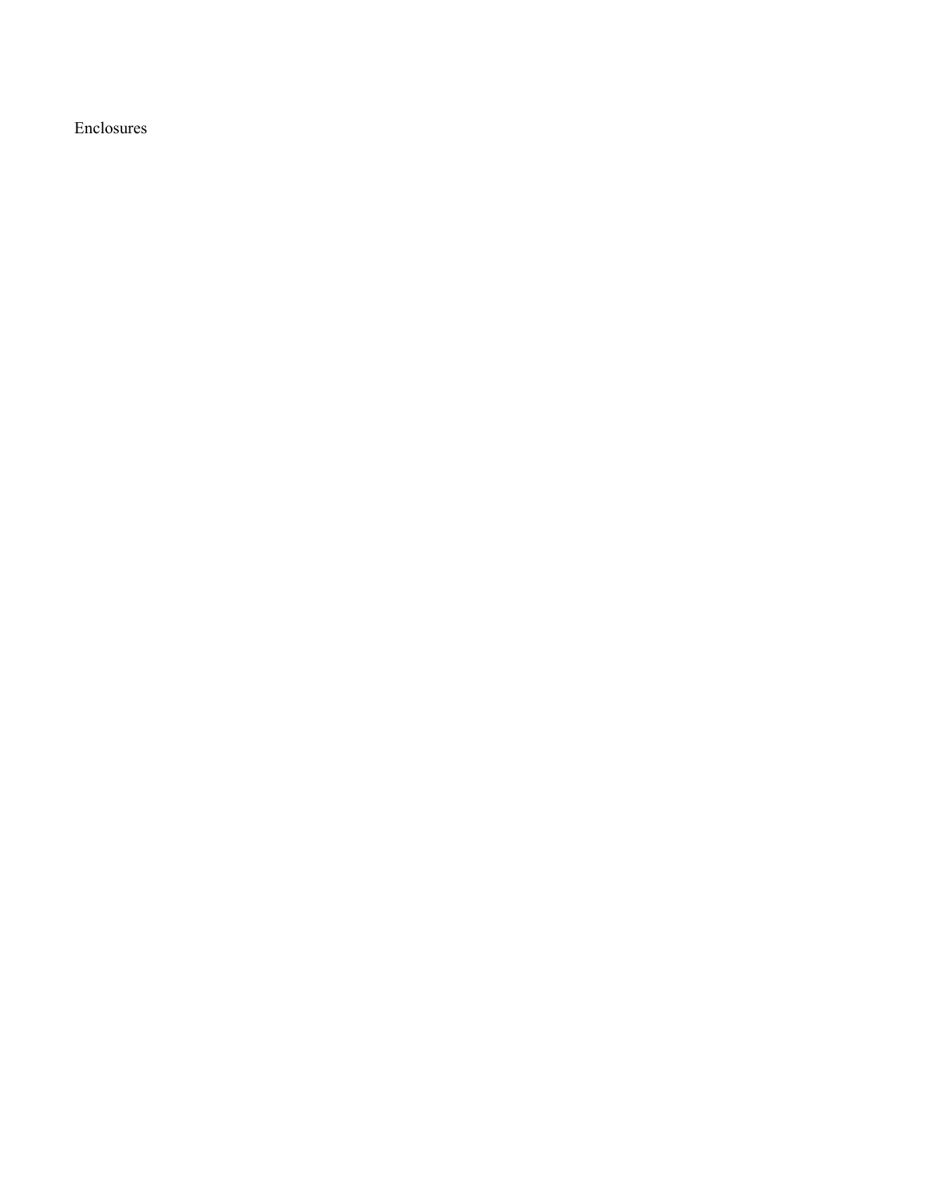Enclosures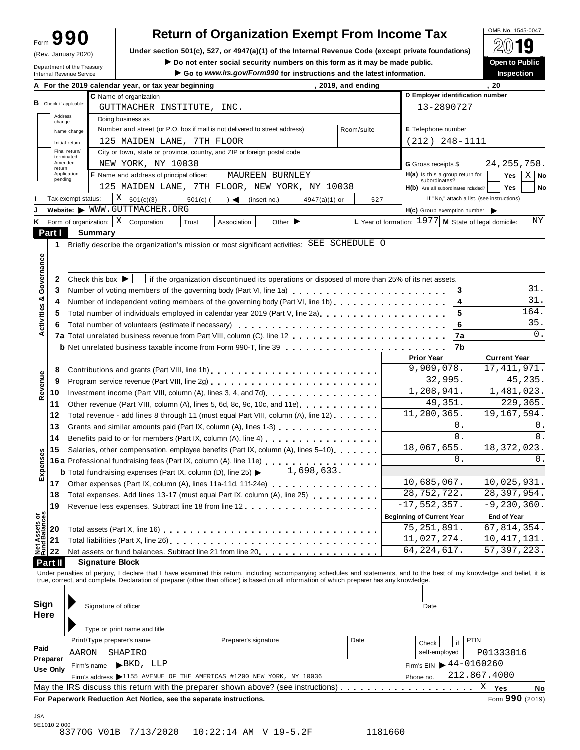Form **990** (Rev. January 2020) Department of the Treasury Internal Revenue Service

# Return of Organization Exempt From Income Tax

**Under section 501(c), 527, or 4947(a)(1) of the Internal Revenue Code (except private foundations)**

▶ Do not enter social security numbers on this form as it may be made public.

▶ Go to *www.irs.gov/Form990* for instructions and the latest information.

OMB No. 1545-0047 **2019** **Open to Public Inspection**

**A** For the 2019 calendar year, or tax year beginning , 2019, and ending , 20

**B** Check if applicable: Address change / Name change / Initial return / Final return/terminated / Amended return / Application pending

**C** Name of organization: GUTTMACHER INSTITUTE, INC.

Doing business as

Number and street (or P.O. box if mail is not delivered to street address) Room/suite: 125 MAIDEN LANE, 7TH FLOOR

City or town, state or province, country, and ZIP or foreign postal code: NEW YORK, NY 10038

**D** Employer identification number: 13-2890727

**E** Telephone number: (212) 248-1111

**G** Gross receipts $ 24,255,758.

**F** Name and address of principal officer: MAUREEN BURNLEY, 125 MAIDEN LANE, 7TH FLOOR, NEW YORK, NY 10038

**H(a)** Is this a group return for subordinates? Yes [ ] No [X]

**H(b)** Are all subordinates included? Yes [ ] No [ ]

If "No," attach a list. (see instructions)

**I** Tax-exempt status: [X] 501(c)(3) [ ] 501(c) ( ) ◀ (insert no.) [ ] 4947(a)(1) or [ ] 527

**J** Website: ▶ WWW.GUTTMACHER.ORG

**H(c)** Group exemption number ▶

**K** Form of organization: [X] Corporation [ ] Trust [ ] Association [ ] Other ▶

**L** Year of formation: 1977 **M** State of legal domicile: NY

## Part I Summary

**Activities & Governance**

1 Briefly describe the organization's mission or most significant activities: SEE SCHEDULE O

2 Check this box ▶ [ ] if the organization discontinued its operations or disposed of more than 25% of its net assets.

| | | | |
|---|---|---|---|
| 3 | Number of voting members of the governing body (Part VI, line 1a) | 3 | 31. |
| 4 | Number of independent voting members of the governing body (Part VI, line 1b) | 4 | 31. |
| 5 | Total number of individuals employed in calendar year 2019 (Part V, line 2a) | 5 | 164. |
| 6 | Total number of volunteers (estimate if necessary) | 6 | 35. |
| 7a | Total unrelated business revenue from Part VIII, column (C), line 12 | 7a | 0. |
| b | Net unrelated business taxable income from Form 990-T, line 39 | 7b | |

| | | Prior Year | Current Year |
|---|---|---|---|
| **Revenue** | | | |
| 8 | Contributions and grants (Part VIII, line 1h) | 9,909,078. | 17,411,971. |
| 9 | Program service revenue (Part VIII, line 2g) | 32,995. | 45,235. |
| 10 | Investment income (Part VIII, column (A), lines 3, 4, and 7d) | 1,208,941. | 1,481,023. |
| 11 | Other revenue (Part VIII, column (A), lines 5, 6d, 8c, 9c, 10c, and 11e) | 49,351. | 229,365. |
| 12 | Total revenue - add lines 8 through 11 (must equal Part VIII, column (A), line 12) | 11,200,365. | 19,167,594. |
| **Expenses** | | | |
| 13 | Grants and similar amounts paid (Part IX, column (A), lines 1-3) | 0. | 0. |
| 14 | Benefits paid to or for members (Part IX, column (A), line 4) | 0. | 0. |
| 15 | Salaries, other compensation, employee benefits (Part IX, column (A), lines 5-10) | 18,067,655. | 18,372,023. |
| 16a | Professional fundraising fees (Part IX, column (A), line 11e) | 0. | 0. |
| b | Total fundraising expenses (Part IX, column (D), line 25) ▶ 1,698,633. | | |
| 17 | Other expenses (Part IX, column (A), lines 11a-11d, 11f-24e) | 10,685,067. | 10,025,931. |
| 18 | Total expenses. Add lines 13-17 (must equal Part IX, column (A), line 25) | 28,752,722. | 28,397,954. |
| 19 | Revenue less expenses. Subtract line 18 from line 12 | -17,552,357. | -9,230,360. |
| **Net Assets or Fund Balances** | | **Beginning of Current Year** | **End of Year** |
| 20 | Total assets (Part X, line 16) | 75,251,891. | 67,814,354. |
| 21 | Total liabilities (Part X, line 26) | 11,027,274. | 10,417,131. |
| 22 | Net assets or fund balances. Subtract line 21 from line 20 | 64,224,617. | 57,397,223. |

## Part II Signature Block

Under penalties of perjury, I declare that I have examined this return, including accompanying schedules and statements, and to the best of my knowledge and belief, it is true, correct, and complete. Declaration of preparer (other than officer) is based on all information of which preparer has any knowledge.

**Sign Here**

Signature of officer    Date

Type or print name and title

**Paid Preparer Use Only**

| Print/Type preparer's name | Preparer's signature | Date | Check [ ] if self-employed | PTIN |
|---|---|---|---|---|
| AARON SHAPIRO | | | | P01333816 |

Firm's name ▶ BKD, LLP    Firm's EIN ▶ 44-0160260

Firm's address ▶ 1155 AVENUE OF THE AMERICAS #1200 NEW YORK, NY 10036    Phone no. 212.867.4000

May the IRS discuss this return with the preparer shown above? (see instructions) [X] Yes [ ] No

**For Paperwork Reduction Act Notice, see the separate instructions.** Form **990** (2019)

JSA 9E1010 2.000

8377OG V01B 7/13/2020 10:22:14 AM V 19-5.2F 1181660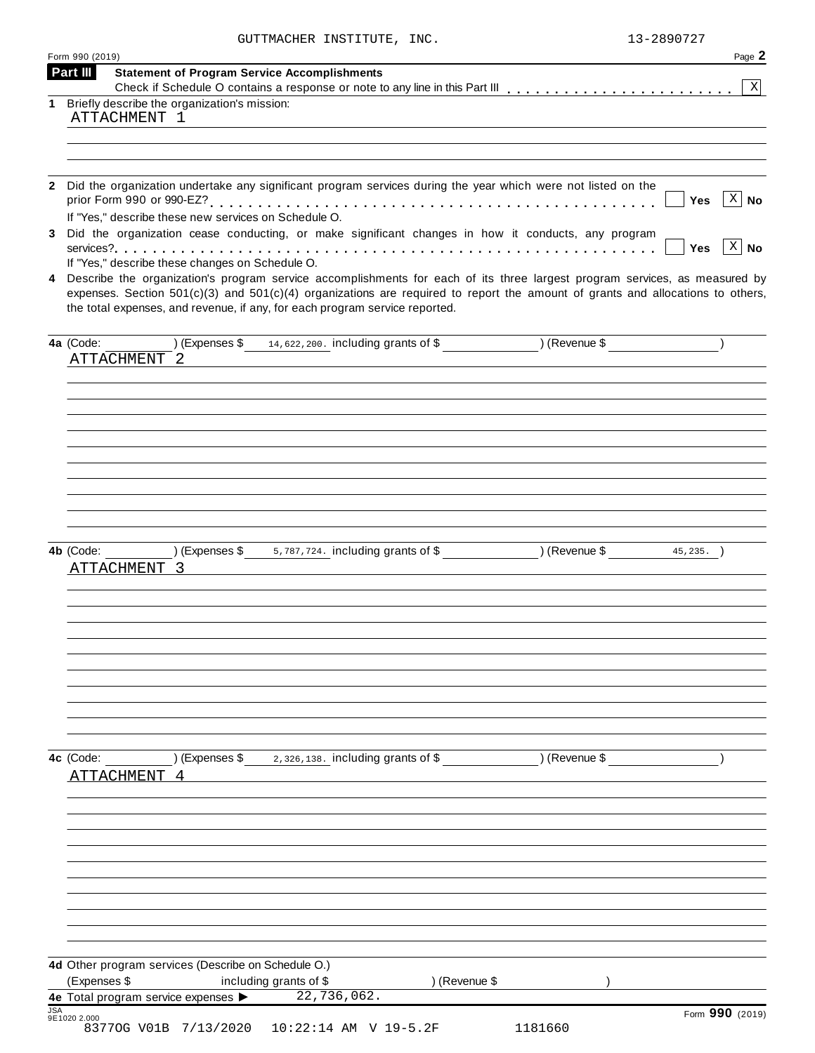GUTTMACHER INSTITUTE, INC. 13-2890727

Form 990 (2019) Page **2**

## Part III Statement of Program Service Accomplishments

Check if Schedule O contains a response or note to any line in this Part III . . . . . . . . . . . . . . . . . . . . . . . . [X]

**1** Briefly describe the organization's mission:

ATTACHMENT 1

**2** Did the organization undertake any significant program services during the year which were not listed on the prior Form 990 or 990-EZ? . . . . . . . . . . . . . . . . . . . . . . . . . . . . . . . . . . . . . . . . . . . . [ ] **Yes** [X] **No**

If "Yes," describe these new services on Schedule O.

**3** Did the organization cease conducting, or make significant changes in how it conducts, any program services? . . . . . . . . . . . . . . . . . . . . . . . . . . . . . . . . . . . . . . . . . . . . . . . . . . . . . [ ] **Yes** [X] **No**

If "Yes," describe these changes on Schedule O.

**4** Describe the organization's program service accomplishments for each of its three largest program services, as measured by expenses. Section 501(c)(3) and 501(c)(4) organizations are required to report the amount of grants and allocations to others, the total expenses, and revenue, if any, for each program service reported.

**4a** (Code: ) (Expenses $ 14,622,200. including grants of $ ) (Revenue $ )

ATTACHMENT 2

**4b** (Code: ) (Expenses $ 5,787,724. including grants of $ ) (Revenue $ 45,235. )

ATTACHMENT 3

**4c** (Code: ) (Expenses $ 2,326,138. including grants of $ ) (Revenue $ )

ATTACHMENT 4

**4d** Other program services (Describe on Schedule O.)

(Expenses $ including grants of $ ) (Revenue $ )

**4e** Total program service expenses ▶ 22,736,062.

JSA 9E1020 2.000 Form **990** (2019)

8377OG V01B 7/13/2020 10:22:14 AM V 19-5.2F 1181660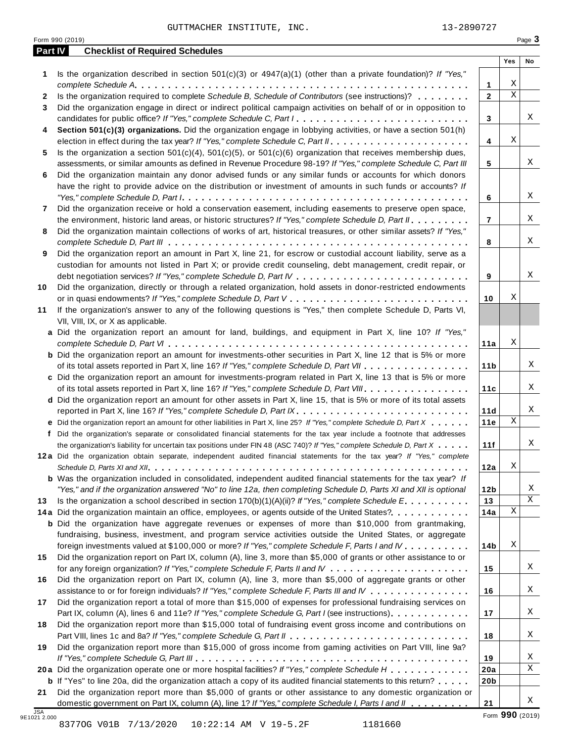GUTTMACHER INSTITUTE, INC. 13-2890727

Form 990 (2019)

## Part IV Checklist of Required Schedules

| | | | Yes | No |
|---|---|---|---|---|
| **1** | Is the organization described in section 501(c)(3) or 4947(a)(1) (other than a private foundation)? *If "Yes," complete Schedule A* | **1** | X | |
| **2** | Is the organization required to complete *Schedule B, Schedule of Contributors* (see instructions)? | **2** | X | |
| **3** | Did the organization engage in direct or indirect political campaign activities on behalf of or in opposition to candidates for public office? *If "Yes," complete Schedule C, Part I* | **3** | | X |
| **4** | **Section 501(c)(3) organizations.** Did the organization engage in lobbying activities, or have a section 501(h) election in effect during the tax year? *If "Yes," complete Schedule C, Part II* | **4** | X | |
| **5** | Is the organization a section 501(c)(4), 501(c)(5), or 501(c)(6) organization that receives membership dues, assessments, or similar amounts as defined in Revenue Procedure 98-19? *If "Yes," complete Schedule C, Part III* | **5** | | X |
| **6** | Did the organization maintain any donor advised funds or any similar funds or accounts for which donors have the right to provide advice on the distribution or investment of amounts in such funds or accounts? *If "Yes," complete Schedule D, Part I* | **6** | | X |
| **7** | Did the organization receive or hold a conservation easement, including easements to preserve open space, the environment, historic land areas, or historic structures? *If "Yes," complete Schedule D, Part II* | **7** | | X |
| **8** | Did the organization maintain collections of works of art, historical treasures, or other similar assets? *If "Yes," complete Schedule D, Part III* | **8** | | X |
| **9** | Did the organization report an amount in Part X, line 21, for escrow or custodial account liability, serve as a custodian for amounts not listed in Part X; or provide credit counseling, debt management, credit repair, or debt negotiation services? *If "Yes," complete Schedule D, Part IV* | **9** | | X |
| **10** | Did the organization, directly or through a related organization, hold assets in donor-restricted endowments or in quasi endowments? *If "Yes," complete Schedule D, Part V* | **10** | X | |
| **11** | If the organization's answer to any of the following questions is "Yes," then complete Schedule D, Parts VI, VII, VIII, IX, or X as applicable. | | | |
| **a** | Did the organization report an amount for land, buildings, and equipment in Part X, line 10? *If "Yes," complete Schedule D, Part VI* | **11a** | X | |
| **b** | Did the organization report an amount for investments-other securities in Part X, line 12 that is 5% or more of its total assets reported in Part X, line 16? *If "Yes," complete Schedule D, Part VII* | **11b** | | X |
| **c** | Did the organization report an amount for investments-program related in Part X, line 13 that is 5% or more of its total assets reported in Part X, line 16? *If "Yes," complete Schedule D, Part VIII* | **11c** | | X |
| **d** | Did the organization report an amount for other assets in Part X, line 15, that is 5% or more of its total assets reported in Part X, line 16? *If "Yes," complete Schedule D, Part IX* | **11d** | | X |
| **e** | Did the organization report an amount for other liabilities in Part X, line 25? *If "Yes," complete Schedule D, Part X* | **11e** | X | |
| **f** | Did the organization's separate or consolidated financial statements for the tax year include a footnote that addresses the organization's liability for uncertain tax positions under FIN 48 (ASC 740)? *If "Yes," complete Schedule D, Part X* | **11f** | | X |
| **12a** | Did the organization obtain separate, independent audited financial statements for the tax year? *If "Yes," complete Schedule D, Parts XI and XII* | **12a** | X | |
| **b** | Was the organization included in consolidated, independent audited financial statements for the tax year? *If "Yes," and if the organization answered "No" to line 12a, then completing Schedule D, Parts XI and XII is optional* | **12b** | | X |
| **13** | Is the organization a school described in section 170(b)(1)(A)(ii)? *If "Yes," complete Schedule E* | **13** | | X |
| **14a** | Did the organization maintain an office, employees, or agents outside of the United States? | **14a** | X | |
| **b** | Did the organization have aggregate revenues or expenses of more than $10,000 from grantmaking, fundraising, business, investment, and program service activities outside the United States, or aggregate foreign investments valued at $100,000 or more? *If "Yes," complete Schedule F, Parts I and IV* | **14b** | X | |
| **15** | Did the organization report on Part IX, column (A), line 3, more than $5,000 of grants or other assistance to or for any foreign organization? *If "Yes," complete Schedule F, Parts II and IV* | **15** | | X |
| **16** | Did the organization report on Part IX, column (A), line 3, more than $5,000 of aggregate grants or other assistance to or for foreign individuals? *If "Yes," complete Schedule F, Parts III and IV* | **16** | | X |
| **17** | Did the organization report a total of more than $15,000 of expenses for professional fundraising services on Part IX, column (A), lines 6 and 11e? *If "Yes," complete Schedule G, Part I* (see instructions) | **17** | | X |
| **18** | Did the organization report more than $15,000 total of fundraising event gross income and contributions on Part VIII, lines 1c and 8a? *If "Yes," complete Schedule G, Part II* | **18** | | X |
| **19** | Did the organization report more than $15,000 of gross income from gaming activities on Part VIII, line 9a? *If "Yes," complete Schedule G, Part III* | **19** | | X |
| **20a** | Did the organization operate one or more hospital facilities? *If "Yes," complete Schedule H* | **20a** | | X |
| **b** | If "Yes" to line 20a, did the organization attach a copy of its audited financial statements to this return? | **20b** | | |
| **21** | Did the organization report more than $5,000 of grants or other assistance to any domestic organization or domestic government on Part IX, column (A), line 1? *If "Yes," complete Schedule I, Parts I and II* | **21** | | X |

JSA 9E1021 2.000

Form **990** (2019)

8377OG V01B 7/13/2020 10:22:14 AM V 19-5.2F 1181660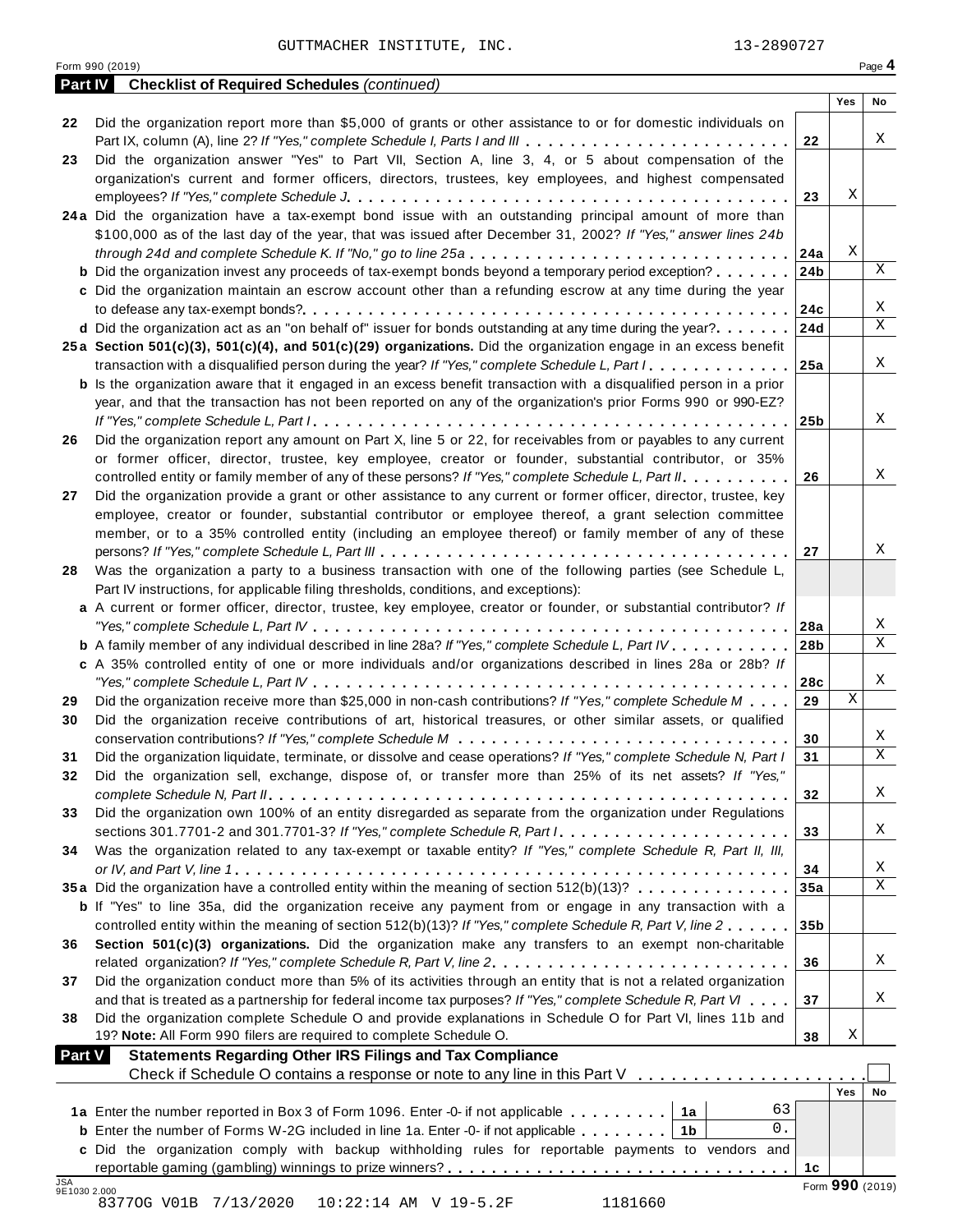GUTTMACHER INSTITUTE, INC. 13-2890727

Form 990 (2019)

## Part IV Checklist of Required Schedules *(continued)*

| | | | Yes | No |
|---|---|---|---|---|
| 22 | Did the organization report more than $5,000 of grants or other assistance to or for domestic individuals on Part IX, column (A), line 2? *If "Yes," complete Schedule I, Parts I and III* | 22 | | X |
| 23 | Did the organization answer "Yes" to Part VII, Section A, line 3, 4, or 5 about compensation of the organization's current and former officers, directors, trustees, key employees, and highest compensated employees? *If "Yes," complete Schedule J* | 23 | X | |
| 24a | Did the organization have a tax-exempt bond issue with an outstanding principal amount of more than $100,000 as of the last day of the year, that was issued after December 31, 2002? *If "Yes," answer lines 24b through 24d and complete Schedule K. If "No," go to line 25a* | 24a | X | |
| b | Did the organization invest any proceeds of tax-exempt bonds beyond a temporary period exception? | 24b | | X |
| c | Did the organization maintain an escrow account other than a refunding escrow at any time during the year to defease any tax-exempt bonds? | 24c | | X |
| d | Did the organization act as an "on behalf of" issuer for bonds outstanding at any time during the year? | 24d | | X |
| 25a | **Section 501(c)(3), 501(c)(4), and 501(c)(29) organizations.** Did the organization engage in an excess benefit transaction with a disqualified person during the year? *If "Yes," complete Schedule L, Part I* | 25a | | X |
| b | Is the organization aware that it engaged in an excess benefit transaction with a disqualified person in a prior year, and that the transaction has not been reported on any of the organization's prior Forms 990 or 990-EZ? *If "Yes," complete Schedule L, Part I* | 25b | | X |
| 26 | Did the organization report any amount on Part X, line 5 or 22, for receivables from or payables to any current or former officer, director, trustee, key employee, creator or founder, substantial contributor, or 35% controlled entity or family member of any of these persons? *If "Yes," complete Schedule L, Part II* | 26 | | X |
| 27 | Did the organization provide a grant or other assistance to any current or former officer, director, trustee, key employee, creator or founder, substantial contributor or employee thereof, a grant selection committee member, or to a 35% controlled entity (including an employee thereof) or family member of any of these persons? *If "Yes," complete Schedule L, Part III* | 27 | | X |
| 28 | Was the organization a party to a business transaction with one of the following parties (see Schedule L, Part IV instructions, for applicable filing thresholds, conditions, and exceptions): | | | |
| a | A current or former officer, director, trustee, key employee, creator or founder, or substantial contributor? *If "Yes," complete Schedule L, Part IV* | 28a | | X |
| b | A family member of any individual described in line 28a? *If "Yes," complete Schedule L, Part IV* | 28b | | X |
| c | A 35% controlled entity of one or more individuals and/or organizations described in lines 28a or 28b? *If "Yes," complete Schedule L, Part IV* | 28c | | X |
| 29 | Did the organization receive more than $25,000 in non-cash contributions? *If "Yes," complete Schedule M* | 29 | X | |
| 30 | Did the organization receive contributions of art, historical treasures, or other similar assets, or qualified conservation contributions? *If "Yes," complete Schedule M* | 30 | | X |
| 31 | Did the organization liquidate, terminate, or dissolve and cease operations? *If "Yes," complete Schedule N, Part I* | 31 | | X |
| 32 | Did the organization sell, exchange, dispose of, or transfer more than 25% of its net assets? *If "Yes," complete Schedule N, Part II* | 32 | | X |
| 33 | Did the organization own 100% of an entity disregarded as separate from the organization under Regulations sections 301.7701-2 and 301.7701-3? *If "Yes," complete Schedule R, Part I* | 33 | | X |
| 34 | Was the organization related to any tax-exempt or taxable entity? *If "Yes," complete Schedule R, Part II, III, or IV, and Part V, line 1* | 34 | | X |
| 35a | Did the organization have a controlled entity within the meaning of section 512(b)(13)? | 35a | | X |
| b | If "Yes" to line 35a, did the organization receive any payment from or engage in any transaction with a controlled entity within the meaning of section 512(b)(13)? *If "Yes," complete Schedule R, Part V, line 2* | 35b | | |
| 36 | **Section 501(c)(3) organizations.** Did the organization make any transfers to an exempt non-charitable related organization? *If "Yes," complete Schedule R, Part V, line 2* | 36 | | X |
| 37 | Did the organization conduct more than 5% of its activities through an entity that is not a related organization and that is treated as a partnership for federal income tax purposes? *If "Yes," complete Schedule R, Part VI* | 37 | | X |
| 38 | Did the organization complete Schedule O and provide explanations in Schedule O for Part VI, lines 11b and 19? **Note:** All Form 990 filers are required to complete Schedule O. | 38 | X | |

## Part V Statements Regarding Other IRS Filings and Tax Compliance

Check if Schedule O contains a response or note to any line in this Part V ☐

| | | | | | Yes | No |
|---|---|---|---|---|---|---|
| 1a | Enter the number reported in Box 3 of Form 1096. Enter -0- if not applicable | 1a | 63 | | | |
| b | Enter the number of Forms W-2G included in line 1a. Enter -0- if not applicable | 1b | 0. | | | |
| c | Did the organization comply with backup withholding rules for reportable payments to vendors and reportable gaming (gambling) winnings to prize winners? | | | 1c | | |

Form **990** (2019)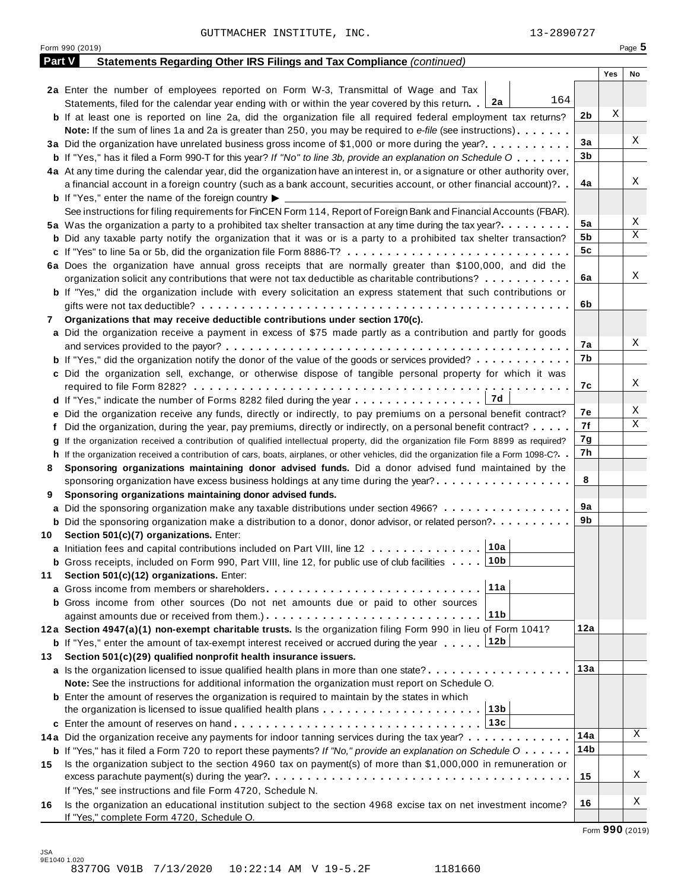GUTTMACHER INSTITUTE, INC. 13-2890727

Form 990 (2019)

## Part V Statements Regarding Other IRS Filings and Tax Compliance *(continued)*

| | | | Yes | No |
|---|---|---|---|---|
| **2a** | Enter the number of employees reported on Form W-3, Transmittal of Wage and Tax Statements, filed for the calendar year ending with or within the year covered by this return . . **2a** 164 | | | |
| **b** | If at least one is reported on line 2a, did the organization file all required federal employment tax returns? | 2b | X | |
| | **Note:** If the sum of lines 1a and 2a is greater than 250, you may be required to *e-file* (see instructions) | | | |
| **3a** | Did the organization have unrelated business gross income of $1,000 or more during the year? | 3a | | X |
| **b** | If "Yes," has it filed a Form 990-T for this year? *If "No" to line 3b, provide an explanation on Schedule O* | 3b | | |
| **4a** | At any time during the calendar year, did the organization have an interest in, or a signature or other authority over, a financial account in a foreign country (such as a bank account, securities account, or other financial account)? | 4a | | X |
| **b** | If "Yes," enter the name of the foreign country ▶ | | | |
| | See instructions for filing requirements for FinCEN Form 114, Report of Foreign Bank and Financial Accounts (FBAR). | | | |
| **5a** | Was the organization a party to a prohibited tax shelter transaction at any time during the tax year? | 5a | | X |
| **b** | Did any taxable party notify the organization that it was or is a party to a prohibited tax shelter transaction? | 5b | | X |
| **c** | If "Yes" to line 5a or 5b, did the organization file Form 8886-T? | 5c | | |
| **6a** | Does the organization have annual gross receipts that are normally greater than $100,000, and did the organization solicit any contributions that were not tax deductible as charitable contributions? | 6a | | X |
| **b** | If "Yes," did the organization include with every solicitation an express statement that such contributions or gifts were not tax deductible? | 6b | | |
| **7** | **Organizations that may receive deductible contributions under section 170(c).** | | | |
| **a** | Did the organization receive a payment in excess of $75 made partly as a contribution and partly for goods and services provided to the payor? | 7a | | X |
| **b** | If "Yes," did the organization notify the donor of the value of the goods or services provided? | 7b | | |
| **c** | Did the organization sell, exchange, or otherwise dispose of tangible personal property for which it was required to file Form 8282? | 7c | | X |
| **d** | If "Yes," indicate the number of Forms 8282 filed during the year . . . **7d** | | | |
| **e** | Did the organization receive any funds, directly or indirectly, to pay premiums on a personal benefit contract? | 7e | | X |
| **f** | Did the organization, during the year, pay premiums, directly or indirectly, on a personal benefit contract? | 7f | | X |
| **g** | If the organization received a contribution of qualified intellectual property, did the organization file Form 8899 as required? | 7g | | |
| **h** | If the organization received a contribution of cars, boats, airplanes, or other vehicles, did the organization file a Form 1098-C? | 7h | | |
| **8** | **Sponsoring organizations maintaining donor advised funds.** Did a donor advised fund maintained by the sponsoring organization have excess business holdings at any time during the year? | 8 | | |
| **9** | **Sponsoring organizations maintaining donor advised funds.** | | | |
| **a** | Did the sponsoring organization make any taxable distributions under section 4966? | 9a | | |
| **b** | Did the sponsoring organization make a distribution to a donor, donor advisor, or related person? | 9b | | |
| **10** | **Section 501(c)(7) organizations.** Enter: | | | |
| **a** | Initiation fees and capital contributions included on Part VIII, line 12 . . . **10a** | | | |
| **b** | Gross receipts, included on Form 990, Part VIII, line 12, for public use of club facilities . . . **10b** | | | |
| **11** | **Section 501(c)(12) organizations.** Enter: | | | |
| **a** | Gross income from members or shareholders . . . **11a** | | | |
| **b** | Gross income from other sources (Do not net amounts due or paid to other sources against amounts due or received from them.) . . . **11b** | | | |
| **12a** | **Section 4947(a)(1) non-exempt charitable trusts.** Is the organization filing Form 990 in lieu of Form 1041? | 12a | | |
| **b** | If "Yes," enter the amount of tax-exempt interest received or accrued during the year . . . **12b** | | | |
| **13** | **Section 501(c)(29) qualified nonprofit health insurance issuers.** | | | |
| **a** | Is the organization licensed to issue qualified health plans in more than one state? | 13a | | |
| | **Note:** See the instructions for additional information the organization must report on Schedule O. | | | |
| **b** | Enter the amount of reserves the organization is required to maintain by the states in which the organization is licensed to issue qualified health plans . . . **13b** | | | |
| **c** | Enter the amount of reserves on hand . . . **13c** | | | |
| **14a** | Did the organization receive any payments for indoor tanning services during the tax year? | 14a | | X |
| **b** | If "Yes," has it filed a Form 720 to report these payments? *If "No," provide an explanation on Schedule O* | 14b | | |
| **15** | Is the organization subject to the section 4960 tax on payment(s) of more than $1,000,000 in remuneration or excess parachute payment(s) during the year? | 15 | | X |
| | If "Yes," see instructions and file Form 4720, Schedule N. | | | |
| **16** | Is the organization an educational institution subject to the section 4968 excise tax on net investment income? | 16 | | X |
| | If "Yes," complete Form 4720, Schedule O. | | | |

Form **990** (2019)

JSA 9E1040 1.020
8377OG V01B 7/13/2020 10:22:14 AM V 19-5.2F 1181660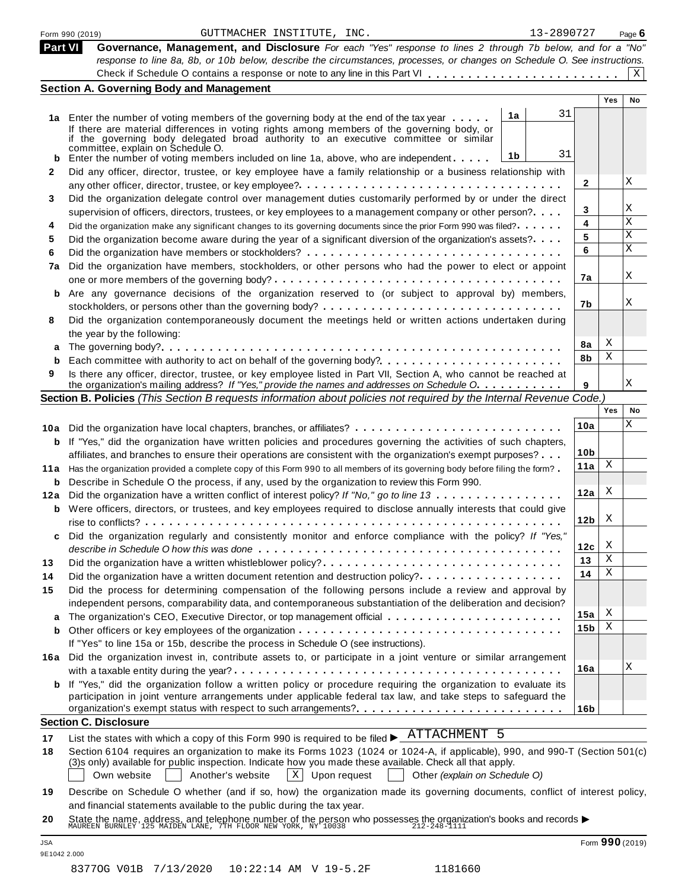Form 990 (2019) GUTTMACHER INSTITUTE, INC. 13-2890727 Page 6

## Part VI Governance, Management, and Disclosure

*For each "Yes" response to lines 2 through 7b below, and for a "No" response to line 8a, 8b, or 10b below, describe the circumstances, processes, or changes on Schedule O. See instructions.*

Check if Schedule O contains a response or note to any line in this Part VI . . . . . . [X]

### Section A. Governing Body and Management

| | | | | Yes | No |
|---|---|---|---|---|---|
| **1a** | Enter the number of voting members of the governing body at the end of the tax year . . . . . If there are material differences in voting rights among members of the governing body, or if the governing body delegated broad authority to an executive committee or similar committee, explain on Schedule O. | 1a 31 | | | |
| **b** | Enter the number of voting members included on line 1a, above, who are independent . . . . . | 1b 31 | | | |
| **2** | Did any officer, director, trustee, or key employee have a family relationship or a business relationship with any other officer, director, trustee, or key employee? | | 2 | | X |
| **3** | Did the organization delegate control over management duties customarily performed by or under the direct supervision of officers, directors, trustees, or key employees to a management company or other person? | | 3 | | X |
| **4** | Did the organization make any significant changes to its governing documents since the prior Form 990 was filed? | | 4 | | X |
| **5** | Did the organization become aware during the year of a significant diversion of the organization's assets? | | 5 | | X |
| **6** | Did the organization have members or stockholders? | | 6 | | X |
| **7a** | Did the organization have members, stockholders, or other persons who had the power to elect or appoint one or more members of the governing body? | | 7a | | X |
| **b** | Are any governance decisions of the organization reserved to (or subject to approval by) members, stockholders, or persons other than the governing body? | | 7b | | X |
| **8** | Did the organization contemporaneously document the meetings held or written actions undertaken during the year by the following: | | | | |
| **a** | The governing body? | | 8a | X | |
| **b** | Each committee with authority to act on behalf of the governing body? | | 8b | X | |
| **9** | Is there any officer, director, trustee, or key employee listed in Part VII, Section A, who cannot be reached at the organization's mailing address? *If "Yes," provide the names and addresses on Schedule O* | | 9 | | X |

### Section B. Policies *(This Section B requests information about policies not required by the Internal Revenue Code.)*

| | | | Yes | No |
|---|---|---|---|---|
| **10a** | Did the organization have local chapters, branches, or affiliates? | 10a | | X |
| **b** | If "Yes," did the organization have written policies and procedures governing the activities of such chapters, affiliates, and branches to ensure their operations are consistent with the organization's exempt purposes? | 10b | | |
| **11a** | Has the organization provided a complete copy of this Form 990 to all members of its governing body before filing the form? | 11a | X | |
| **b** | Describe in Schedule O the process, if any, used by the organization to review this Form 990. | | | |
| **12a** | Did the organization have a written conflict of interest policy? *If "No," go to line 13* | 12a | X | |
| **b** | Were officers, directors, or trustees, and key employees required to disclose annually interests that could give rise to conflicts? | 12b | X | |
| **c** | Did the organization regularly and consistently monitor and enforce compliance with the policy? *If "Yes," describe in Schedule O how this was done* | 12c | X | |
| **13** | Did the organization have a written whistleblower policy? | 13 | X | |
| **14** | Did the organization have a written document retention and destruction policy? | 14 | X | |
| **15** | Did the process for determining compensation of the following persons include a review and approval by independent persons, comparability data, and contemporaneous substantiation of the deliberation and decision? | | | |
| **a** | The organization's CEO, Executive Director, or top management official | 15a | X | |
| **b** | Other officers or key employees of the organization | 15b | X | |
| | If "Yes" to line 15a or 15b, describe the process in Schedule O (see instructions). | | | |
| **16a** | Did the organization invest in, contribute assets to, or participate in a joint venture or similar arrangement with a taxable entity during the year? | 16a | | X |
| **b** | If "Yes," did the organization follow a written policy or procedure requiring the organization to evaluate its participation in joint venture arrangements under applicable federal tax law, and take steps to safeguard the organization's exempt status with respect to such arrangements? | 16b | | |

### Section C. Disclosure

**17** List the states with which a copy of this Form 990 is required to be filed ▶ ATTACHMENT 5

**18** Section 6104 requires an organization to make its Forms 1023 (1024 or 1024-A, if applicable), 990, and 990-T (Section 501(c)(3)s only) available for public inspection. Indicate how you made these available. Check all that apply.

[ ] Own website [ ] Another's website [X] Upon request [ ] Other *(explain on Schedule O)*

**19** Describe on Schedule O whether (and if so, how) the organization made its governing documents, conflict of interest policy, and financial statements available to the public during the tax year.

**20** State the name, address, and telephone number of the person who possesses the organization's books and records ▶ MAUREEN BURNLEY 125 MAIDEN LANE, 7TH FLOOR NEW YORK, NY 10038 212-248-1111

Form **990** (2019)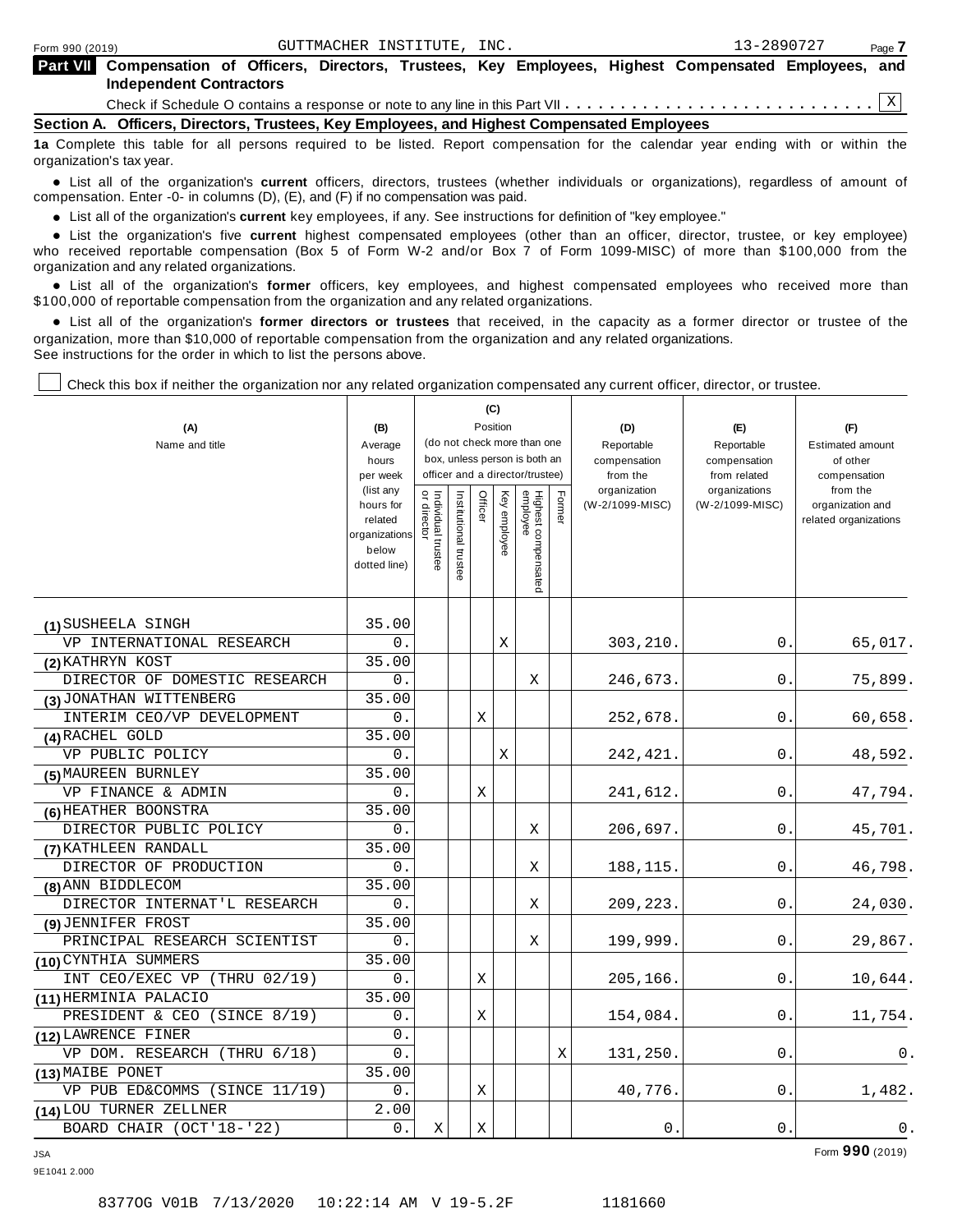Form 990 (2019) GUTTMACHER INSTITUTE, INC. 13-2890727

## Part VII Compensation of Officers, Directors, Trustees, Key Employees, Highest Compensated Employees, and Independent Contractors

Check if Schedule O contains a response or note to any line in this Part VII . . . . . . . . . . . . . . . . . . . . . . . . . . . X

### Section A. Officers, Directors, Trustees, Key Employees, and Highest Compensated Employees

**1a** Complete this table for all persons required to be listed. Report compensation for the calendar year ending with or within the organization's tax year.

- List all of the organization's **current** officers, directors, trustees (whether individuals or organizations), regardless of amount of compensation. Enter -0- in columns (D), (E), and (F) if no compensation was paid.
- List all of the organization's **current** key employees, if any. See instructions for definition of "key employee."
- List the organization's five **current** highest compensated employees (other than an officer, director, trustee, or key employee) who received reportable compensation (Box 5 of Form W-2 and/or Box 7 of Form 1099-MISC) of more than $100,000 from the organization and any related organizations.
- List all of the organization's **former** officers, key employees, and highest compensated employees who received more than $100,000 of reportable compensation from the organization and any related organizations.
- List all of the organization's **former directors or trustees** that received, in the capacity as a former director or trustee of the organization, more than $10,000 of reportable compensation from the organization and any related organizations.

See instructions for the order in which to list the persons above.

☐ Check this box if neither the organization nor any related organization compensated any current officer, director, or trustee.

| (A) Name and title | (B) Average hours per week (list any hours for related organizations below dotted line) | (C) Position: Individual trustee or director | Institutional trustee | Officer | Key employee | Highest compensated employee | Former | (D) Reportable compensation from the organization (W-2/1099-MISC) | (E) Reportable compensation from related organizations (W-2/1099-MISC) | (F) Estimated amount of other compensation from the organization and related organizations |
|---|---|---|---|---|---|---|---|---|---|---|
| (1) SUSHEELA SINGH<br>VP INTERNATIONAL RESEARCH | 35.00<br>0. | | | | X | | | 303,210. | 0. | 65,017. |
| (2) KATHRYN KOST<br>DIRECTOR OF DOMESTIC RESEARCH | 35.00<br>0. | | | | | X | | 246,673. | 0. | 75,899. |
| (3) JONATHAN WITTENBERG<br>INTERIM CEO/VP DEVELOPMENT | 35.00<br>0. | | | X | | | | 252,678. | 0. | 60,658. |
| (4) RACHEL GOLD<br>VP PUBLIC POLICY | 35.00<br>0. | | | | X | | | 242,421. | 0. | 48,592. |
| (5) MAUREEN BURNLEY<br>VP FINANCE & ADMIN | 35.00<br>0. | | | X | | | | 241,612. | 0. | 47,794. |
| (6) HEATHER BOONSTRA<br>DIRECTOR PUBLIC POLICY | 35.00<br>0. | | | | | X | | 206,697. | 0. | 45,701. |
| (7) KATHLEEN RANDALL<br>DIRECTOR OF PRODUCTION | 35.00<br>0. | | | | | X | | 188,115. | 0. | 46,798. |
| (8) ANN BIDDLECOM<br>DIRECTOR INTERNAT'L RESEARCH | 35.00<br>0. | | | | | X | | 209,223. | 0. | 24,030. |
| (9) JENNIFER FROST<br>PRINCIPAL RESEARCH SCIENTIST | 35.00<br>0. | | | | | X | | 199,999. | 0. | 29,867. |
| (10) CYNTHIA SUMMERS<br>INT CEO/EXEC VP (THRU 02/19) | 35.00<br>0. | | | X | | | | 205,166. | 0. | 10,644. |
| (11) HERMINIA PALACIO<br>PRESIDENT & CEO (SINCE 8/19) | 35.00<br>0. | | | X | | | | 154,084. | 0. | 11,754. |
| (12) LAWRENCE FINER<br>VP DOM. RESEARCH (THRU 6/18) | 0.<br>0. | | | | | | X | 131,250. | 0. | 0. |
| (13) MAIBE PONET<br>VP PUB ED&COMMS (SINCE 11/19) | 35.00<br>0. | | | X | | | | 40,776. | 0. | 1,482. |
| (14) LOU TURNER ZELLNER<br>BOARD CHAIR (OCT'18-'22) | 2.00<br>0. | X | | X | | | | 0. | 0. | 0. |

JSA 9E1041 2.000 Form **990** (2019)

83770G V01B 7/13/2020 10:22:14 AM V 19-5.2F 1181660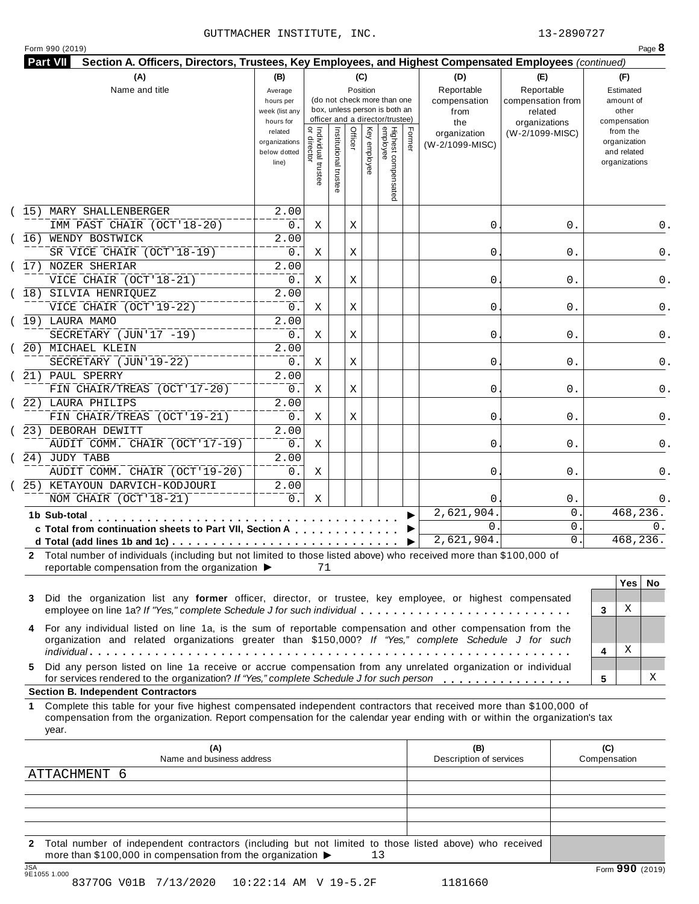GUTTMACHER INSTITUTE, INC. 13-2890727

Form 990 (2019) Page **8**

**Part VII** **Section A. Officers, Directors, Trustees, Key Employees, and Highest Compensated Employees** *(continued)*

| (A) Name and title | (B) Average hours per week (list any hours for related organizations below dotted line) | (C) Position: Individual trustee or director | Institutional trustee | Officer | Key employee | Highest compensated employee | Former | (D) Reportable compensation from the organization (W-2/1099-MISC) | (E) Reportable compensation from related organizations (W-2/1099-MISC) | (F) Estimated amount of other compensation from the organization and related organizations |
|---|---|---|---|---|---|---|---|---|---|---|
| (15) MARY SHALLENBERGER<br>IMM PAST CHAIR (OCT'18-20) | 2.00<br>0. | X | | X | | | | 0. | 0. | 0. |
| (16) WENDY BOSTWICK<br>SR VICE CHAIR (OCT'18-19) | 2.00<br>0. | X | | X | | | | 0. | 0. | 0. |
| (17) NOZER SHERIAR<br>VICE CHAIR (OCT'18-21) | 2.00<br>0. | X | | X | | | | 0. | 0. | 0. |
| (18) SILVIA HENRIQUEZ<br>VICE CHAIR (OCT'19-22) | 2.00<br>0. | X | | X | | | | 0. | 0. | 0. |
| (19) LAURA MAMO<br>SECRETARY (JUN'17 -19) | 2.00<br>0. | X | | X | | | | 0. | 0. | 0. |
| (20) MICHAEL KLEIN<br>SECRETARY (JUN'19-22) | 2.00<br>0. | X | | X | | | | 0. | 0. | 0. |
| (21) PAUL SPERRY<br>FIN CHAIR/TREAS (OCT'17-20) | 2.00<br>0. | X | | X | | | | 0. | 0. | 0. |
| (22) LAURA PHILIPS<br>FIN CHAIR/TREAS (OCT'19-21) | 2.00<br>0. | X | | X | | | | 0. | 0. | 0. |
| (23) DEBORAH DEWITT<br>AUDIT COMM. CHAIR (OCT'17-19) | 2.00<br>0. | X | | | | | | 0. | 0. | 0. |
| (24) JUDY TABB<br>AUDIT COMM. CHAIR (OCT'19-20) | 2.00<br>0. | X | | | | | | 0. | 0. | 0. |
| (25) KETAYOUN DARVICH-KODJOURI<br>NOM CHAIR (OCT'18-21) | 2.00<br>0. | X | | | | | | 0. | 0. | 0. |
| **1b Sub-total** ▶ | | | | | | | | 2,621,904. | 0. | 468,236. |
| **c Total from continuation sheets to Part VII, Section A** ▶ | | | | | | | | 0. | 0. | 0. |
| **d Total (add lines 1b and 1c)** ▶ | | | | | | | | 2,621,904. | 0. | 468,236. |

**2** Total number of individuals (including but not limited to those listed above) who received more than $100,000 of reportable compensation from the organization ▶ 71

| | | Yes | No |
|---|---|---|---|
| **3** Did the organization list any **former** officer, director, or trustee, key employee, or highest compensated employee on line 1a? *If "Yes," complete Schedule J for such individual* | 3 | X | |
| **4** For any individual listed on line 1a, is the sum of reportable compensation and other compensation from the organization and related organizations greater than $150,000? *If "Yes," complete Schedule J for such individual* | 4 | X | |
| **5** Did any person listed on line 1a receive or accrue compensation from any unrelated organization or individual for services rendered to the organization? *If "Yes," complete Schedule J for such person* | 5 | | X |

**Section B. Independent Contractors**

**1** Complete this table for your five highest compensated independent contractors that received more than $100,000 of compensation from the organization. Report compensation for the calendar year ending with or within the organization's tax year.

| (A) Name and business address | (B) Description of services | (C) Compensation |
|---|---|---|
| ATTACHMENT 6 | | |
| | | |
| | | |
| | | |
| | | |

**2** Total number of independent contractors (including but not limited to those listed above) who received more than $100,000 in compensation from the organization ▶ 13

JSA 9E1055 1.000 Form **990** (2019)

8377OG V01B 7/13/2020 10:22:14 AM V 19-5.2F 1181660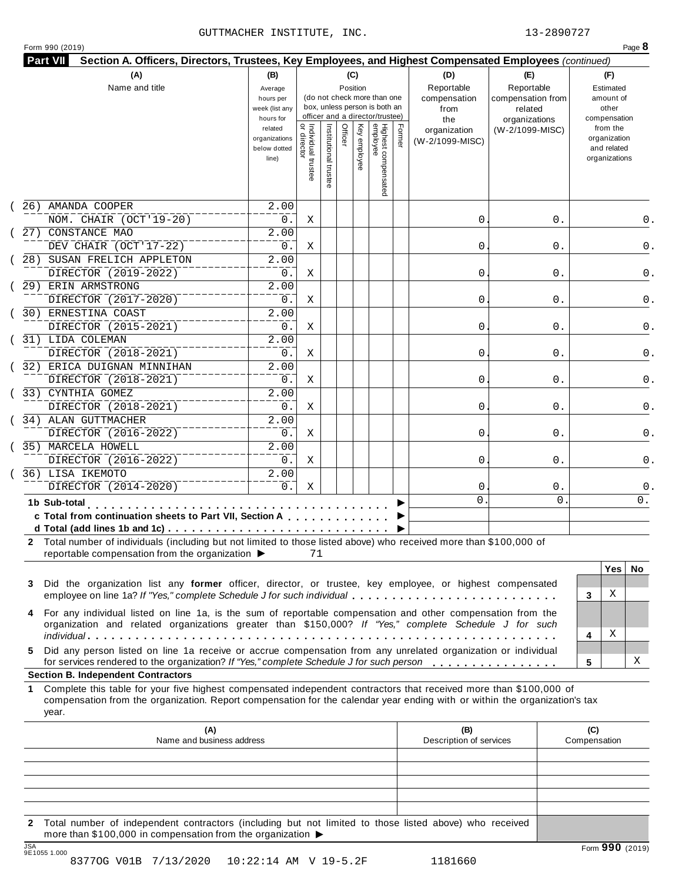GUTTMACHER INSTITUTE, INC. 13-2890727

Form 990 (2019)

**Part VII** **Section A. Officers, Directors, Trustees, Key Employees, and Highest Compensated Employees** *(continued)*

| (A) Name and title | (B) Average hours per week (list any hours for related organizations below dotted line) | (C) Position: Individual trustee or director | Institutional trustee | Officer | Key employee | Highest compensated employee | Former | (D) Reportable compensation from the organization (W-2/1099-MISC) | (E) Reportable compensation from related organizations (W-2/1099-MISC) | (F) Estimated amount of other compensation from the organization and related organizations |
|---|---|---|---|---|---|---|---|---|---|---|
| (26) AMANDA COOPER<br>NOM. CHAIR (OCT'19-20) | 2.00<br>0. | X | | | | | | 0. | 0. | 0. |
| (27) CONSTANCE MAO<br>DEV CHAIR (OCT'17-22) | 2.00<br>0. | X | | | | | | 0. | 0. | 0. |
| (28) SUSAN FRELICH APPLETON<br>DIRECTOR (2019-2022) | 2.00<br>0. | X | | | | | | 0. | 0. | 0. |
| (29) ERIN ARMSTRONG<br>DIRECTOR (2017-2020) | 2.00<br>0. | X | | | | | | 0. | 0. | 0. |
| (30) ERNESTINA COAST<br>DIRECTOR (2015-2021) | 2.00<br>0. | X | | | | | | 0. | 0. | 0. |
| (31) LIDA COLEMAN<br>DIRECTOR (2018-2021) | 2.00<br>0. | X | | | | | | 0. | 0. | 0. |
| (32) ERICA DUIGNAN MINNIHAN<br>DIRECTOR (2018-2021) | 2.00<br>0. | X | | | | | | 0. | 0. | 0. |
| (33) CYNTHIA GOMEZ<br>DIRECTOR (2018-2021) | 2.00<br>0. | X | | | | | | 0. | 0. | 0. |
| (34) ALAN GUTTMACHER<br>DIRECTOR (2016-2022) | 2.00<br>0. | X | | | | | | 0. | 0. | 0. |
| (35) MARCELA HOWELL<br>DIRECTOR (2016-2022) | 2.00<br>0. | X | | | | | | 0. | 0. | 0. |
| (36) LISA IKEMOTO<br>DIRECTOR (2014-2020) | 2.00<br>0. | X | | | | | | 0. | 0. | 0. |
| **1b Sub-total** ▶ | | | | | | | | 0. | 0. | 0. |
| **c Total from continuation sheets to Part VII, Section A** ▶ | | | | | | | | | | |
| **d Total (add lines 1b and 1c)** ▶ | | | | | | | | | | |

**2** Total number of individuals (including but not limited to those listed above) who received more than $100,000 of reportable compensation from the organization ▶ 71

| | | Yes | No |
|---|---|---|---|
| **3** Did the organization list any **former** officer, director, or trustee, key employee, or highest compensated employee on line 1a? *If "Yes," complete Schedule J for such individual* | 3 | X | |
| **4** For any individual listed on line 1a, is the sum of reportable compensation and other compensation from the organization and related organizations greater than $150,000? *If "Yes," complete Schedule J for such individual* | 4 | X | |
| **5** Did any person listed on line 1a receive or accrue compensation from any unrelated organization or individual for services rendered to the organization? *If "Yes," complete Schedule J for such person* | 5 | | X |

**Section B. Independent Contractors**

**1** Complete this table for your five highest compensated independent contractors that received more than $100,000 of compensation from the organization. Report compensation for the calendar year ending with or within the organization's tax year.

| (A) Name and business address | (B) Description of services | (C) Compensation |
|---|---|---|
| | | |
| | | |
| | | |
| | | |
| | | |

**2** Total number of independent contractors (including but not limited to those listed above) who received more than $100,000 in compensation from the organization ▶

JSA 9E1055 1.000

8377OG V01B 7/13/2020 10:22:14 AM V 19-5.2F 1181660

Form **990** (2019)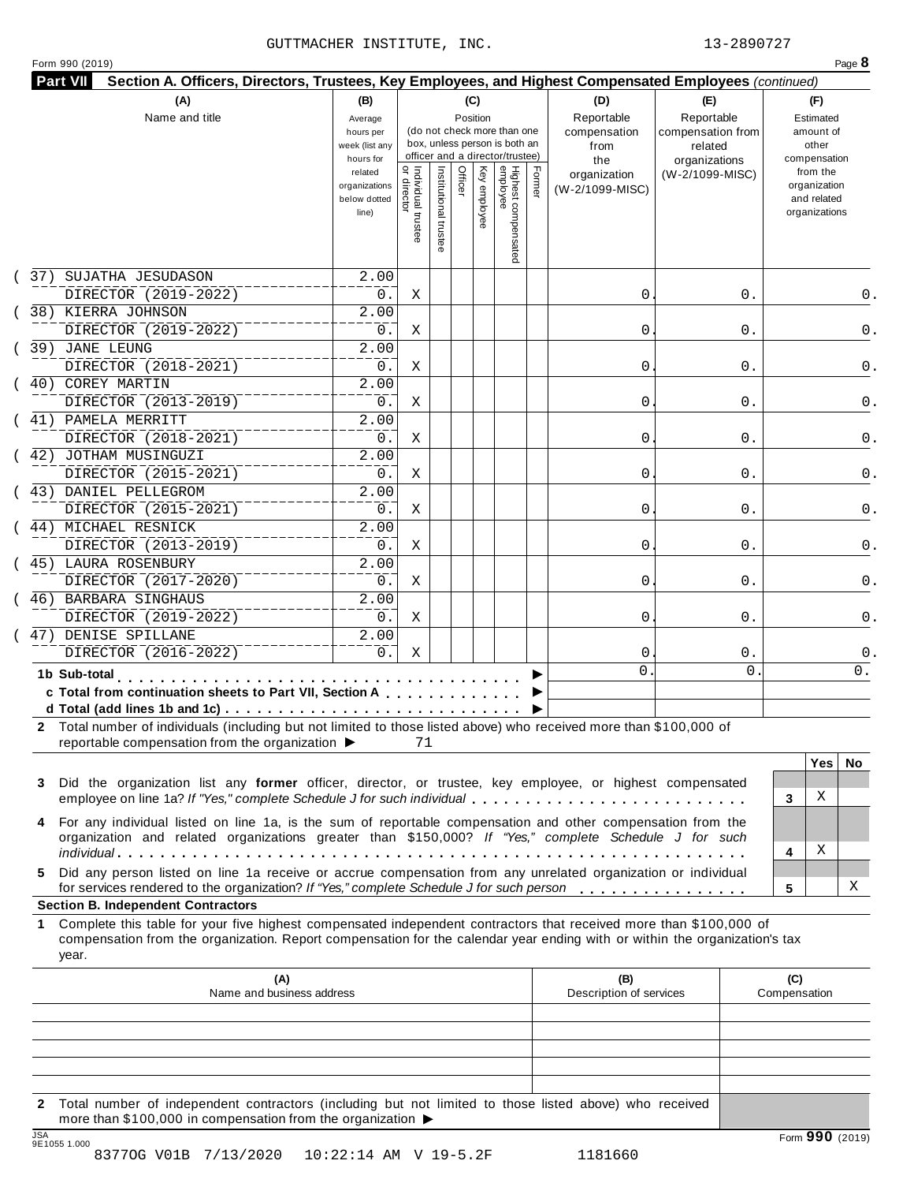GUTTMACHER INSTITUTE, INC. 13-2890727

Form 990 (2019)

**Part VII** **Section A. Officers, Directors, Trustees, Key Employees, and Highest Compensated Employees** *(continued)*

| (A) Name and title | (B) Average hours per week (list any hours for related organizations below dotted line) | (C) Position: Individual trustee or director | Institutional trustee | Officer | Key employee | Highest compensated employee | Former | (D) Reportable compensation from the organization (W-2/1099-MISC) | (E) Reportable compensation from related organizations (W-2/1099-MISC) | (F) Estimated amount of other compensation from the organization and related organizations |
|---|---|---|---|---|---|---|---|---|---|---|
| (37) SUJATHA JESUDASON<br>DIRECTOR (2019-2022) | 2.00<br>0. | X | | | | | | 0. | 0. | 0. |
| (38) KIERRA JOHNSON<br>DIRECTOR (2019-2022) | 2.00<br>0. | X | | | | | | 0. | 0. | 0. |
| (39) JANE LEUNG<br>DIRECTOR (2018-2021) | 2.00<br>0. | X | | | | | | 0. | 0. | 0. |
| (40) COREY MARTIN<br>DIRECTOR (2013-2019) | 2.00<br>0. | X | | | | | | 0. | 0. | 0. |
| (41) PAMELA MERRITT<br>DIRECTOR (2018-2021) | 2.00<br>0. | X | | | | | | 0. | 0. | 0. |
| (42) JOTHAM MUSINGUZI<br>DIRECTOR (2015-2021) | 2.00<br>0. | X | | | | | | 0. | 0. | 0. |
| (43) DANIEL PELLEGROM<br>DIRECTOR (2015-2021) | 2.00<br>0. | X | | | | | | 0. | 0. | 0. |
| (44) MICHAEL RESNICK<br>DIRECTOR (2013-2019) | 2.00<br>0. | X | | | | | | 0. | 0. | 0. |
| (45) LAURA ROSENBURY<br>DIRECTOR (2017-2020) | 2.00<br>0. | X | | | | | | 0. | 0. | 0. |
| (46) BARBARA SINGHAUS<br>DIRECTOR (2019-2022) | 2.00<br>0. | X | | | | | | 0. | 0. | 0. |
| (47) DENISE SPILLANE<br>DIRECTOR (2016-2022) | 2.00<br>0. | X | | | | | | 0. | 0. | 0. |
| **1b Sub-total** ▶ | | | | | | | | 0. | 0. | 0. |
| **c Total from continuation sheets to Part VII, Section A** ▶ | | | | | | | | | | |
| **d Total (add lines 1b and 1c)** ▶ | | | | | | | | | | |

**2** Total number of individuals (including but not limited to those listed above) who received more than $100,000 of reportable compensation from the organization ▶ 71

| | | Yes | No |
|---|---|---|---|
| **3** Did the organization list any **former** officer, director, or trustee, key employee, or highest compensated employee on line 1a? *If "Yes," complete Schedule J for such individual* | 3 | X | |
| **4** For any individual listed on line 1a, is the sum of reportable compensation and other compensation from the organization and related organizations greater than $150,000? *If "Yes," complete Schedule J for such individual* | 4 | X | |
| **5** Did any person listed on line 1a receive or accrue compensation from any unrelated organization or individual for services rendered to the organization? *If "Yes," complete Schedule J for such person* | 5 | | X |

**Section B. Independent Contractors**

**1** Complete this table for your five highest compensated independent contractors that received more than $100,000 of compensation from the organization. Report compensation for the calendar year ending with or within the organization's tax year.

| (A) Name and business address | (B) Description of services | (C) Compensation |
|---|---|---|
| | | |
| | | |
| | | |
| | | |
| | | |

**2** Total number of independent contractors (including but not limited to those listed above) who received more than $100,000 in compensation from the organization ▶

Form **990** (2019)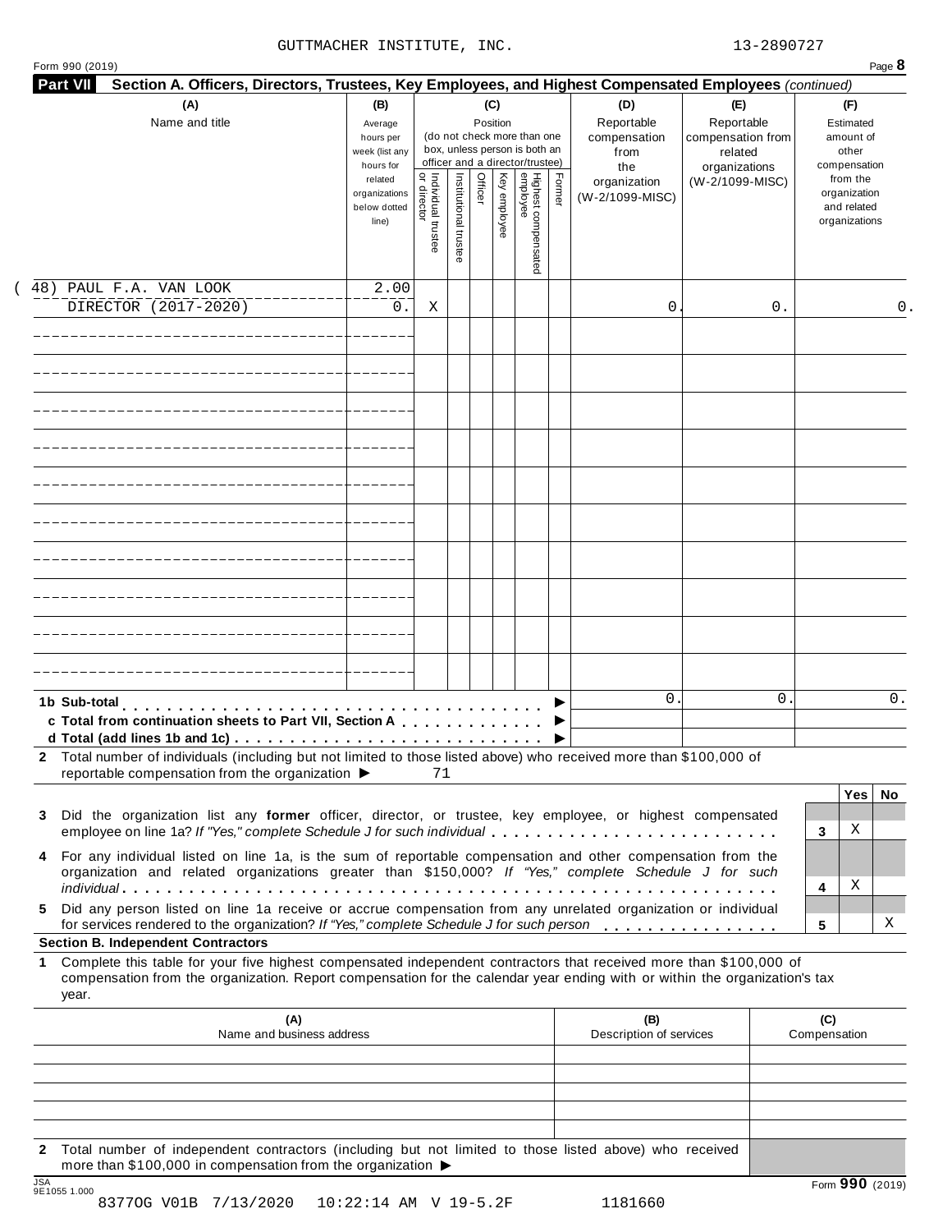GUTTMACHER INSTITUTE, INC. 13-2890727

Form 990 (2019)

## Part VII Section A. Officers, Directors, Trustees, Key Employees, and Highest Compensated Employees *(continued)*

| (A) Name and title | (B) Average hours per week (list any hours for related organizations below dotted line) | (C) Position: Individual trustee or director | Institutional trustee | Officer | Key employee | Highest compensated employee | Former | (D) Reportable compensation from the organization (W-2/1099-MISC) | (E) Reportable compensation from related organizations (W-2/1099-MISC) | (F) Estimated amount of other compensation from the organization and related organizations |
|---|---|---|---|---|---|---|---|---|---|---|
| (48) PAUL F.A. VAN LOOK<br>DIRECTOR (2017-2020) | 2.00<br>0. | X | | | | | | 0. | 0. | 0. |
| | | | | | | | | | | |
| | | | | | | | | | | |
| | | | | | | | | | | |
| | | | | | | | | | | |
| | | | | | | | | | | |
| | | | | | | | | | | |
| | | | | | | | | | | |
| | | | | | | | | | | |
| | | | | | | | | | | |
| | | | | | | | | | | |
| | | | | | | | | | | |
| **1b Sub-total** ▶ | | | | | | | | 0. | 0. | 0. |
| **c Total from continuation sheets to Part VII, Section A** ▶ | | | | | | | | | | |
| **d Total (add lines 1b and 1c)** ▶ | | | | | | | | | | |

**2** Total number of individuals (including but not limited to those listed above) who received more than $100,000 of reportable compensation from the organization ▶ 71

| | | Yes | No |
|---|---|---|---|
| **3** Did the organization list any **former** officer, director, or trustee, key employee, or highest compensated employee on line 1a? *If "Yes," complete Schedule J for such individual* | 3 | X | |
| **4** For any individual listed on line 1a, is the sum of reportable compensation and other compensation from the organization and related organizations greater than $150,000? *If "Yes," complete Schedule J for such individual* | 4 | X | |
| **5** Did any person listed on line 1a receive or accrue compensation from any unrelated organization or individual for services rendered to the organization? *If "Yes," complete Schedule J for such person* | 5 | | X |

### Section B. Independent Contractors

**1** Complete this table for your five highest compensated independent contractors that received more than $100,000 of compensation from the organization. Report compensation for the calendar year ending with or within the organization's tax year.

| (A) Name and business address | (B) Description of services | (C) Compensation |
|---|---|---|
| | | |
| | | |
| | | |
| | | |
| | | |

**2** Total number of independent contractors (including but not limited to those listed above) who received more than $100,000 in compensation from the organization ▶

Form **990** (2019)

JSA 9E1055 1.000
83770G V01B 7/13/2020 10:22:14 AM V 19-5.2F 1181660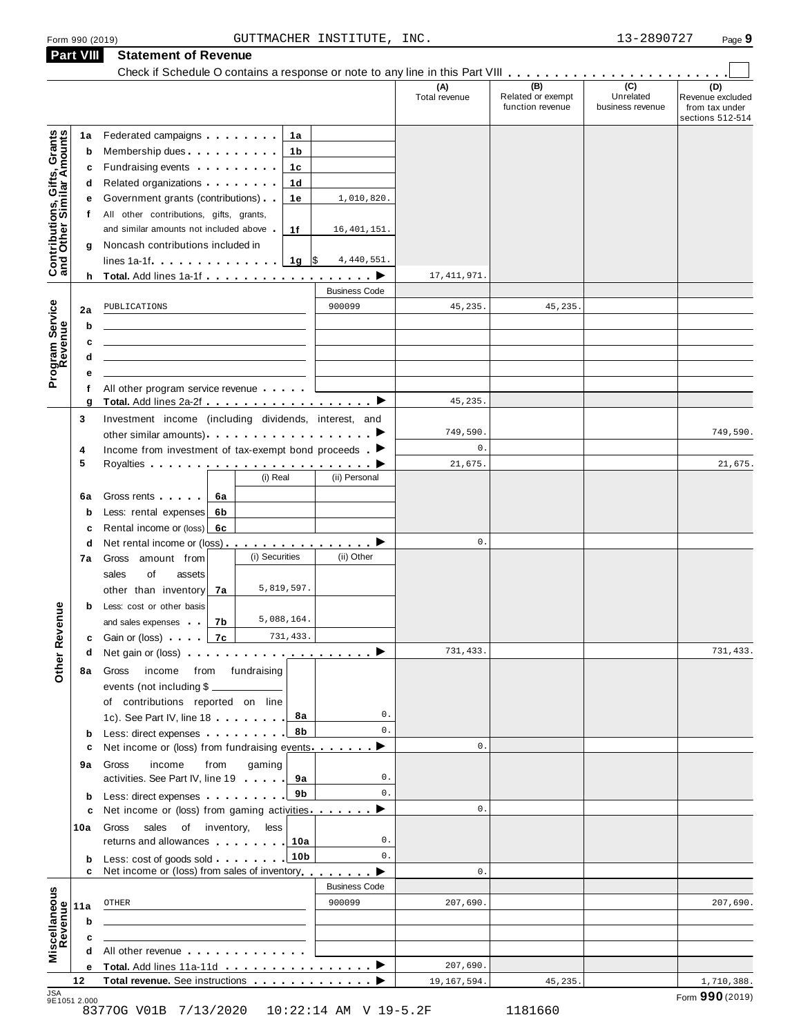Form 990 (2019) GUTTMACHER INSTITUTE, INC. 13-2890727

## Part VIII Statement of Revenue

Check if Schedule O contains a response or note to any line in this Part VIII . . . . . . . . . . . . . . . . . . . . . . . ☐

| | | | | (A) Total revenue | (B) Related or exempt function revenue | (C) Unrelated business revenue | (D) Revenue excluded from tax under sections 512-514 |
|---|---|---|---|---|---|---|---|
| **Contributions, Gifts, Grants and Other Similar Amounts** | 1a | Federated campaigns . . . . . . . . 1a | | | | | |
| | b | Membership dues . . . . . . . . . . 1b | | | | | |
| | c | Fundraising events . . . . . . . . . 1c | | | | | |
| | d | Related organizations . . . . . . . . 1d | | | | | |
| | e | Government grants (contributions) . . 1e | 1,010,820. | | | | |
| | f | All other contributions, gifts, grants, and similar amounts not included above . 1f | 16,401,151. | | | | |
| | g | Noncash contributions included in lines 1a-1f . . . . . . . . . . . . 1g $ | 4,440,551. | | | | |
| | h | **Total.** Add lines 1a-1f . . . . . . . . . . . . . . . . . ▶ | | 17,411,971. | | | |
| | | | Business Code | | | | |
| **Program Service Revenue** | 2a | PUBLICATIONS | 900099 | 45,235. | 45,235. | | |
| | b | | | | | | |
| | c | | | | | | |
| | d | | | | | | |
| | e | | | | | | |
| | f | All other program service revenue . . . . . | | | | | |
| | g | **Total.** Add lines 2a-2f . . . . . . . . . . . . . . . . . ▶ | | 45,235. | | | |
| **Other Revenue** | 3 | Investment income (including dividends, interest, and other similar amounts) . . . . . . . . . . . . . . . . . ▶ | | 749,590. | | | 749,590. |
| | 4 | Income from investment of tax-exempt bond proceeds . ▶ | | 0. | | | |
| | 5 | Royalties . . . . . . . . . . . . . . . . . . . . . . . ▶ | | 21,675. | | | 21,675. |
| | | | (i) Real / (ii) Personal | | | | |
| | 6a | Gross rents . . . . . 6a | | | | | |
| | b | Less: rental expenses 6b | | | | | |
| | c | Rental income or (loss) 6c | | | | | |
| | d | Net rental income or (loss) . . . . . . . . . . . . . . . ▶ | | 0. | | | |
| | | | (i) Securities / (ii) Other | | | | |
| | 7a | Gross amount from sales of assets other than inventory 7a | (i) 5,819,597. | | | | |
| | b | Less: cost or other basis and sales expenses . . 7b | (i) 5,088,164. | | | | |
| | c | Gain or (loss) . . . . 7c | (i) 731,433. | | | | |
| | d | Net gain or (loss) . . . . . . . . . . . . . . . . . . . ▶ | | 731,433. | | | 731,433. |
| | 8a | Gross income from fundraising events (not including $ ______ of contributions reported on line 1c). See Part IV, line 18 . . . . . . . . 8a | 0. | | | | |
| | b | Less: direct expenses . . . . . . . . . 8b | 0. | | | | |
| | c | Net income or (loss) from fundraising events . . . . . . . ▶ | | 0. | | | |
| | 9a | Gross income from gaming activities. See Part IV, line 19 . . . . . 9a | 0. | | | | |
| | b | Less: direct expenses . . . . . . . . . 9b | 0. | | | | |
| | c | Net income or (loss) from gaming activities . . . . . . . ▶ | | 0. | | | |
| | 10a | Gross sales of inventory, less returns and allowances . . . . . . . . 10a | 0. | | | | |
| | b | Less: cost of goods sold . . . . . . . . 10b | 0. | | | | |
| | c | Net income or (loss) from sales of inventory . . . . . . . ▶ | | 0. | | | |
| | | | Business Code | | | | |
| **Miscellaneous Revenue** | 11a | OTHER | 900099 | 207,690. | | | 207,690. |
| | b | | | | | | |
| | c | | | | | | |
| | d | All other revenue . . . . . . . . . . . . . | | | | | |
| | e | **Total.** Add lines 11a-11d . . . . . . . . . . . . . . . ▶ | | 207,690. | | | |
| | 12 | **Total revenue.** See instructions . . . . . . . . . . . . . ▶ | | 19,167,594. | 45,235. | | 1,710,388. |

Form **990** (2019)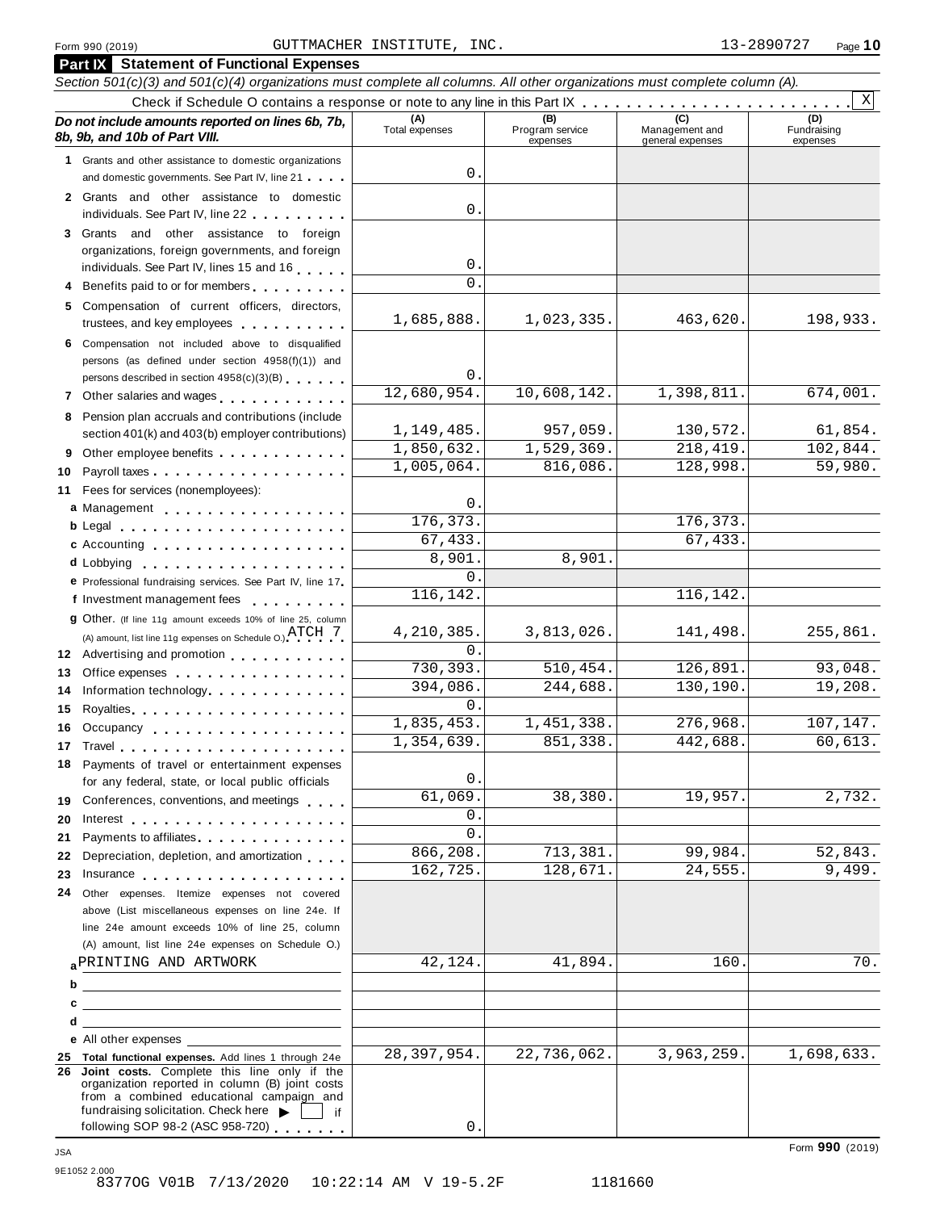Form 990 (2019) GUTTMACHER INSTITUTE, INC. 13-2890727 Page **10**

## Part IX Statement of Functional Expenses

*Section 501(c)(3) and 501(c)(4) organizations must complete all columns. All other organizations must complete column (A).*

Check if Schedule O contains a response or note to any line in this Part IX . . . . . . . . . . . . . . . . . . . . . . . . . X

| *Do not include amounts reported on lines 6b, 7b, 8b, 9b, and 10b of Part VIII.* | (A) Total expenses | (B) Program service expenses | (C) Management and general expenses | (D) Fundraising expenses |
|---|---|---|---|---|
| **1** Grants and other assistance to domestic organizations and domestic governments. See Part IV, line 21 | 0. | | | |
| **2** Grants and other assistance to domestic individuals. See Part IV, line 22 | 0. | | | |
| **3** Grants and other assistance to foreign organizations, foreign governments, and foreign individuals. See Part IV, lines 15 and 16 | 0. | | | |
| **4** Benefits paid to or for members | 0. | | | |
| **5** Compensation of current officers, directors, trustees, and key employees | 1,685,888. | 1,023,335. | 463,620. | 198,933. |
| **6** Compensation not included above to disqualified persons (as defined under section 4958(f)(1)) and persons described in section 4958(c)(3)(B) | 0. | | | |
| **7** Other salaries and wages | 12,680,954. | 10,608,142. | 1,398,811. | 674,001. |
| **8** Pension plan accruals and contributions (include section 401(k) and 403(b) employer contributions) | 1,149,485. | 957,059. | 130,572. | 61,854. |
| **9** Other employee benefits | 1,850,632. | 1,529,369. | 218,419. | 102,844. |
| **10** Payroll taxes | 1,005,064. | 816,086. | 128,998. | 59,980. |
| **11** Fees for services (nonemployees): | | | | |
| **a** Management | 0. | | | |
| **b** Legal | 176,373. | | 176,373. | |
| **c** Accounting | 67,433. | | 67,433. | |
| **d** Lobbying | 8,901. | 8,901. | | |
| **e** Professional fundraising services. See Part IV, line 17 | 0. | | | |
| **f** Investment management fees | 116,142. | | 116,142. | |
| **g** Other. (If line 11g amount exceeds 10% of line 25, column (A) amount, list line 11g expenses on Schedule O.) ATCH 7 | 4,210,385. | 3,813,026. | 141,498. | 255,861. |
| **12** Advertising and promotion | 0. | | | |
| **13** Office expenses | 730,393. | 510,454. | 126,891. | 93,048. |
| **14** Information technology | 394,086. | 244,688. | 130,190. | 19,208. |
| **15** Royalties | 0. | | | |
| **16** Occupancy | 1,835,453. | 1,451,338. | 276,968. | 107,147. |
| **17** Travel | 1,354,639. | 851,338. | 442,688. | 60,613. |
| **18** Payments of travel or entertainment expenses for any federal, state, or local public officials | 0. | | | |
| **19** Conferences, conventions, and meetings | 61,069. | 38,380. | 19,957. | 2,732. |
| **20** Interest | 0. | | | |
| **21** Payments to affiliates | 0. | | | |
| **22** Depreciation, depletion, and amortization | 866,208. | 713,381. | 99,984. | 52,843. |
| **23** Insurance | 162,725. | 128,671. | 24,555. | 9,499. |
| **24** Other expenses. Itemize expenses not covered above (List miscellaneous expenses on line 24e. If line 24e amount exceeds 10% of line 25, column (A) amount, list line 24e expenses on Schedule O.) | | | | |
| **a** PRINTING AND ARTWORK | 42,124. | 41,894. | 160. | 70. |
| **b** | | | | |
| **c** | | | | |
| **d** | | | | |
| **e** All other expenses | | | | |
| **25 Total functional expenses.** Add lines 1 through 24e | 28,397,954. | 22,736,062. | 3,963,259. | 1,698,633. |
| **26 Joint costs.** Complete this line only if the organization reported in column (B) joint costs from a combined educational campaign and fundraising solicitation. Check here ▶ ☐ if following SOP 98-2 (ASC 958-720) | 0. | | | |

Form **990** (2019)

JSA
9E1052 2.000
8377OG V01B 7/13/2020 10:22:14 AM V 19-5.2F 1181660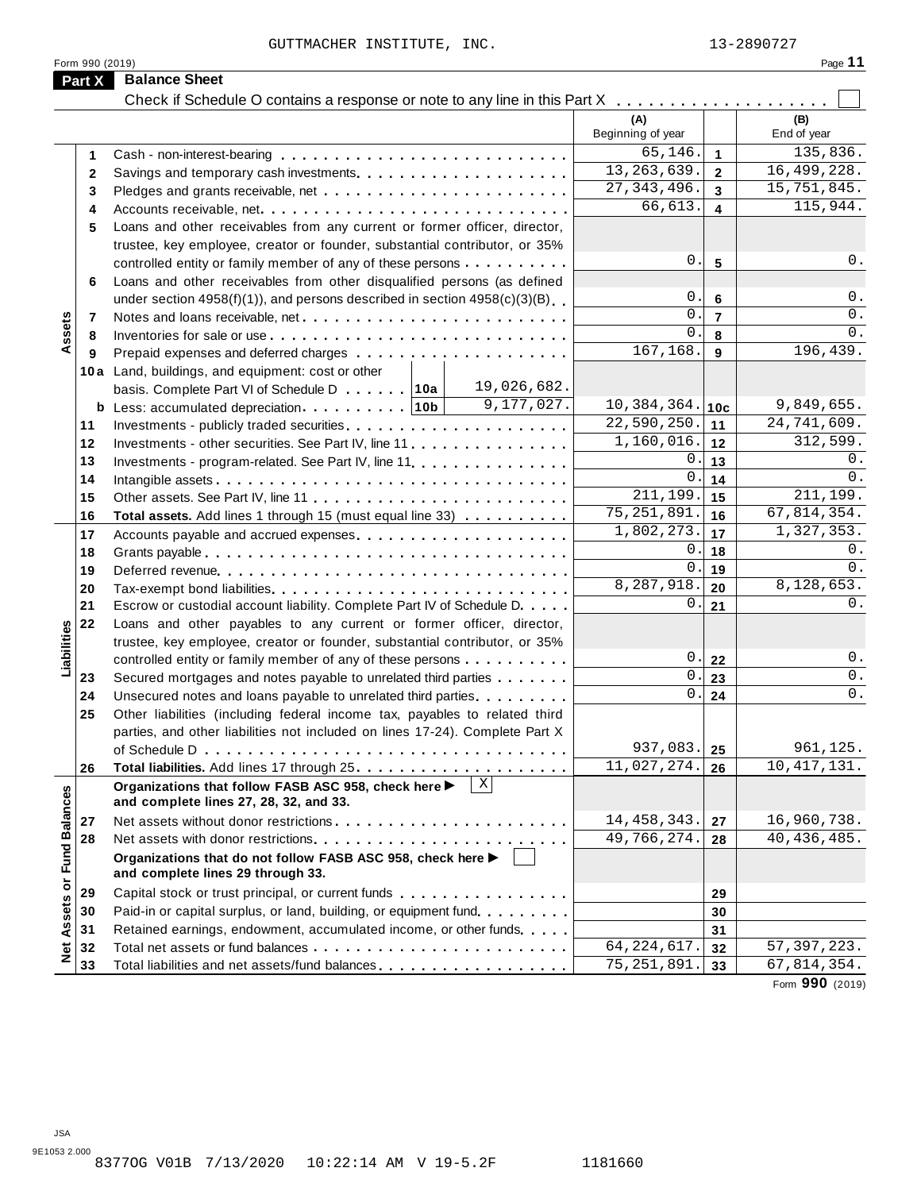GUTTMACHER INSTITUTE, INC. 13-2890727

Form 990 (2019)

## Part X Balance Sheet

Check if Schedule O contains a response or note to any line in this Part X . . . . . . . . . . . . . . . . . . . ☐

| | | | (A) Beginning of year | | (B) End of year |
|---|---|---|---|---|---|
| **Assets** | 1 | Cash - non-interest-bearing | 65,146. | 1 | 135,836. |
| | 2 | Savings and temporary cash investments | 13,263,639. | 2 | 16,499,228. |
| | 3 | Pledges and grants receivable, net | 27,343,496. | 3 | 15,751,845. |
| | 4 | Accounts receivable, net | 66,613. | 4 | 115,944. |
| | 5 | Loans and other receivables from any current or former officer, director, trustee, key employee, creator or founder, substantial contributor, or 35% controlled entity or family member of any of these persons | 0. | 5 | 0. |
| | 6 | Loans and other receivables from other disqualified persons (as defined under section 4958(f)(1)), and persons described in section 4958(c)(3)(B) | 0. | 6 | 0. |
| | 7 | Notes and loans receivable, net | 0. | 7 | 0. |
| | 8 | Inventories for sale or use | 0. | 8 | 0. |
| | 9 | Prepaid expenses and deferred charges | 167,168. | 9 | 196,439. |
| | 10a | Land, buildings, and equipment: cost or other basis. Complete Part VI of Schedule D . . . . . . 10a 19,026,682. | | | |
| | b | Less: accumulated depreciation . . . . . . . . . 10b 9,177,027. | 10,384,364. | 10c | 9,849,655. |
| | 11 | Investments - publicly traded securities | 22,590,250. | 11 | 24,741,609. |
| | 12 | Investments - other securities. See Part IV, line 11 | 1,160,016. | 12 | 312,599. |
| | 13 | Investments - program-related. See Part IV, line 11 | 0. | 13 | 0. |
| | 14 | Intangible assets | 0. | 14 | 0. |
| | 15 | Other assets. See Part IV, line 11 | 211,199. | 15 | 211,199. |
| | 16 | **Total assets.** Add lines 1 through 15 (must equal line 33) | 75,251,891. | 16 | 67,814,354. |
| **Liabilities** | 17 | Accounts payable and accrued expenses | 1,802,273. | 17 | 1,327,353. |
| | 18 | Grants payable | 0. | 18 | 0. |
| | 19 | Deferred revenue | 0. | 19 | 0. |
| | 20 | Tax-exempt bond liabilities | 8,287,918. | 20 | 8,128,653. |
| | 21 | Escrow or custodial account liability. Complete Part IV of Schedule D | 0. | 21 | 0. |
| | 22 | Loans and other payables to any current or former officer, director, trustee, key employee, creator or founder, substantial contributor, or 35% controlled entity or family member of any of these persons | 0. | 22 | 0. |
| | 23 | Secured mortgages and notes payable to unrelated third parties | 0. | 23 | 0. |
| | 24 | Unsecured notes and loans payable to unrelated third parties | 0. | 24 | 0. |
| | 25 | Other liabilities (including federal income tax, payables to related third parties, and other liabilities not included on lines 17-24). Complete Part X of Schedule D | 937,083. | 25 | 961,125. |
| | 26 | **Total liabilities.** Add lines 17 through 25 | 11,027,274. | 26 | 10,417,131. |
| **Net Assets or Fund Balances** | | **Organizations that follow FASB ASC 958, check here ▶** ☒ **and complete lines 27, 28, 32, and 33.** | | | |
| | 27 | Net assets without donor restrictions | 14,458,343. | 27 | 16,960,738. |
| | 28 | Net assets with donor restrictions | 49,766,274. | 28 | 40,436,485. |
| | | **Organizations that do not follow FASB ASC 958, check here ▶** ☐ **and complete lines 29 through 33.** | | | |
| | 29 | Capital stock or trust principal, or current funds | | 29 | |
| | 30 | Paid-in or capital surplus, or land, building, or equipment fund | | 30 | |
| | 31 | Retained earnings, endowment, accumulated income, or other funds | | 31 | |
| | 32 | Total net assets or fund balances | 64,224,617. | 32 | 57,397,223. |
| | 33 | Total liabilities and net assets/fund balances | 75,251,891. | 33 | 67,814,354. |

Form **990** (2019)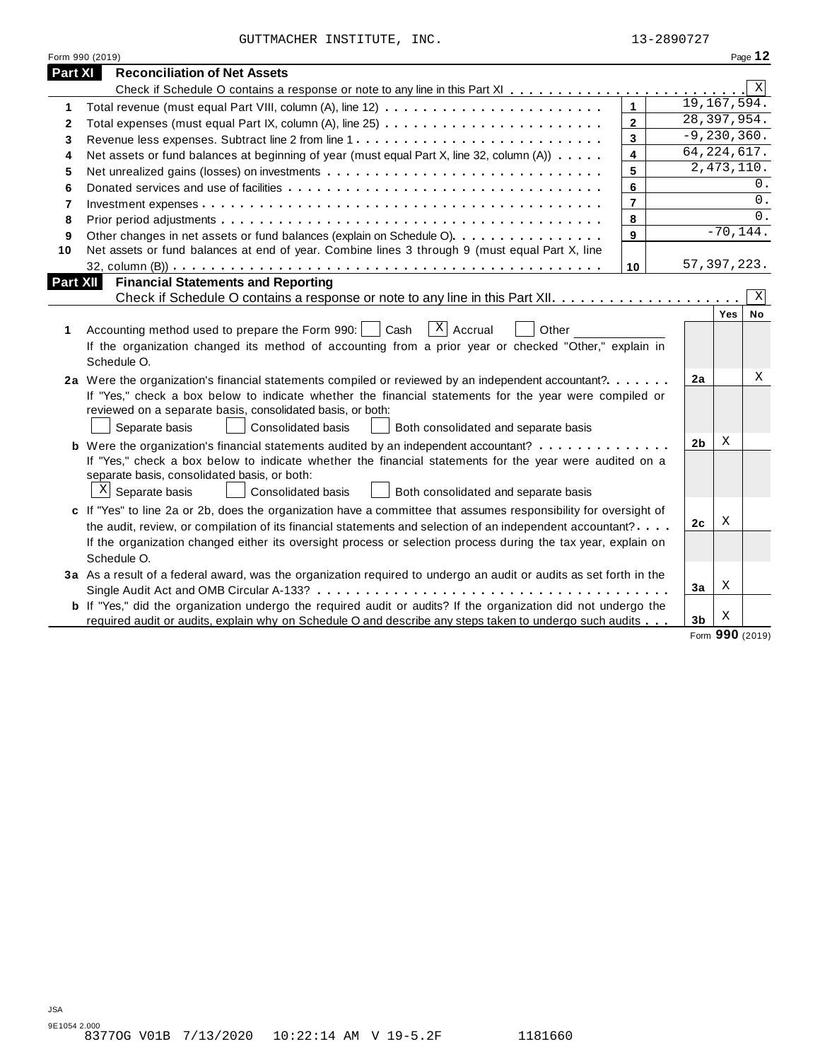GUTTMACHER INSTITUTE, INC. 13-2890727

Form 990 (2019)

## Part XI Reconciliation of Net Assets

Check if Schedule O contains a response or note to any line in this Part XI . . . . . . . . . . . . . . . . . . . . . . . . [X]

| | | | |
|---|---|---|---|
| 1 | Total revenue (must equal Part VIII, column (A), line 12) | 1 | 19,167,594. |
| 2 | Total expenses (must equal Part IX, column (A), line 25) | 2 | 28,397,954. |
| 3 | Revenue less expenses. Subtract line 2 from line 1 | 3 | -9,230,360. |
| 4 | Net assets or fund balances at beginning of year (must equal Part X, line 32, column (A)) | 4 | 64,224,617. |
| 5 | Net unrealized gains (losses) on investments | 5 | 2,473,110. |
| 6 | Donated services and use of facilities | 6 | 0. |
| 7 | Investment expenses | 7 | 0. |
| 8 | Prior period adjustments | 8 | 0. |
| 9 | Other changes in net assets or fund balances (explain on Schedule O) | 9 | -70,144. |
| 10 | Net assets or fund balances at end of year. Combine lines 3 through 9 (must equal Part X, line 32, column (B)) | 10 | 57,397,223. |

## Part XII Financial Statements and Reporting

Check if Schedule O contains a response or note to any line in this Part XII . . . . . . . . . . . . . . . . . . . . [X]

| | | | Yes | No |
|---|---|---|---|---|
| 1 | Accounting method used to prepare the Form 990: [ ] Cash [X] Accrual [ ] Other ______<br>If the organization changed its method of accounting from a prior year or checked "Other," explain in Schedule O. | | | |
| 2a | Were the organization's financial statements compiled or reviewed by an independent accountant?<br>If "Yes," check a box below to indicate whether the financial statements for the year were compiled or reviewed on a separate basis, consolidated basis, or both:<br>[ ] Separate basis [ ] Consolidated basis [ ] Both consolidated and separate basis | 2a | | X |
| b | Were the organization's financial statements audited by an independent accountant?<br>If "Yes," check a box below to indicate whether the financial statements for the year were audited on a separate basis, consolidated basis, or both:<br>[X] Separate basis [ ] Consolidated basis [ ] Both consolidated and separate basis | 2b | X | |
| c | If "Yes" to line 2a or 2b, does the organization have a committee that assumes responsibility for oversight of the audit, review, or compilation of its financial statements and selection of an independent accountant?<br>If the organization changed either its oversight process or selection process during the tax year, explain on Schedule O. | 2c | X | |
| 3a | As a result of a federal award, was the organization required to undergo an audit or audits as set forth in the Single Audit Act and OMB Circular A-133? | 3a | X | |
| b | If "Yes," did the organization undergo the required audit or audits? If the organization did not undergo the required audit or audits, explain why on Schedule O and describe any steps taken to undergo such audits | 3b | X | |

Form **990** (2019)

JSA
9E1054 2.000
8377OG V01B 7/13/2020 10:22:14 AM V 19-5.2F 1181660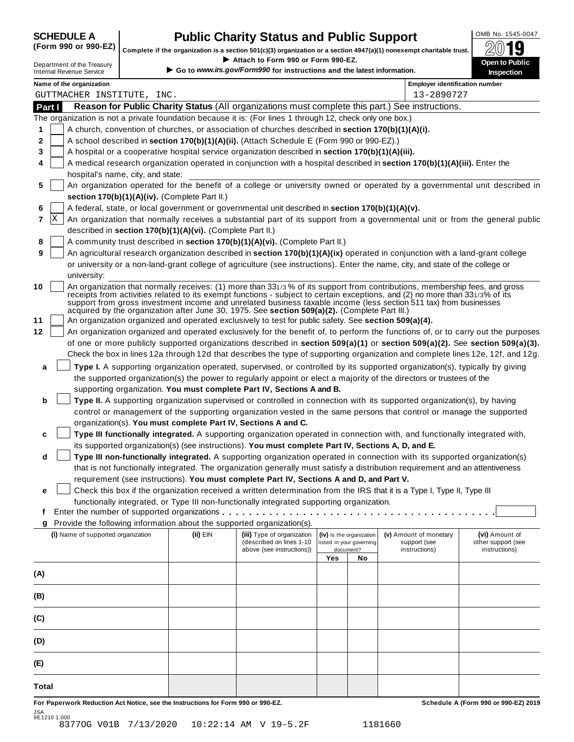**SCHEDULE A** **(Form 990 or 990-EZ)**

Department of the Treasury
Internal Revenue Service

# Public Charity Status and Public Support

**Complete if the organization is a section 501(c)(3) organization or a section 4947(a)(1) nonexempt charitable trust.**
► Attach to Form 990 or Form 990-EZ.
► Go to *www.irs.gov/Form990* for instructions and the latest information.

OMB No. 1545-0047
2019
**Open to Public Inspection**

**Name of the organization:** GUTTMACHER INSTITUTE, INC.
**Employer identification number:** 13-2890727

## Part I Reason for Public Charity Status (All organizations must complete this part.) See instructions.

The organization is not a private foundation because it is: (For lines 1 through 12, check only one box.)

1 [ ] A church, convention of churches, or association of churches described in **section 170(b)(1)(A)(i).**

2 [ ] A school described in **section 170(b)(1)(A)(ii).** (Attach Schedule E (Form 990 or 990-EZ).)

3 [ ] A hospital or a cooperative hospital service organization described in **section 170(b)(1)(A)(iii).**

4 [ ] A medical research organization operated in conjunction with a hospital described in **section 170(b)(1)(A)(iii).** Enter the hospital's name, city, and state:

5 [ ] An organization operated for the benefit of a college or university owned or operated by a governmental unit described in **section 170(b)(1)(A)(iv).** (Complete Part II.)

6 [ ] A federal, state, or local government or governmental unit described in **section 170(b)(1)(A)(v).**

7 [X] An organization that normally receives a substantial part of its support from a governmental unit or from the general public described in **section 170(b)(1)(A)(vi).** (Complete Part II.)

8 [ ] A community trust described in **section 170(b)(1)(A)(vi).** (Complete Part II.)

9 [ ] An agricultural research organization described in **section 170(b)(1)(A)(ix)** operated in conjunction with a land-grant college or university or a non-land-grant college of agriculture (see instructions). Enter the name, city, and state of the college or university:

10 [ ] An organization that normally receives: (1) more than 33 1/3 % of its support from contributions, membership fees, and gross receipts from activities related to its exempt functions - subject to certain exceptions, and (2) no more than 33 1/3% of its support from gross investment income and unrelated business taxable income (less section 511 tax) from businesses acquired by the organization after June 30, 1975. See **section 509(a)(2).** (Complete Part III.)

11 [ ] An organization organized and operated exclusively to test for public safety. See **section 509(a)(4).**

12 [ ] An organization organized and operated exclusively for the benefit of, to perform the functions of, or to carry out the purposes of one or more publicly supported organizations described in **section 509(a)(1)** or **section 509(a)(2).** See **section 509(a)(3).** Check the box in lines 12a through 12d that describes the type of supporting organization and complete lines 12e, 12f, and 12g.

**a** [ ] **Type I.** A supporting organization operated, supervised, or controlled by its supported organization(s), typically by giving the supported organization(s) the power to regularly appoint or elect a majority of the directors or trustees of the supporting organization. **You must complete Part IV, Sections A and B.**

**b** [ ] **Type II.** A supporting organization supervised or controlled in connection with its supported organization(s), by having control or management of the supporting organization vested in the same persons that control or manage the supported organization(s). **You must complete Part IV, Sections A and C.**

**c** [ ] **Type III functionally integrated.** A supporting organization operated in connection with, and functionally integrated with, its supported organization(s) (see instructions). **You must complete Part IV, Sections A, D, and E.**

**d** [ ] **Type III non-functionally integrated.** A supporting organization operated in connection with its supported organization(s) that is not functionally integrated. The organization generally must satisfy a distribution requirement and an attentiveness requirement (see instructions). **You must complete Part IV, Sections A and D, and Part V.**

**e** [ ] Check this box if the organization received a written determination from the IRS that it is a Type I, Type II, Type III functionally integrated, or Type III non-functionally integrated supporting organization.

**f** Enter the number of supported organizations . . . . . . . . . . . . . . . . . . . . . . . . . . . . . . . . . . . .

**g** Provide the following information about the supported organization(s).

| (i) Name of supported organization | (ii) EIN | (iii) Type of organization (described on lines 1-10 above (see instructions)) | (iv) Is the organization listed in your governing document? Yes | No | (v) Amount of monetary support (see instructions) | (vi) Amount of other support (see instructions) |
|---|---|---|---|---|---|---|
| (A) | | | | | | |
| (B) | | | | | | |
| (C) | | | | | | |
| (D) | | | | | | |
| (E) | | | | | | |
| Total | | | | | | |

**For Paperwork Reduction Act Notice, see the Instructions for Form 990 or 990-EZ.** **Schedule A (Form 990 or 990-EZ) 2019**

JSA
9E1210 1.000
8377OG V01B 7/13/2020 10:22:14 AM V 19-5.2F 1181660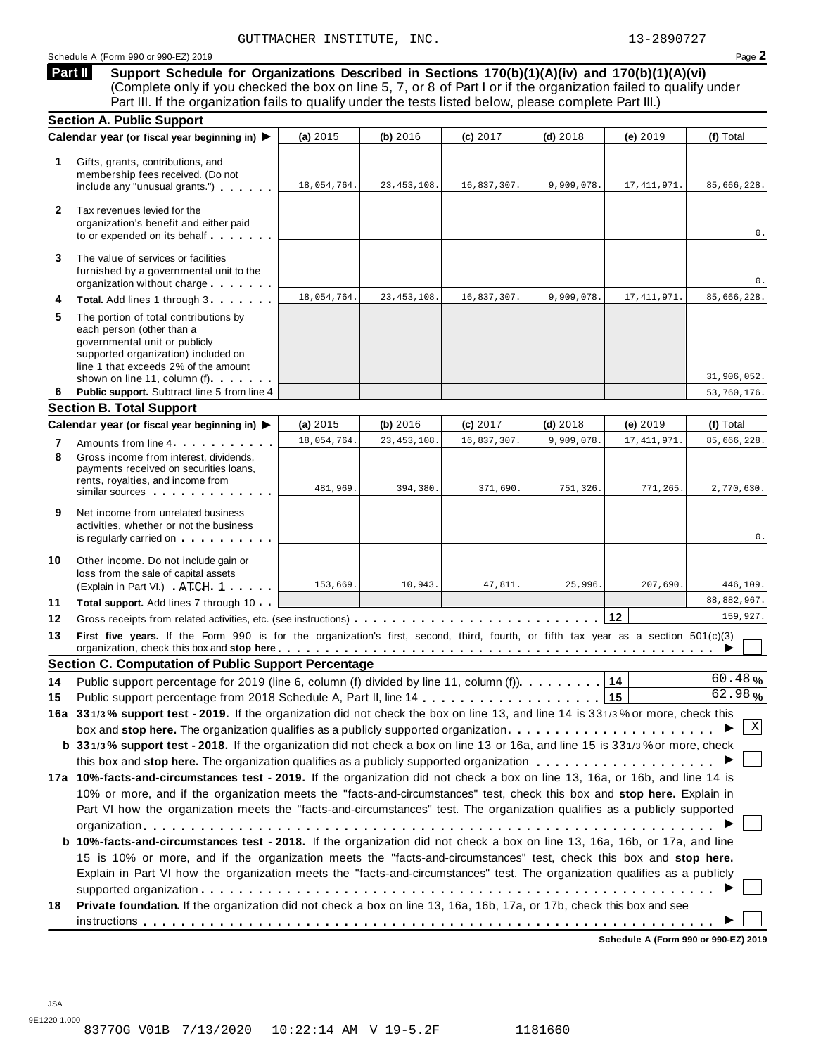GUTTMACHER INSTITUTE, INC. 13-2890727

Schedule A (Form 990 or 990-EZ) 2019

## Part II Support Schedule for Organizations Described in Sections 170(b)(1)(A)(iv) and 170(b)(1)(A)(vi)

(Complete only if you checked the box on line 5, 7, or 8 of Part I or if the organization failed to qualify under Part III. If the organization fails to qualify under the tests listed below, please complete Part III.)

### Section A. Public Support

| Calendar year (or fiscal year beginning in) ▶ | (a) 2015 | (b) 2016 | (c) 2017 | (d) 2018 | (e) 2019 | (f) Total |
|---|---|---|---|---|---|---|
| **1** Gifts, grants, contributions, and membership fees received. (Do not include any "unusual grants.") | 18,054,764. | 23,453,108. | 16,837,307. | 9,909,078. | 17,411,971. | 85,666,228. |
| **2** Tax revenues levied for the organization's benefit and either paid to or expended on its behalf | | | | | | 0. |
| **3** The value of services or facilities furnished by a governmental unit to the organization without charge | | | | | | 0. |
| **4** **Total.** Add lines 1 through 3 | 18,054,764. | 23,453,108. | 16,837,307. | 9,909,078. | 17,411,971. | 85,666,228. |
| **5** The portion of total contributions by each person (other than a governmental unit or publicly supported organization) included on line 1 that exceeds 2% of the amount shown on line 11, column (f) | | | | | | 31,906,052. |
| **6** **Public support.** Subtract line 5 from line 4 | | | | | | 53,760,176. |

### Section B. Total Support

| Calendar year (or fiscal year beginning in) ▶ | (a) 2015 | (b) 2016 | (c) 2017 | (d) 2018 | (e) 2019 | (f) Total |
|---|---|---|---|---|---|---|
| **7** Amounts from line 4 | 18,054,764. | 23,453,108. | 16,837,307. | 9,909,078. | 17,411,971. | 85,666,228. |
| **8** Gross income from interest, dividends, payments received on securities loans, rents, royalties, and income from similar sources | 481,969. | 394,380. | 371,690. | 751,326. | 771,265. | 2,770,630. |
| **9** Net income from unrelated business activities, whether or not the business is regularly carried on | | | | | | 0. |
| **10** Other income. Do not include gain or loss from the sale of capital assets (Explain in Part VI.) ATCH 1 | 153,669. | 10,943. | 47,811. | 25,996. | 207,690. | 446,109. |
| **11** **Total support.** Add lines 7 through 10 | | | | | | 88,882,967. |
| **12** Gross receipts from related activities, etc. (see instructions) | | | | | 12 | 159,927. |

**13** **First five years.** If the Form 990 is for the organization's first, second, third, fourth, or fifth tax year as a section 501(c)(3) organization, check this box and **stop here** ▶ ☐

### Section C. Computation of Public Support Percentage

**14** Public support percentage for 2019 (line 6, column (f) divided by line 11, column (f)) **14** 60.48 %

**15** Public support percentage from 2018 Schedule A, Part II, line 14 **15** 62.98 %

**16a** **33 1/3 % support test - 2019.** If the organization did not check the box on line 13, and line 14 is 33 1/3 % or more, check this box and **stop here.** The organization qualifies as a publicly supported organization ▶ ☒

**b** **33 1/3 % support test - 2018.** If the organization did not check a box on line 13 or 16a, and line 15 is 33 1/3 % or more, check this box and **stop here.** The organization qualifies as a publicly supported organization ▶ ☐

**17a** **10%-facts-and-circumstances test - 2019.** If the organization did not check a box on line 13, 16a, or 16b, and line 14 is 10% or more, and if the organization meets the "facts-and-circumstances" test, check this box and **stop here.** Explain in Part VI how the organization meets the "facts-and-circumstances" test. The organization qualifies as a publicly supported organization ▶ ☐

**b** **10%-facts-and-circumstances test - 2018.** If the organization did not check a box on line 13, 16a, 16b, or 17a, and line 15 is 10% or more, and if the organization meets the "facts-and-circumstances" test, check this box and **stop here.** Explain in Part VI how the organization meets the "facts-and-circumstances" test. The organization qualifies as a publicly supported organization ▶ ☐

**18** **Private foundation.** If the organization did not check a box on line 13, 16a, 16b, 17a, or 17b, check this box and see instructions ▶ ☐

Schedule A (Form 990 or 990-EZ) 2019

JSA
9E1220 1.000
8377OG V01B 7/13/2020 10:22:14 AM V 19-5.2F 1181660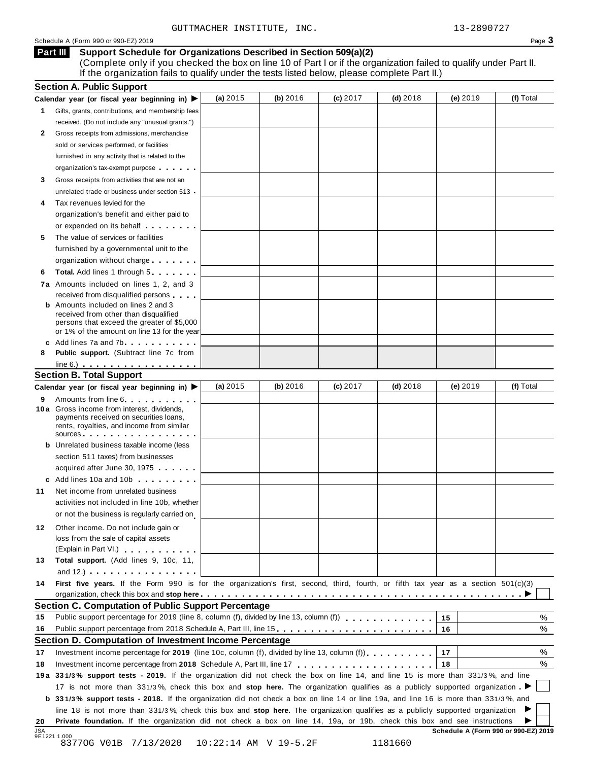GUTTMACHER INSTITUTE, INC. 13-2890727

Schedule A (Form 990 or 990-EZ) 2019

## Part III Support Schedule for Organizations Described in Section 509(a)(2)

(Complete only if you checked the box on line 10 of Part I or if the organization failed to qualify under Part II. If the organization fails to qualify under the tests listed below, please complete Part II.)

### Section A. Public Support

| Calendar year (or fiscal year beginning in) ▶ | (a) 2015 | (b) 2016 | (c) 2017 | (d) 2018 | (e) 2019 | (f) Total |
|---|---|---|---|---|---|---|
| **1** Gifts, grants, contributions, and membership fees received. (Do not include any "unusual grants.") | | | | | | |
| **2** Gross receipts from admissions, merchandise sold or services performed, or facilities furnished in any activity that is related to the organization's tax-exempt purpose | | | | | | |
| **3** Gross receipts from activities that are not an unrelated trade or business under section 513 | | | | | | |
| **4** Tax revenues levied for the organization's benefit and either paid to or expended on its behalf | | | | | | |
| **5** The value of services or facilities furnished by a governmental unit to the organization without charge | | | | | | |
| **6** **Total.** Add lines 1 through 5 | | | | | | |
| **7a** Amounts included on lines 1, 2, and 3 received from disqualified persons | | | | | | |
| **b** Amounts included on lines 2 and 3 received from other than disqualified persons that exceed the greater of $5,000 or 1% of the amount on line 13 for the year | | | | | | |
| **c** Add lines 7a and 7b | | | | | | |
| **8** **Public support.** (Subtract line 7c from line 6.) | | | | | | |

### Section B. Total Support

| Calendar year (or fiscal year beginning in) ▶ | (a) 2015 | (b) 2016 | (c) 2017 | (d) 2018 | (e) 2019 | (f) Total |
|---|---|---|---|---|---|---|
| **9** Amounts from line 6 | | | | | | |
| **10a** Gross income from interest, dividends, payments received on securities loans, rents, royalties, and income from similar sources | | | | | | |
| **b** Unrelated business taxable income (less section 511 taxes) from businesses acquired after June 30, 1975 | | | | | | |
| **c** Add lines 10a and 10b | | | | | | |
| **11** Net income from unrelated business activities not included in line 10b, whether or not the business is regularly carried on | | | | | | |
| **12** Other income. Do not include gain or loss from the sale of capital assets (Explain in Part VI.) | | | | | | |
| **13** **Total support.** (Add lines 9, 10c, 11, and 12.) | | | | | | |

**14** **First five years.** If the Form 990 is for the organization's first, second, third, fourth, or fifth tax year as a section 501(c)(3) organization, check this box and **stop here** ▶ ☐

### Section C. Computation of Public Support Percentage

| | | | |
|---|---|---|---|
| **15** | Public support percentage for 2019 (line 8, column (f), divided by line 13, column (f)) | 15 | % |
| **16** | Public support percentage from 2018 Schedule A, Part III, line 15 | 16 | % |

### Section D. Computation of Investment Income Percentage

| | | | |
|---|---|---|---|
| **17** | Investment income percentage for **2019** (line 10c, column (f), divided by line 13, column (f)) | 17 | % |
| **18** | Investment income percentage from **2018** Schedule A, Part III, line 17 | 18 | % |

**19a** **33 1/3% support tests - 2019.** If the organization did not check the box on line 14, and line 15 is more than 33 1/3%, and line 17 is not more than 33 1/3%, check this box and **stop here.** The organization qualifies as a publicly supported organization ▶ ☐

**b** **33 1/3% support tests - 2018.** If the organization did not check a box on line 14 or line 19a, and line 16 is more than 33 1/3%, and line 18 is not more than 33 1/3%, check this box and **stop here.** The organization qualifies as a publicly supported organization ▶ ☐

**20** **Private foundation.** If the organization did not check a box on line 14, 19a, or 19b, check this box and see instructions ▶ ☐

JSA 9E1221 1.000

8377OG V01B 7/13/2020 10:22:14 AM V 19-5.2F 1181660

**Schedule A (Form 990 or 990-EZ) 2019**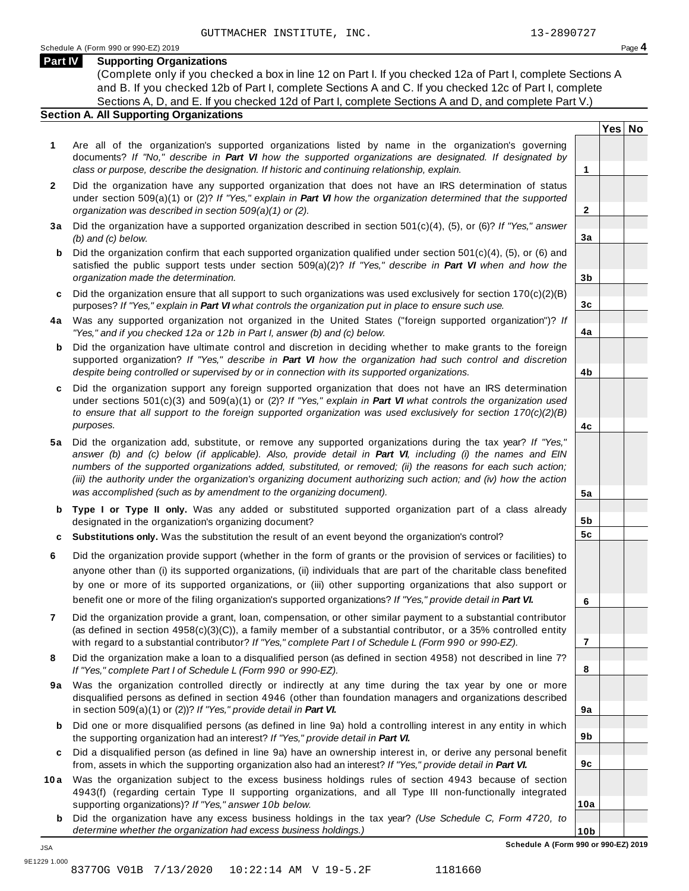GUTTMACHER INSTITUTE, INC. 13-2890727

Schedule A (Form 990 or 990-EZ) 2019

## Part IV Supporting Organizations

(Complete only if you checked a box in line 12 on Part I. If you checked 12a of Part I, complete Sections A and B. If you checked 12b of Part I, complete Sections A and C. If you checked 12c of Part I, complete Sections A, D, and E. If you checked 12d of Part I, complete Sections A and D, and complete Part V.)

### Section A. All Supporting Organizations

| | | | Yes | No |
|---|---|---|---|---|
| **1** | Are all of the organization's supported organizations listed by name in the organization's governing documents? *If "No," describe in **Part VI** how the supported organizations are designated. If designated by class or purpose, describe the designation. If historic and continuing relationship, explain.* | **1** | | |
| **2** | Did the organization have any supported organization that does not have an IRS determination of status under section 509(a)(1) or (2)? *If "Yes," explain in **Part VI** how the organization determined that the supported organization was described in section 509(a)(1) or (2).* | **2** | | |
| **3a** | Did the organization have a supported organization described in section 501(c)(4), (5), or (6)? *If "Yes," answer (b) and (c) below.* | **3a** | | |
| **b** | Did the organization confirm that each supported organization qualified under section 501(c)(4), (5), or (6) and satisfied the public support tests under section 509(a)(2)? *If "Yes," describe in **Part VI** when and how the organization made the determination.* | **3b** | | |
| **c** | Did the organization ensure that all support to such organizations was used exclusively for section 170(c)(2)(B) purposes? *If "Yes," explain in **Part VI** what controls the organization put in place to ensure such use.* | **3c** | | |
| **4a** | Was any supported organization not organized in the United States ("foreign supported organization")? *If "Yes," and if you checked 12a or 12b in Part I, answer (b) and (c) below.* | **4a** | | |
| **b** | Did the organization have ultimate control and discretion in deciding whether to make grants to the foreign supported organization? *If "Yes," describe in **Part VI** how the organization had such control and discretion despite being controlled or supervised by or in connection with its supported organizations.* | **4b** | | |
| **c** | Did the organization support any foreign supported organization that does not have an IRS determination under sections 501(c)(3) and 509(a)(1) or (2)? *If "Yes," explain in **Part VI** what controls the organization used to ensure that all support to the foreign supported organization was used exclusively for section 170(c)(2)(B) purposes.* | **4c** | | |
| **5a** | Did the organization add, substitute, or remove any supported organizations during the tax year? *If "Yes," answer (b) and (c) below (if applicable). Also, provide detail in **Part VI**, including (i) the names and EIN numbers of the supported organizations added, substituted, or removed; (ii) the reasons for each such action; (iii) the authority under the organization's organizing document authorizing such action; and (iv) how the action was accomplished (such as by amendment to the organizing document).* | **5a** | | |
| **b** | **Type I or Type II only.** Was any added or substituted supported organization part of a class already designated in the organization's organizing document? | **5b** | | |
| **c** | **Substitutions only.** Was the substitution the result of an event beyond the organization's control? | **5c** | | |
| **6** | Did the organization provide support (whether in the form of grants or the provision of services or facilities) to anyone other than (i) its supported organizations, (ii) individuals that are part of the charitable class benefited by one or more of its supported organizations, or (iii) other supporting organizations that also support or benefit one or more of the filing organization's supported organizations? *If "Yes," provide detail in **Part VI.*** | **6** | | |
| **7** | Did the organization provide a grant, loan, compensation, or other similar payment to a substantial contributor (as defined in section 4958(c)(3)(C)), a family member of a substantial contributor, or a 35% controlled entity with regard to a substantial contributor? *If "Yes," complete Part I of Schedule L (Form 990 or 990-EZ).* | **7** | | |
| **8** | Did the organization make a loan to a disqualified person (as defined in section 4958) not described in line 7? *If "Yes," complete Part I of Schedule L (Form 990 or 990-EZ).* | **8** | | |
| **9a** | Was the organization controlled directly or indirectly at any time during the tax year by one or more disqualified persons as defined in section 4946 (other than foundation managers and organizations described in section 509(a)(1) or (2))? *If "Yes," provide detail in **Part VI.*** | **9a** | | |
| **b** | Did one or more disqualified persons (as defined in line 9a) hold a controlling interest in any entity in which the supporting organization had an interest? *If "Yes," provide detail in **Part VI.*** | **9b** | | |
| **c** | Did a disqualified person (as defined in line 9a) have an ownership interest in, or derive any personal benefit from, assets in which the supporting organization also had an interest? *If "Yes," provide detail in **Part VI.*** | **9c** | | |
| **10a** | Was the organization subject to the excess business holdings rules of section 4943 because of section 4943(f) (regarding certain Type II supporting organizations, and all Type III non-functionally integrated supporting organizations)? *If "Yes," answer 10b below.* | **10a** | | |
| **b** | Did the organization have any excess business holdings in the tax year? *(Use Schedule C, Form 4720, to determine whether the organization had excess business holdings.)* | **10b** | | |

**Schedule A (Form 990 or 990-EZ) 2019**

JSA
9E1229 1.000
8377OG V01B 7/13/2020 10:22:14 AM V 19-5.2F 1181660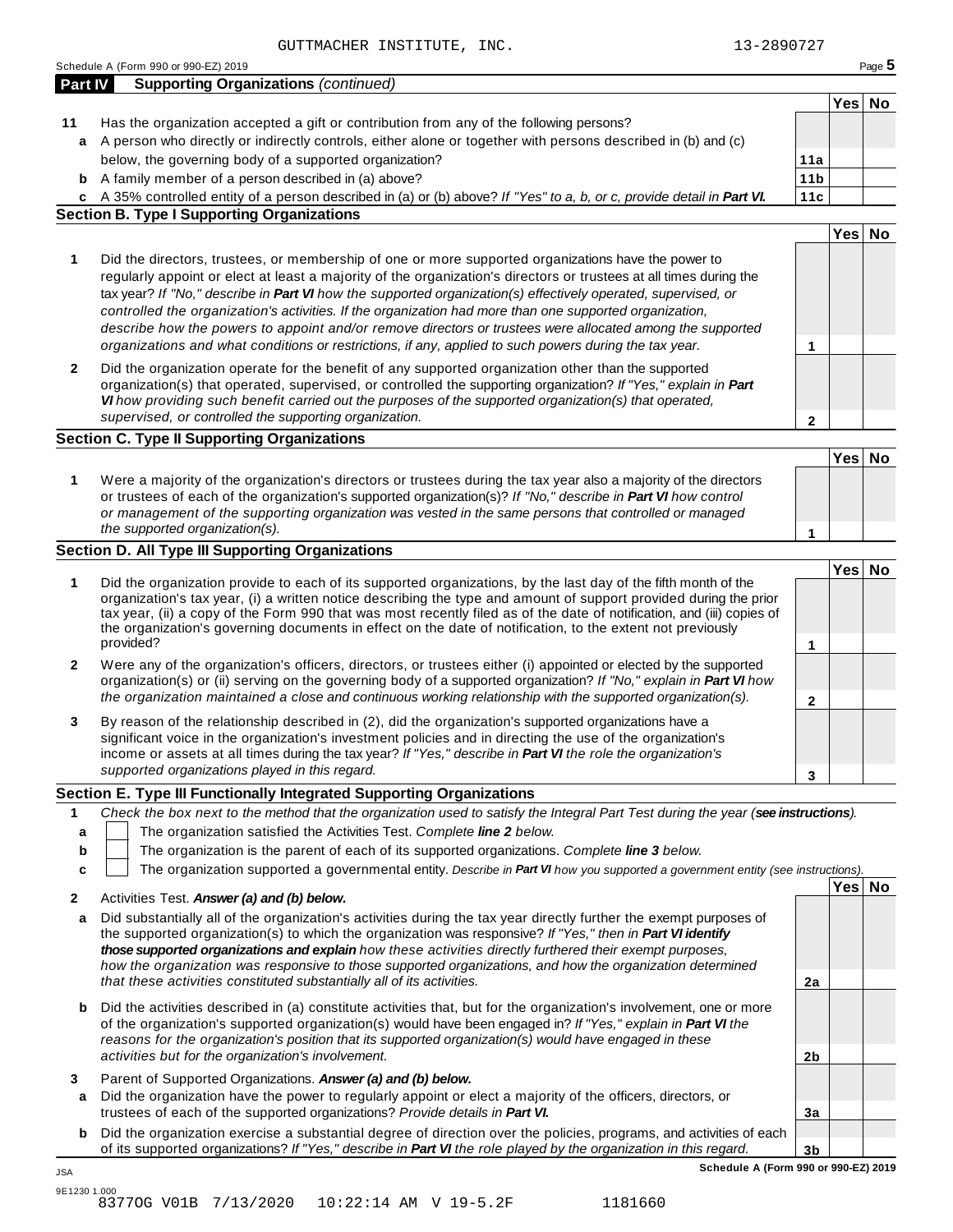GUTTMACHER INSTITUTE, INC. 13-2890727

Schedule A (Form 990 or 990-EZ) 2019

## Part IV Supporting Organizations *(continued)*

| | | | Yes | No |
|---|---|---|---|---|
| **11** | Has the organization accepted a gift or contribution from any of the following persons? | | | |
| **a** | A person who directly or indirectly controls, either alone or together with persons described in (b) and (c) below, the governing body of a supported organization? | 11a | | |
| **b** | A family member of a person described in (a) above? | 11b | | |
| **c** | A 35% controlled entity of a person described in (a) or (b) above? *If "Yes" to a, b, or c, provide detail in* ***Part VI.*** | 11c | | |

### Section B. Type I Supporting Organizations

| | | | Yes | No |
|---|---|---|---|---|
| **1** | Did the directors, trustees, or membership of one or more supported organizations have the power to regularly appoint or elect at least a majority of the organization's directors or trustees at all times during the tax year? *If "No," describe in* ***Part VI*** *how the supported organization(s) effectively operated, supervised, or controlled the organization's activities. If the organization had more than one supported organization, describe how the powers to appoint and/or remove directors or trustees were allocated among the supported organizations and what conditions or restrictions, if any, applied to such powers during the tax year.* | 1 | | |
| **2** | Did the organization operate for the benefit of any supported organization other than the supported organization(s) that operated, supervised, or controlled the supporting organization? *If "Yes," explain in* ***Part VI*** *how providing such benefit carried out the purposes of the supported organization(s) that operated, supervised, or controlled the supporting organization.* | 2 | | |

### Section C. Type II Supporting Organizations

| | | | Yes | No |
|---|---|---|---|---|
| **1** | Were a majority of the organization's directors or trustees during the tax year also a majority of the directors or trustees of each of the organization's supported organization(s)? *If "No," describe in* ***Part VI*** *how control or management of the supporting organization was vested in the same persons that controlled or managed the supported organization(s).* | 1 | | |

### Section D. All Type III Supporting Organizations

| | | | Yes | No |
|---|---|---|---|---|
| **1** | Did the organization provide to each of its supported organizations, by the last day of the fifth month of the organization's tax year, (i) a written notice describing the type and amount of support provided during the prior tax year, (ii) a copy of the Form 990 that was most recently filed as of the date of notification, and (iii) copies of the organization's governing documents in effect on the date of notification, to the extent not previously provided? | 1 | | |
| **2** | Were any of the organization's officers, directors, or trustees either (i) appointed or elected by the supported organization(s) or (ii) serving on the governing body of a supported organization? *If "No," explain in* ***Part VI*** *how the organization maintained a close and continuous working relationship with the supported organization(s).* | 2 | | |
| **3** | By reason of the relationship described in (2), did the organization's supported organizations have a significant voice in the organization's investment policies and in directing the use of the organization's income or assets at all times during the tax year? *If "Yes," describe in* ***Part VI*** *the role the organization's supported organizations played in this regard.* | 3 | | |

### Section E. Type III Functionally Integrated Supporting Organizations

**1** *Check the box next to the method that the organization used to satisfy the Integral Part Test during the year (****see instructions****).*

- **a** ☐ The organization satisfied the Activities Test. *Complete* ***line 2*** *below.*
- **b** ☐ The organization is the parent of each of its supported organizations. *Complete* ***line 3*** *below.*
- **c** ☐ The organization supported a governmental entity. *Describe in* ***Part VI*** *how you supported a government entity (see instructions).*

| | | | Yes | No |
|---|---|---|---|---|
| **2** | Activities Test. ***Answer (a) and (b) below.*** | | | |
| **a** | Did substantially all of the organization's activities during the tax year directly further the exempt purposes of the supported organization(s) to which the organization was responsive? *If "Yes," then in* ***Part VI identify those supported organizations and explain*** *how these activities directly furthered their exempt purposes, how the organization was responsive to those supported organizations, and how the organization determined that these activities constituted substantially all of its activities.* | 2a | | |
| **b** | Did the activities described in (a) constitute activities that, but for the organization's involvement, one or more of the organization's supported organization(s) would have been engaged in? *If "Yes," explain in* ***Part VI*** *the reasons for the organization's position that its supported organization(s) would have engaged in these activities but for the organization's involvement.* | 2b | | |
| **3** | Parent of Supported Organizations. ***Answer (a) and (b) below.*** | | | |
| **a** | Did the organization have the power to regularly appoint or elect a majority of the officers, directors, or trustees of each of the supported organizations? *Provide details in* ***Part VI.*** | 3a | | |
| **b** | Did the organization exercise a substantial degree of direction over the policies, programs, and activities of each of its supported organizations? *If "Yes," describe in* ***Part VI*** *the role played by the organization in this regard.* | 3b | | |

**Schedule A (Form 990 or 990-EZ) 2019**

JSA
9E1230 1.000
8377OG V01B 7/13/2020 10:22:14 AM V 19-5.2F 1181660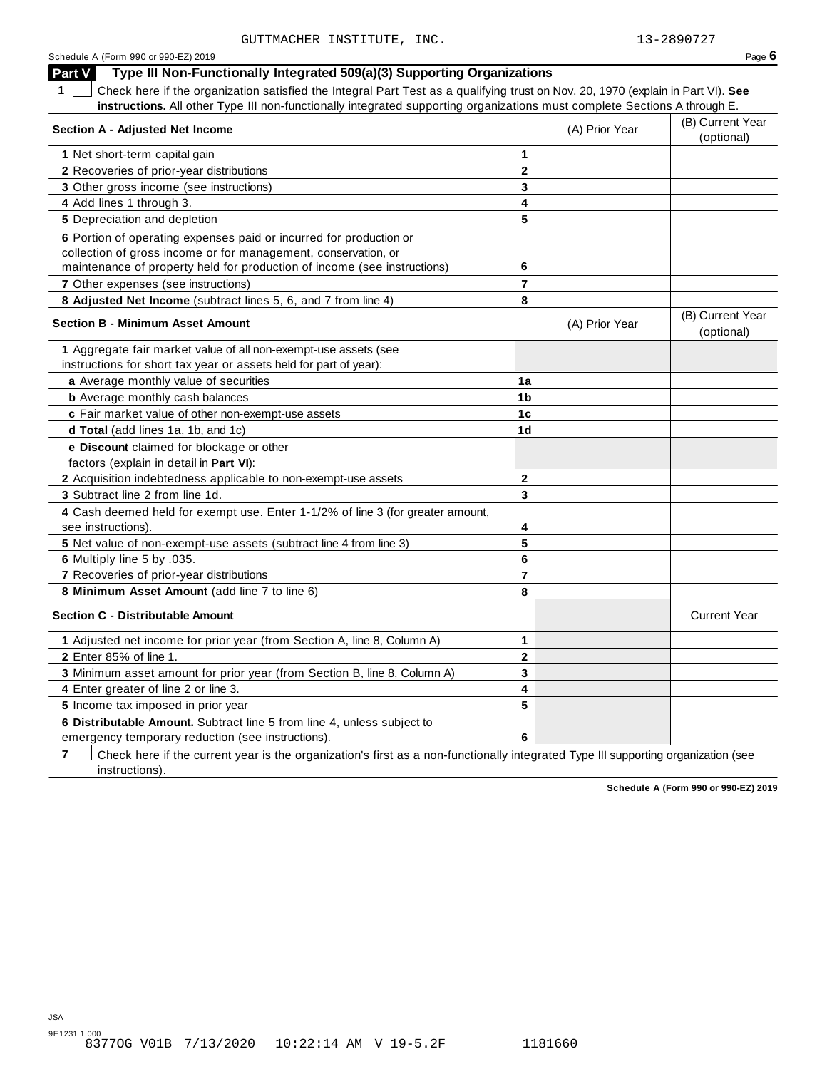GUTTMACHER INSTITUTE, INC. 13-2890727

Schedule A (Form 990 or 990-EZ) 2019

## Part V Type III Non-Functionally Integrated 509(a)(3) Supporting Organizations

**1** ☐ Check here if the organization satisfied the Integral Part Test as a qualifying trust on Nov. 20, 1970 (explain in Part VI). **See instructions.** All other Type III non-functionally integrated supporting organizations must complete Sections A through E.

| Section A - Adjusted Net Income | | (A) Prior Year | (B) Current Year (optional) |
|---|---|---|---|
| 1 Net short-term capital gain | 1 | | |
| 2 Recoveries of prior-year distributions | 2 | | |
| 3 Other gross income (see instructions) | 3 | | |
| 4 Add lines 1 through 3. | 4 | | |
| 5 Depreciation and depletion | 5 | | |
| 6 Portion of operating expenses paid or incurred for production or collection of gross income or for management, conservation, or maintenance of property held for production of income (see instructions) | 6 | | |
| 7 Other expenses (see instructions) | 7 | | |
| 8 **Adjusted Net Income** (subtract lines 5, 6, and 7 from line 4) | 8 | | |

| Section B - Minimum Asset Amount | | (A) Prior Year | (B) Current Year (optional) |
|---|---|---|---|
| 1 Aggregate fair market value of all non-exempt-use assets (see instructions for short tax year or assets held for part of year): | | | |
| **a** Average monthly value of securities | 1a | | |
| **b** Average monthly cash balances | 1b | | |
| **c** Fair market value of other non-exempt-use assets | 1c | | |
| **d Total** (add lines 1a, 1b, and 1c) | 1d | | |
| **e Discount** claimed for blockage or other factors (explain in detail in **Part VI**): | | | |
| 2 Acquisition indebtedness applicable to non-exempt-use assets | 2 | | |
| 3 Subtract line 2 from line 1d. | 3 | | |
| 4 Cash deemed held for exempt use. Enter 1-1/2% of line 3 (for greater amount, see instructions). | 4 | | |
| 5 Net value of non-exempt-use assets (subtract line 4 from line 3) | 5 | | |
| 6 Multiply line 5 by .035. | 6 | | |
| 7 Recoveries of prior-year distributions | 7 | | |
| 8 **Minimum Asset Amount** (add line 7 to line 6) | 8 | | |

| Section C - Distributable Amount | | | Current Year |
|---|---|---|---|
| 1 Adjusted net income for prior year (from Section A, line 8, Column A) | 1 | | |
| 2 Enter 85% of line 1. | 2 | | |
| 3 Minimum asset amount for prior year (from Section B, line 8, Column A) | 3 | | |
| 4 Enter greater of line 2 or line 3. | 4 | | |
| 5 Income tax imposed in prior year | 5 | | |
| 6 **Distributable Amount.** Subtract line 5 from line 4, unless subject to emergency temporary reduction (see instructions). | 6 | | |

**7** ☐ Check here if the current year is the organization's first as a non-functionally integrated Type III supporting organization (see instructions).

**Schedule A (Form 990 or 990-EZ) 2019**

JSA
9E1231 1.000
8377OG V01B 7/13/2020 10:22:14 AM V 19-5.2F 1181660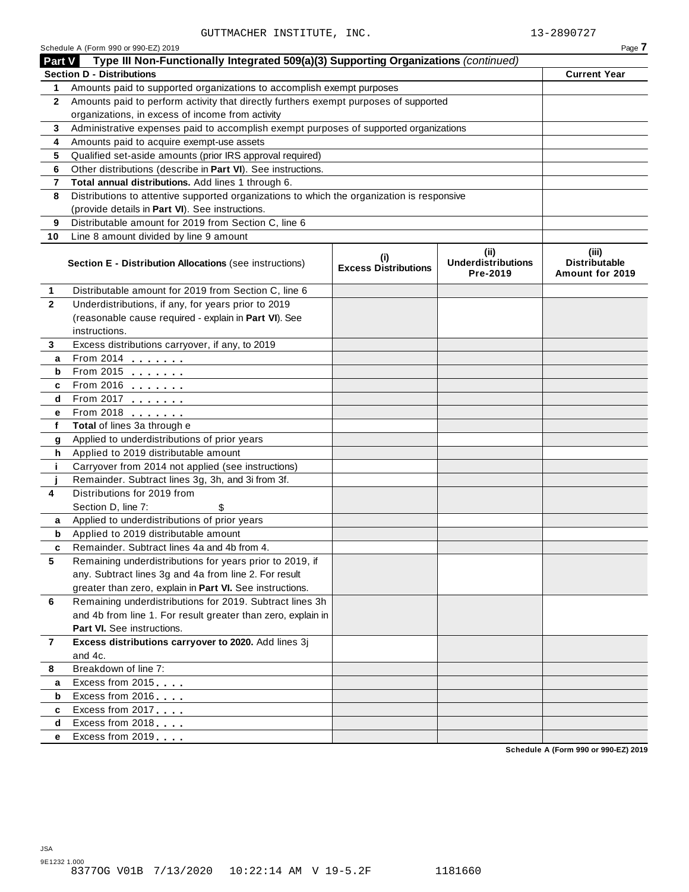GUTTMACHER INSTITUTE, INC. 13-2890727

Schedule A (Form 990 or 990-EZ) 2019

**Part V Type III Non-Functionally Integrated 509(a)(3) Supporting Organizations** *(continued)*

| **Section D - Distributions** | | **Current Year** |
|---|---|---|
| 1 | Amounts paid to supported organizations to accomplish exempt purposes | |
| 2 | Amounts paid to perform activity that directly furthers exempt purposes of supported organizations, in excess of income from activity | |
| 3 | Administrative expenses paid to accomplish exempt purposes of supported organizations | |
| 4 | Amounts paid to acquire exempt-use assets | |
| 5 | Qualified set-aside amounts (prior IRS approval required) | |
| 6 | Other distributions (describe in **Part VI**). See instructions. | |
| 7 | **Total annual distributions.** Add lines 1 through 6. | |
| 8 | Distributions to attentive supported organizations to which the organization is responsive (provide details in **Part VI**). See instructions. | |
| 9 | Distributable amount for 2019 from Section C, line 6 | |
| 10 | Line 8 amount divided by line 9 amount | |

| | **Section E - Distribution Allocations** (see instructions) | **(i) Excess Distributions** | **(ii) Underdistributions Pre-2019** | **(iii) Distributable Amount for 2019** |
|---|---|---|---|---|
| 1 | Distributable amount for 2019 from Section C, line 6 | | | |
| 2 | Underdistributions, if any, for years prior to 2019 (reasonable cause required - explain in **Part VI**). See instructions. | | | |
| 3 | Excess distributions carryover, if any, to 2019 | | | |
| a | From 2014 . . . . . . . | | | |
| b | From 2015 . . . . . . . | | | |
| c | From 2016 . . . . . . . | | | |
| d | From 2017 . . . . . . . | | | |
| e | From 2018 . . . . . . . | | | |
| f | **Total** of lines 3a through e | | | |
| g | Applied to underdistributions of prior years | | | |
| h | Applied to 2019 distributable amount | | | |
| i | Carryover from 2014 not applied (see instructions) | | | |
| j | Remainder. Subtract lines 3g, 3h, and 3i from 3f. | | | |
| 4 | Distributions for 2019 from Section D, line 7: $ | | | |
| a | Applied to underdistributions of prior years | | | |
| b | Applied to 2019 distributable amount | | | |
| c | Remainder. Subtract lines 4a and 4b from 4. | | | |
| 5 | Remaining underdistributions for years prior to 2019, if any. Subtract lines 3g and 4a from line 2. For result greater than zero, explain in **Part VI.** See instructions. | | | |
| 6 | Remaining underdistributions for 2019. Subtract lines 3h and 4b from line 1. For result greater than zero, explain in **Part VI.** See instructions. | | | |
| 7 | **Excess distributions carryover to 2020.** Add lines 3j and 4c. | | | |
| 8 | Breakdown of line 7: | | | |
| a | Excess from 2015 . . . . | | | |
| b | Excess from 2016 . . . . | | | |
| c | Excess from 2017 . . . . | | | |
| d | Excess from 2018 . . . . | | | |
| e | Excess from 2019 . . . . | | | |

Schedule A (Form 990 or 990-EZ) 2019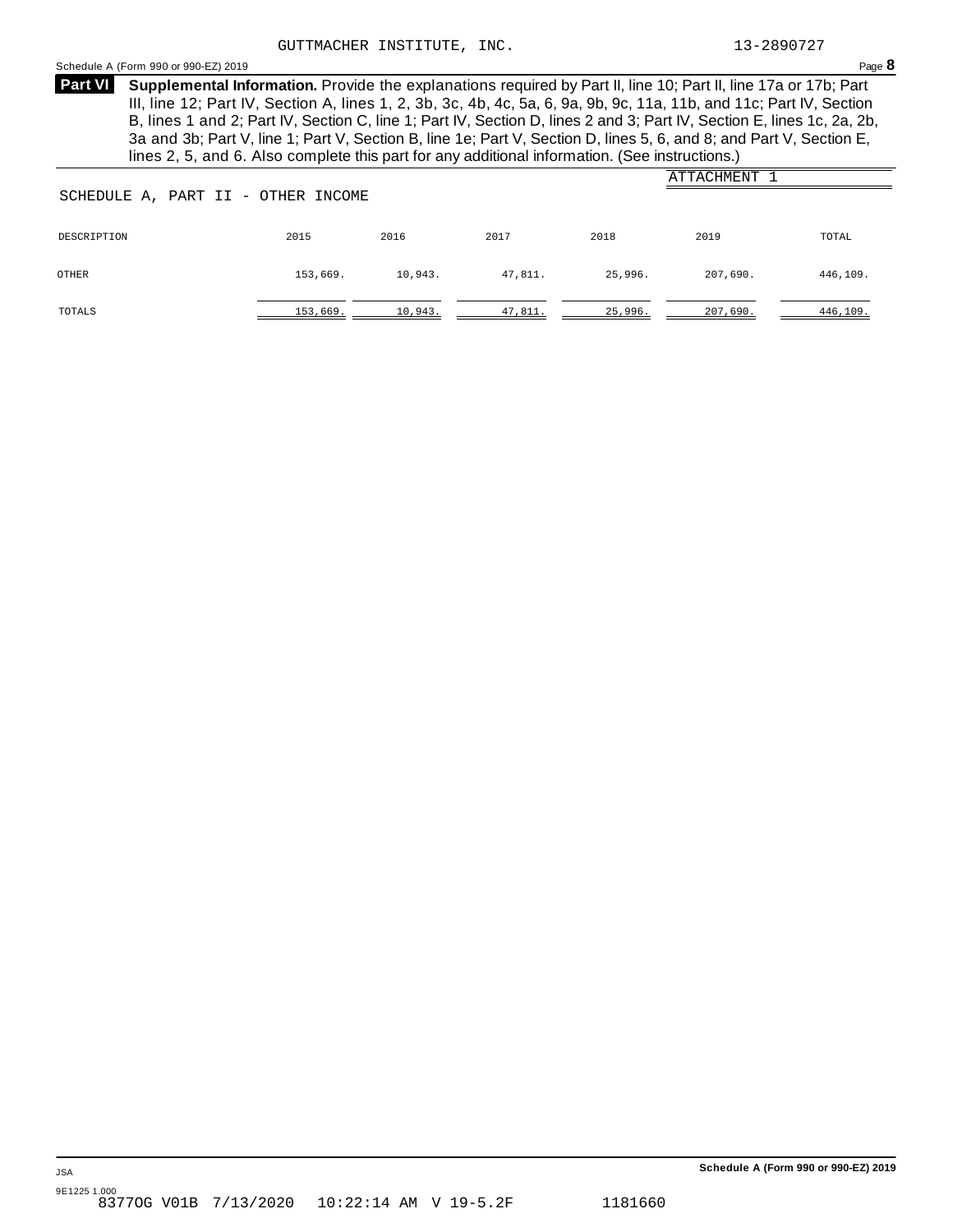GUTTMACHER INSTITUTE, INC. 13-2890727

Schedule A (Form 990 or 990-EZ) 2019 Page **8**

**Part VI** **Supplemental Information.** Provide the explanations required by Part II, line 10; Part II, line 17a or 17b; Part III, line 12; Part IV, Section A, lines 1, 2, 3b, 3c, 4b, 4c, 5a, 6, 9a, 9b, 9c, 11a, 11b, and 11c; Part IV, Section B, lines 1 and 2; Part IV, Section C, line 1; Part IV, Section D, lines 2 and 3; Part IV, Section E, lines 1c, 2a, 2b, 3a and 3b; Part V, line 1; Part V, Section B, line 1e; Part V, Section D, lines 5, 6, and 8; and Part V, Section E, lines 2, 5, and 6. Also complete this part for any additional information. (See instructions.)

ATTACHMENT 1

SCHEDULE A, PART II - OTHER INCOME

| DESCRIPTION | 2015 | 2016 | 2017 | 2018 | 2019 | TOTAL |
|---|---|---|---|---|---|---|
| OTHER | 153,669. | 10,943. | 47,811. | 25,996. | 207,690. | 446,109. |
| TOTALS | 153,669. | 10,943. | 47,811. | 25,996. | 207,690. | 446,109. |

JSA Schedule A (Form 990 or 990-EZ) 2019

9E1225 1.000
8377OG V01B 7/13/2020 10:22:14 AM V 19-5.2F 1181660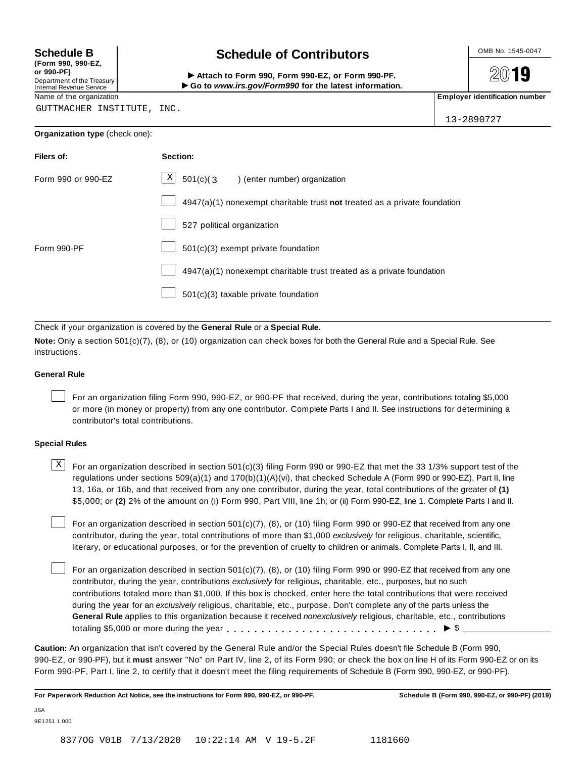**Schedule B**
**(Form 990, 990-EZ, or 990-PF)**
Department of the Treasury
Internal Revenue Service

# Schedule of Contributors

▶ **Attach to Form 990, Form 990-EZ, or Form 990-PF.**
▶ **Go to *www.irs.gov/Form990* for the latest information.**

OMB No. 1545-0047

**2019**

Name of the organization: GUTTMACHER INSTITUTE, INC.

**Employer identification number**: 13-2890727

**Organization type** (check one):

| **Filers of:** | **Section:** |
|---|---|
| Form 990 or 990-EZ | [X] 501(c)( 3 ) (enter number) organization |
| | [ ] 4947(a)(1) nonexempt charitable trust **not** treated as a private foundation |
| | [ ] 527 political organization |
| Form 990-PF | [ ] 501(c)(3) exempt private foundation |
| | [ ] 4947(a)(1) nonexempt charitable trust treated as a private foundation |
| | [ ] 501(c)(3) taxable private foundation |

Check if your organization is covered by the **General Rule** or a **Special Rule.**

**Note:** Only a section 501(c)(7), (8), or (10) organization can check boxes for both the General Rule and a Special Rule. See instructions.

### General Rule

[ ] For an organization filing Form 990, 990-EZ, or 990-PF that received, during the year, contributions totaling $5,000 or more (in money or property) from any one contributor. Complete Parts I and II. See instructions for determining a contributor's total contributions.

### Special Rules

[X] For an organization described in section 501(c)(3) filing Form 990 or 990-EZ that met the 33 1/3% support test of the regulations under sections 509(a)(1) and 170(b)(1)(A)(vi), that checked Schedule A (Form 990 or 990-EZ), Part II, line 13, 16a, or 16b, and that received from any one contributor, during the year, total contributions of the greater of **(1)** $5,000; or **(2)** 2% of the amount on (i) Form 990, Part VIII, line 1h; or (ii) Form 990-EZ, line 1. Complete Parts I and II.

[ ] For an organization described in section 501(c)(7), (8), or (10) filing Form 990 or 990-EZ that received from any one contributor, during the year, total contributions of more than $1,000 *exclusively* for religious, charitable, scientific, literary, or educational purposes, or for the prevention of cruelty to children or animals. Complete Parts I, II, and III.

[ ] For an organization described in section 501(c)(7), (8), or (10) filing Form 990 or 990-EZ that received from any one contributor, during the year, contributions *exclusively* for religious, charitable, etc., purposes, but no such contributions totaled more than $1,000. If this box is checked, enter here the total contributions that were received during the year for an *exclusively* religious, charitable, etc., purpose. Don't complete any of the parts unless the **General Rule** applies to this organization because it received *nonexclusively* religious, charitable, etc., contributions totaling $5,000 or more during the year . . . . . . . . . . . . . . . . . . . . . . . . . . . . . ▶ $ ________

**Caution:** An organization that isn't covered by the General Rule and/or the Special Rules doesn't file Schedule B (Form 990, 990-EZ, or 990-PF), but it **must** answer "No" on Part IV, line 2, of its Form 990; or check the box on line H of its Form 990-EZ or on its Form 990-PF, Part I, line 2, to certify that it doesn't meet the filing requirements of Schedule B (Form 990, 990-EZ, or 990-PF).

**For Paperwork Reduction Act Notice, see the instructions for Form 990, 990-EZ, or 990-PF.** **Schedule B (Form 990, 990-EZ, or 990-PF) (2019)**

JSA
9E1251 1.000

8377OG V01B 7/13/2020 10:22:14 AM V 19-5.2F 1181660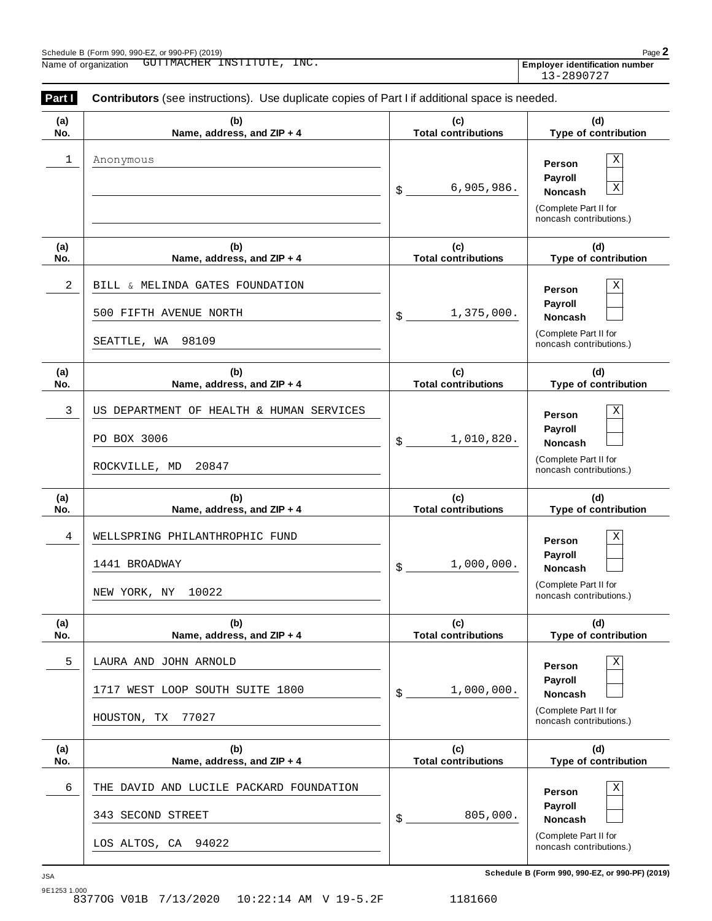Schedule B (Form 990, 990-EZ, or 990-PF) (2019)

Name of organization GUTTMACHER INSTITUTE, INC.

Employer identification number 13-2890727

**Part I** **Contributors** (see instructions). Use duplicate copies of Part I if additional space is needed.

| (a) No. | (b) Name, address, and ZIP + 4 | (c) Total contributions | (d) Type of contribution |
|---|---|---|---|
| 1 | Anonymous | $ 6,905,986. | Person X<br>Payroll<br>Noncash X<br>(Complete Part II for noncash contributions.) |
| 2 | BILL & MELINDA GATES FOUNDATION<br>500 FIFTH AVENUE NORTH<br>SEATTLE, WA 98109 | $ 1,375,000. | Person X<br>Payroll<br>Noncash<br>(Complete Part II for noncash contributions.) |
| 3 | US DEPARTMENT OF HEALTH & HUMAN SERVICES<br>PO BOX 3006<br>ROCKVILLE, MD 20847 | $ 1,010,820. | Person X<br>Payroll<br>Noncash<br>(Complete Part II for noncash contributions.) |
| 4 | WELLSPRING PHILANTHROPHIC FUND<br>1441 BROADWAY<br>NEW YORK, NY 10022 | $ 1,000,000. | Person X<br>Payroll<br>Noncash<br>(Complete Part II for noncash contributions.) |
| 5 | LAURA AND JOHN ARNOLD<br>1717 WEST LOOP SOUTH SUITE 1800<br>HOUSTON, TX 77027 | $ 1,000,000. | Person X<br>Payroll<br>Noncash<br>(Complete Part II for noncash contributions.) |
| 6 | THE DAVID AND LUCILE PACKARD FOUNDATION<br>343 SECOND STREET<br>LOS ALTOS, CA 94022 | $ 805,000. | Person X<br>Payroll<br>Noncash<br>(Complete Part II for noncash contributions.) |

JSA

9E1253 1.000

8377OG V01B 7/13/2020 10:22:14 AM V 19-5.2F 1181660

Schedule B (Form 990, 990-EZ, or 990-PF) (2019)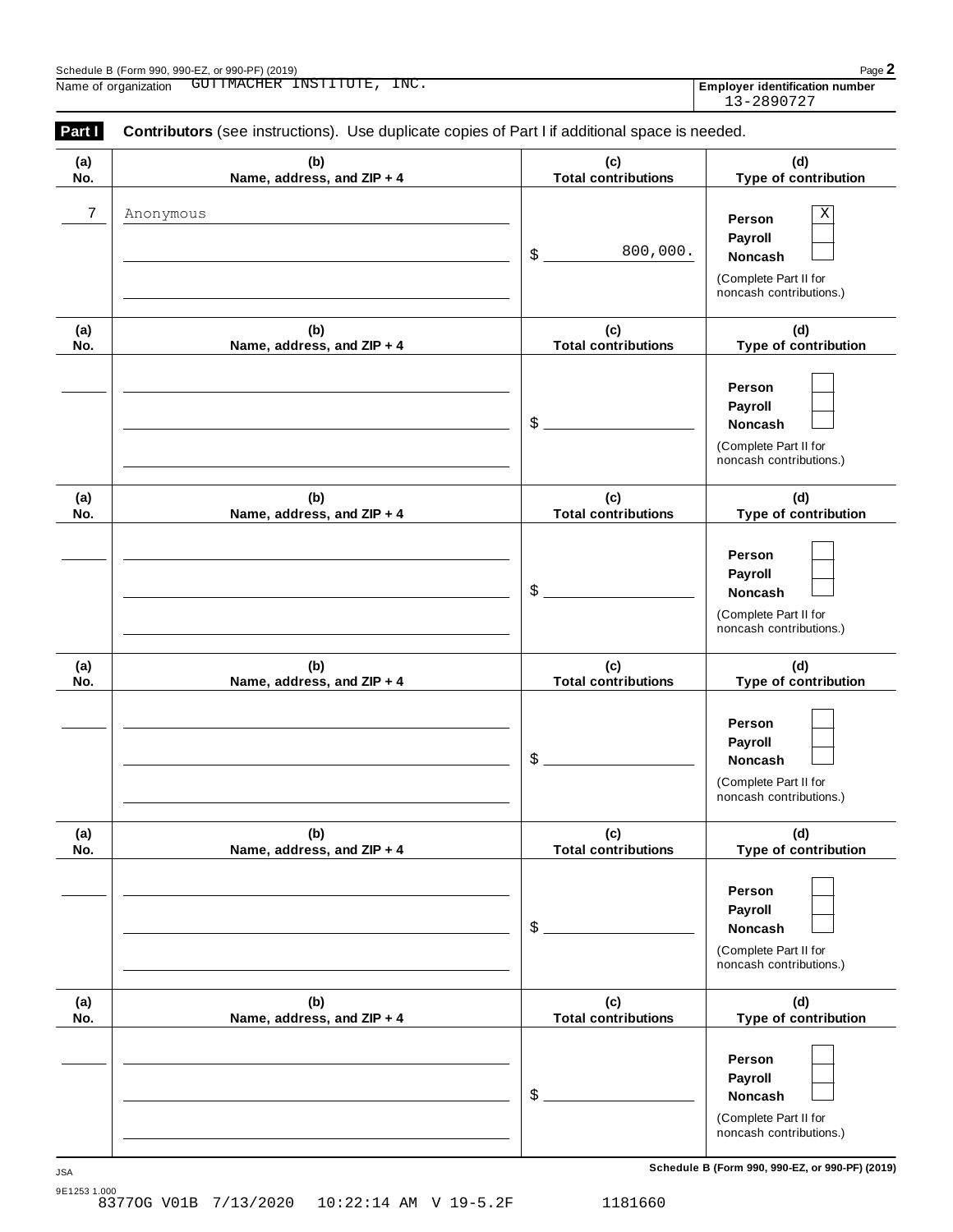Schedule B (Form 990, 990-EZ, or 990-PF) (2019)

Name of organization GUTTMACHER INSTITUTE, INC.

Employer identification number 13-2890727

**Part I** **Contributors** (see instructions). Use duplicate copies of Part I if additional space is needed.

| (a) No. | (b) Name, address, and ZIP + 4 | (c) Total contributions | (d) Type of contribution |
|---|---|---|---|
| 7 | Anonymous | $ 800,000. | Person [X] Payroll [ ] Noncash [ ] (Complete Part II for noncash contributions.) |
| | | $ | Person [ ] Payroll [ ] Noncash [ ] (Complete Part II for noncash contributions.) |
| | | $ | Person [ ] Payroll [ ] Noncash [ ] (Complete Part II for noncash contributions.) |
| | | $ | Person [ ] Payroll [ ] Noncash [ ] (Complete Part II for noncash contributions.) |
| | | $ | Person [ ] Payroll [ ] Noncash [ ] (Complete Part II for noncash contributions.) |
| | | $ | Person [ ] Payroll [ ] Noncash [ ] (Complete Part II for noncash contributions.) |

JSA

9E1253 1.000

8377OG V01B 7/13/2020 10:22:14 AM V 19-5.2F 1181660

Schedule B (Form 990, 990-EZ, or 990-PF) (2019)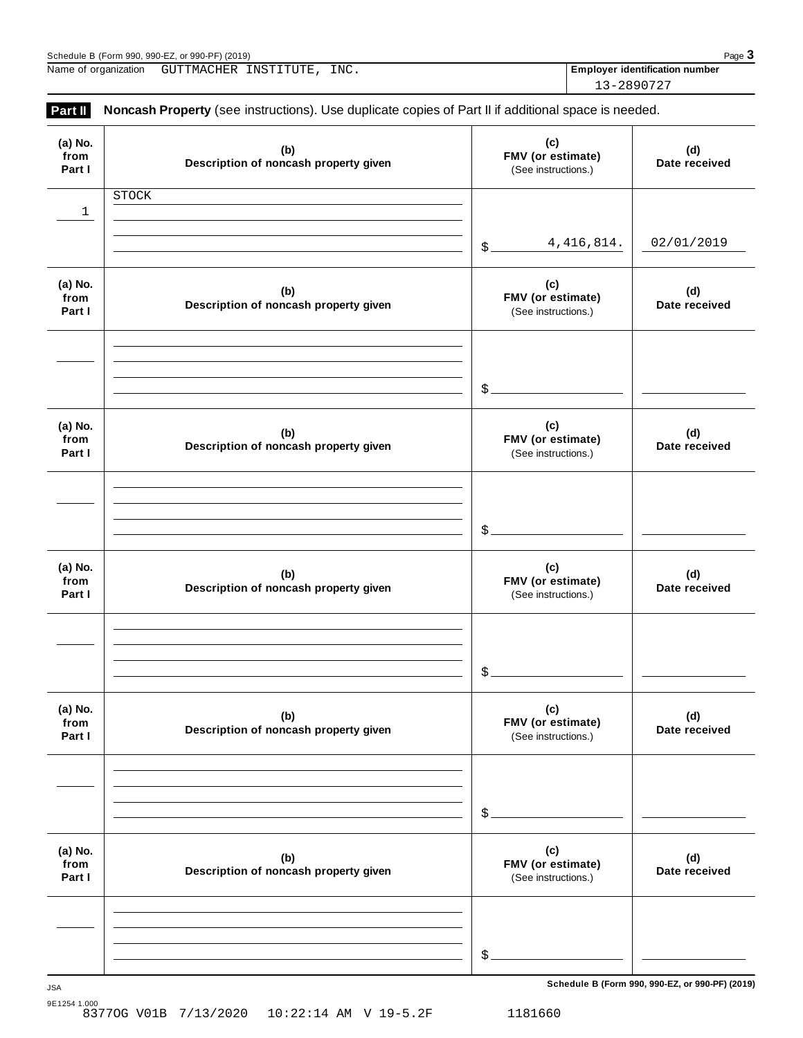Name of organization GUTTMACHER INSTITUTE, INC.

**Employer identification number** 13-2890727

**Part II** **Noncash Property** (see instructions). Use duplicate copies of Part II if additional space is needed.

| (a) No. from Part I | (b) Description of noncash property given | (c) FMV (or estimate) (See instructions.) | (d) Date received |
|---|---|---|---|
| 1 | STOCK | $ 4,416,814. | 02/01/2019 |

| (a) No. from Part I | (b) Description of noncash property given | (c) FMV (or estimate) (See instructions.) | (d) Date received |
|---|---|---|---|
| | | $ | |

| (a) No. from Part I | (b) Description of noncash property given | (c) FMV (or estimate) (See instructions.) | (d) Date received |
|---|---|---|---|
| | | $ | |

| (a) No. from Part I | (b) Description of noncash property given | (c) FMV (or estimate) (See instructions.) | (d) Date received |
|---|---|---|---|
| | | $ | |

| (a) No. from Part I | (b) Description of noncash property given | (c) FMV (or estimate) (See instructions.) | (d) Date received |
|---|---|---|---|
| | | $ | |

| (a) No. from Part I | (b) Description of noncash property given | (c) FMV (or estimate) (See instructions.) | (d) Date received |
|---|---|---|---|
| | | $ | |

**Schedule B (Form 990, 990-EZ, or 990-PF) (2019)**

9E1254 1.000
8377OG V01B 7/13/2020 10:22:14 AM V 19-5.2F 1181660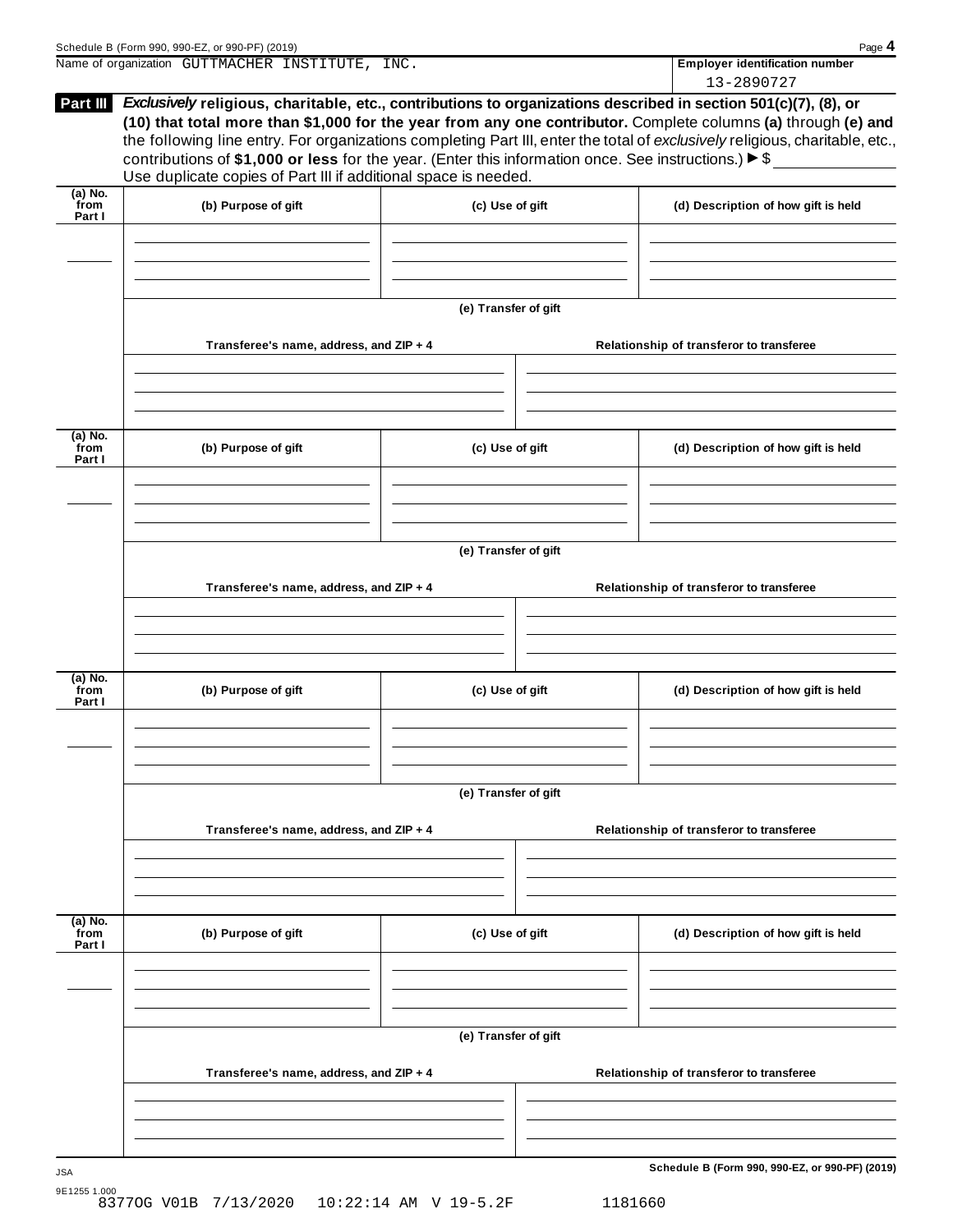Name of organization GUTTMACHER INSTITUTE, INC.

**Employer identification number**
13-2890727

**Part III** ***Exclusively*** **religious, charitable, etc., contributions to organizations described in section 501(c)(7), (8), or (10) that total more than $1,000 for the year from any one contributor.** Complete columns **(a)** through **(e)** and the following line entry. For organizations completing Part III, enter the total of *exclusively* religious, charitable, etc., contributions of **$1,000 or less** for the year. (Enter this information once. See instructions.) ▶ $

Use duplicate copies of Part III if additional space is needed.

| (a) No. from Part I | (b) Purpose of gift | (c) Use of gift | (d) Description of how gift is held |
|---|---|---|---|
| | | | |

**(e) Transfer of gift**

| Transferee's name, address, and ZIP + 4 | Relationship of transferor to transferee |
|---|---|
| | |

| (a) No. from Part I | (b) Purpose of gift | (c) Use of gift | (d) Description of how gift is held |
|---|---|---|---|
| | | | |

**(e) Transfer of gift**

| Transferee's name, address, and ZIP + 4 | Relationship of transferor to transferee |
|---|---|
| | |

| (a) No. from Part I | (b) Purpose of gift | (c) Use of gift | (d) Description of how gift is held |
|---|---|---|---|
| | | | |

**(e) Transfer of gift**

| Transferee's name, address, and ZIP + 4 | Relationship of transferor to transferee |
|---|---|
| | |

| (a) No. from Part I | (b) Purpose of gift | (c) Use of gift | (d) Description of how gift is held |
|---|---|---|---|
| | | | |

**(e) Transfer of gift**

| Transferee's name, address, and ZIP + 4 | Relationship of transferor to transferee |
|---|---|
| | |

**Schedule B (Form 990, 990-EZ, or 990-PF) (2019)**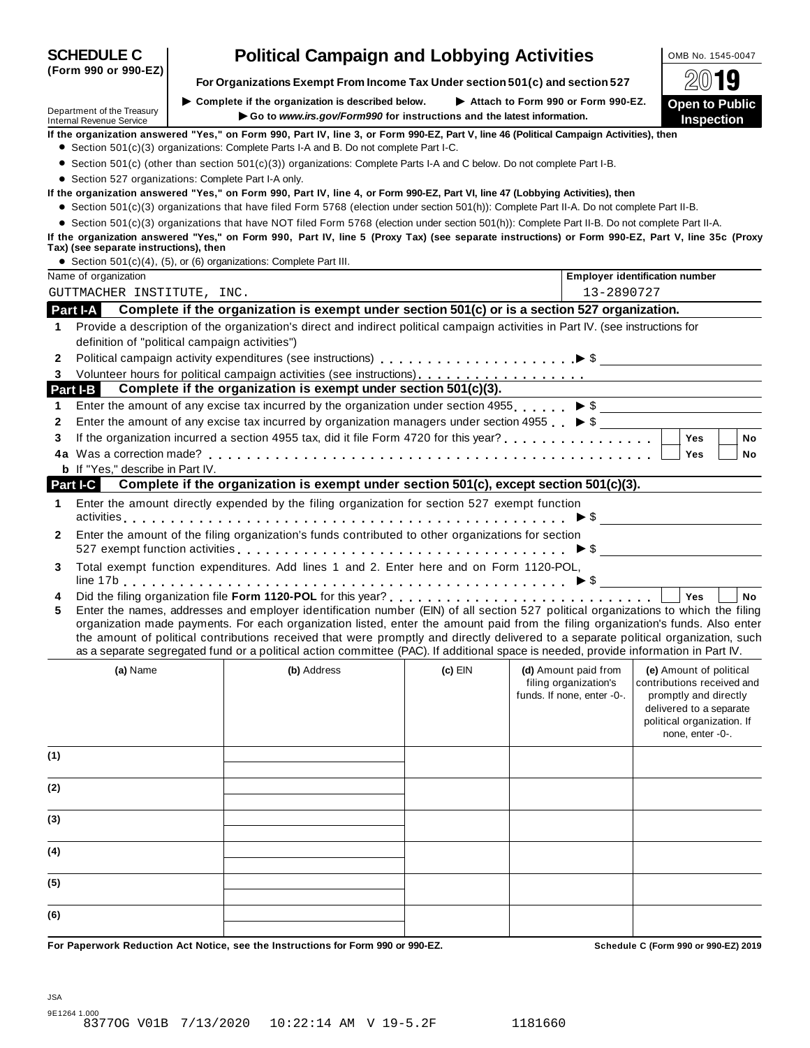# SCHEDULE C (Form 990 or 990-EZ)

## Political Campaign and Lobbying Activities

**For Organizations Exempt From Income Tax Under section 501(c) and section 527**

▶ Complete if the organization is described below. ▶ Attach to Form 990 or Form 990-EZ.

▶ Go to *www.irs.gov/Form990* for instructions and the latest information.

Department of the Treasury
Internal Revenue Service

OMB No. 1545-0047

2019

**Open to Public Inspection**

**If the organization answered "Yes," on Form 990, Part IV, line 3, or Form 990-EZ, Part V, line 46 (Political Campaign Activities), then**

- Section 501(c)(3) organizations: Complete Parts I-A and B. Do not complete Part I-C.
- Section 501(c) (other than section 501(c)(3)) organizations: Complete Parts I-A and C below. Do not complete Part I-B.
- Section 527 organizations: Complete Part I-A only.

**If the organization answered "Yes," on Form 990, Part IV, line 4, or Form 990-EZ, Part VI, line 47 (Lobbying Activities), then**

- Section 501(c)(3) organizations that have filed Form 5768 (election under section 501(h)): Complete Part II-A. Do not complete Part II-B.
- Section 501(c)(3) organizations that have NOT filed Form 5768 (election under section 501(h)): Complete Part II-B. Do not complete Part II-A.

**If the organization answered "Yes," on Form 990, Part IV, line 5 (Proxy Tax) (see separate instructions) or Form 990-EZ, Part V, line 35c (Proxy Tax) (see separate instructions), then**

- Section 501(c)(4), (5), or (6) organizations: Complete Part III.

| Name of organization | Employer identification number |
|---|---|
| GUTTMACHER INSTITUTE, INC. | 13-2890727 |

### Part I-A Complete if the organization is exempt under section 501(c) or is a section 527 organization.

1. Provide a description of the organization's direct and indirect political campaign activities in Part IV. (see instructions for definition of "political campaign activities")
2. Political campaign activity expenditures (see instructions) ▶ $
3. Volunteer hours for political campaign activities (see instructions)

### Part I-B Complete if the organization is exempt under section 501(c)(3).

1. Enter the amount of any excise tax incurred by the organization under section 4955 ▶ $
2. Enter the amount of any excise tax incurred by organization managers under section 4955 ▶ $
3. If the organization incurred a section 4955 tax, did it file Form 4720 for this year? ☐ Yes ☐ No

4a Was a correction made? ☐ Yes ☐ No

**b** If "Yes," describe in Part IV.

### Part I-C Complete if the organization is exempt under section 501(c), except section 501(c)(3).

1. Enter the amount directly expended by the filing organization for section 527 exempt function activities ▶ $
2. Enter the amount of the filing organization's funds contributed to other organizations for section 527 exempt function activities ▶ $
3. Total exempt function expenditures. Add lines 1 and 2. Enter here and on Form 1120-POL, line 17b ▶ $
4. Did the filing organization file **Form 1120-POL** for this year? ☐ Yes ☐ No
5. Enter the names, addresses and employer identification number (EIN) of all section 527 political organizations to which the filing organization made payments. For each organization listed, enter the amount paid from the filing organization's funds. Also enter the amount of political contributions received that were promptly and directly delivered to a separate political organization, such as a separate segregated fund or a political action committee (PAC). If additional space is needed, provide information in Part IV.

| | (a) Name | (b) Address | (c) EIN | (d) Amount paid from filing organization's funds. If none, enter -0-. | (e) Amount of political contributions received and promptly and directly delivered to a separate political organization. If none, enter -0-. |
|---|---|---|---|---|---|
| (1) | | | | | |
| (2) | | | | | |
| (3) | | | | | |
| (4) | | | | | |
| (5) | | | | | |
| (6) | | | | | |

**For Paperwork Reduction Act Notice, see the Instructions for Form 990 or 990-EZ.** **Schedule C (Form 990 or 990-EZ) 2019**

JSA
9E1264 1.000
83770G V01B 7/13/2020 10:22:14 AM V 19-5.2F 1181660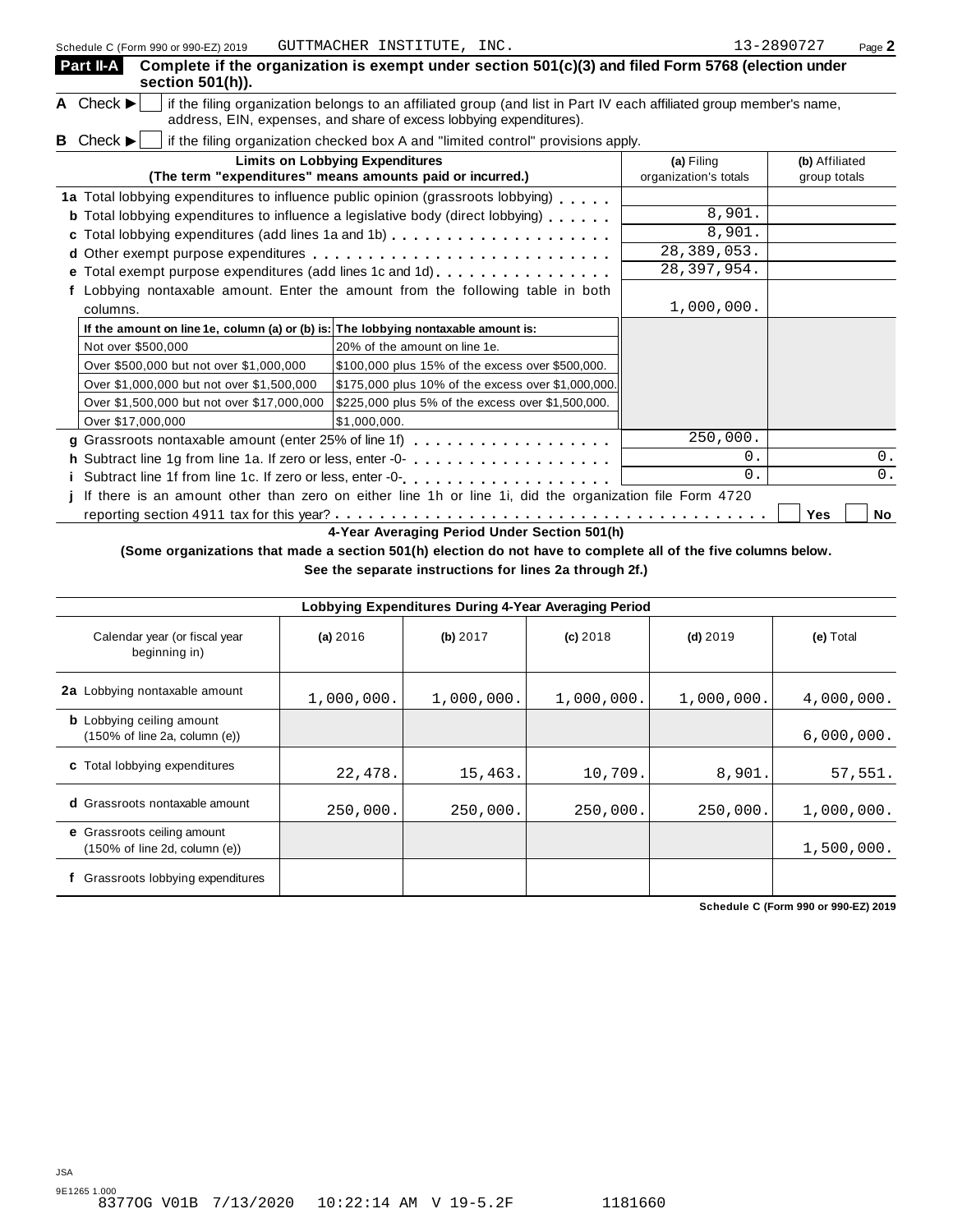Schedule C (Form 990 or 990-EZ) 2019 GUTTMACHER INSTITUTE, INC. 13-2890727 Page **2**

## Part II-A Complete if the organization is exempt under section 501(c)(3) and filed Form 5768 (election under section 501(h)).

**A** Check ▶ ☐ if the filing organization belongs to an affiliated group (and list in Part IV each affiliated group member's name, address, EIN, expenses, and share of excess lobbying expenditures).

**B** Check ▶ ☐ if the filing organization checked box A and "limited control" provisions apply.

| Limits on Lobbying Expenditures (The term "expenditures" means amounts paid or incurred.) | (a) Filing organization's totals | (b) Affiliated group totals |
|---|---|---|
| **1a** Total lobbying expenditures to influence public opinion (grassroots lobbying) | | |
| **b** Total lobbying expenditures to influence a legislative body (direct lobbying) | 8,901. | |
| **c** Total lobbying expenditures (add lines 1a and 1b) | 8,901. | |
| **d** Other exempt purpose expenditures | 28,389,053. | |
| **e** Total exempt purpose expenditures (add lines 1c and 1d) | 28,397,954. | |
| **f** Lobbying nontaxable amount. Enter the amount from the following table in both columns. | 1,000,000. | |

| If the amount on line 1e, column (a) or (b) is: | The lobbying nontaxable amount is: |
|---|---|
| Not over $500,000 | 20% of the amount on line 1e. |
| Over $500,000 but not over $1,000,000 | $100,000 plus 15% of the excess over $500,000. |
| Over $1,000,000 but not over $1,500,000 | $175,000 plus 10% of the excess over $1,000,000. |
| Over $1,500,000 but not over $17,000,000 | $225,000 plus 5% of the excess over $1,500,000. |
| Over $17,000,000 | $1,000,000. |

| | (a) Filing organization's totals | (b) Affiliated group totals |
|---|---|---|
| **g** Grassroots nontaxable amount (enter 25% of line 1f) | 250,000. | |
| **h** Subtract line 1g from line 1a. If zero or less, enter -0- | 0. | 0. |
| **i** Subtract line 1f from line 1c. If zero or less, enter -0- | 0. | 0. |

**j** If there is an amount other than zero on either line 1h or line 1i, did the organization file Form 4720 reporting section 4911 tax for this year? ☐ Yes ☐ No

### 4-Year Averaging Period Under Section 501(h)

**(Some organizations that made a section 501(h) election do not have to complete all of the five columns below. See the separate instructions for lines 2a through 2f.)**

| Lobbying Expenditures During 4-Year Averaging Period | | | | | |
|---|---|---|---|---|---|
| Calendar year (or fiscal year beginning in) | **(a)** 2016 | **(b)** 2017 | **(c)** 2018 | **(d)** 2019 | **(e)** Total |
| **2a** Lobbying nontaxable amount | 1,000,000. | 1,000,000. | 1,000,000. | 1,000,000. | 4,000,000. |
| **b** Lobbying ceiling amount (150% of line 2a, column (e)) | | | | | 6,000,000. |
| **c** Total lobbying expenditures | 22,478. | 15,463. | 10,709. | 8,901. | 57,551. |
| **d** Grassroots nontaxable amount | 250,000. | 250,000. | 250,000. | 250,000. | 1,000,000. |
| **e** Grassroots ceiling amount (150% of line 2d, column (e)) | | | | | 1,500,000. |
| **f** Grassroots lobbying expenditures | | | | | |

**Schedule C (Form 990 or 990-EZ) 2019**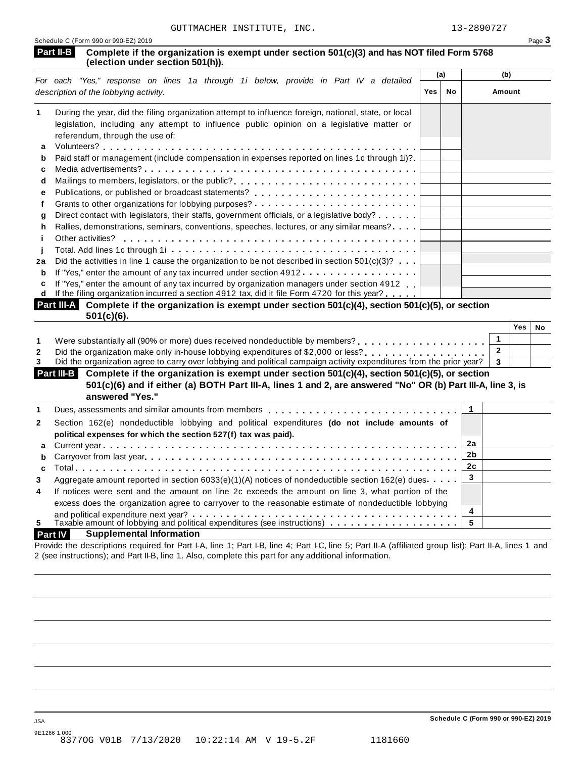GUTTMACHER INSTITUTE, INC. 13-2890727

Schedule C (Form 990 or 990-EZ) 2019 Page **3**

**Part II-B** **Complete if the organization is exempt under section 501(c)(3) and has NOT filed Form 5768 (election under section 501(h)).**

| | *For each "Yes," response on lines 1a through 1i below, provide in Part IV a detailed description of the lobbying activity.* | (a) Yes | (a) No | (b) Amount |
|---|---|---|---|---|
| **1** | During the year, did the filing organization attempt to influence foreign, national, state, or local legislation, including any attempt to influence public opinion on a legislative matter or referendum, through the use of: | | | |
| **a** | Volunteers? | | | |
| **b** | Paid staff or management (include compensation in expenses reported on lines 1c through 1i)? | | | |
| **c** | Media advertisements? | | | |
| **d** | Mailings to members, legislators, or the public? | | | |
| **e** | Publications, or published or broadcast statements? | | | |
| **f** | Grants to other organizations for lobbying purposes? | | | |
| **g** | Direct contact with legislators, their staffs, government officials, or a legislative body? | | | |
| **h** | Rallies, demonstrations, seminars, conventions, speeches, lectures, or any similar means? | | | |
| **i** | Other activities? | | | |
| **j** | Total. Add lines 1c through 1i | | | |
| **2a** | Did the activities in line 1 cause the organization to be not described in section 501(c)(3)? | | | |
| **b** | If "Yes," enter the amount of any tax incurred under section 4912 | | | |
| **c** | If "Yes," enter the amount of any tax incurred by organization managers under section 4912 | | | |
| **d** | If the filing organization incurred a section 4912 tax, did it file Form 4720 for this year? | | | |

**Part III-A** **Complete if the organization is exempt under section 501(c)(4), section 501(c)(5), or section 501(c)(6).**

| | | | Yes | No |
|---|---|---|---|---|
| **1** | Were substantially all (90% or more) dues received nondeductible by members? | **1** | | |
| **2** | Did the organization make only in-house lobbying expenditures of $2,000 or less? | **2** | | |
| **3** | Did the organization agree to carry over lobbying and political campaign activity expenditures from the prior year? | **3** | | |

**Part III-B** **Complete if the organization is exempt under section 501(c)(4), section 501(c)(5), or section 501(c)(6) and if either (a) BOTH Part III-A, lines 1 and 2, are answered "No" OR (b) Part III-A, line 3, is answered "Yes."**

| | | | |
|---|---|---|---|
| **1** | Dues, assessments and similar amounts from members | **1** | |
| **2** | Section 162(e) nondeductible lobbying and political expenditures **(do not include amounts of political expenses for which the section 527(f) tax was paid).** | | |
| **a** | Current year | **2a** | |
| **b** | Carryover from last year | **2b** | |
| **c** | Total | **2c** | |
| **3** | Aggregate amount reported in section 6033(e)(1)(A) notices of nondeductible section 162(e) dues | **3** | |
| **4** | If notices were sent and the amount on line 2c exceeds the amount on line 3, what portion of the excess does the organization agree to carryover to the reasonable estimate of nondeductible lobbying and political expenditure next year? | **4** | |
| **5** | Taxable amount of lobbying and political expenditures (see instructions) | **5** | |

**Part IV** **Supplemental Information**

Provide the descriptions required for Part I-A, line 1; Part I-B, line 4; Part I-C, line 5; Part II-A (affiliated group list); Part II-A, lines 1 and 2 (see instructions); and Part II-B, line 1. Also, complete this part for any additional information.

JSA

9E1266 1.000

83770G V01B 7/13/2020 10:22:14 AM V 19-5.2F 1181660

**Schedule C (Form 990 or 990-EZ) 2019**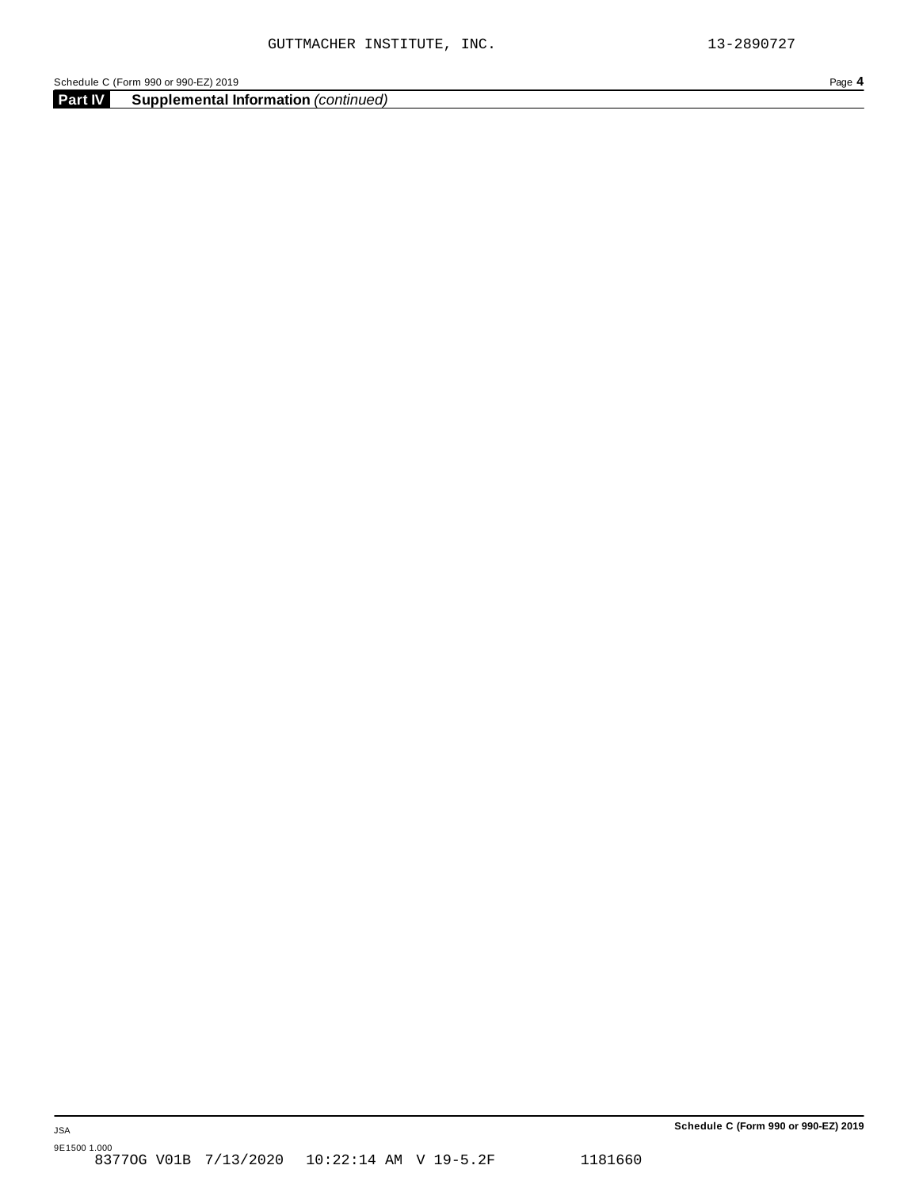## Part IV Supplemental Information *(continued)*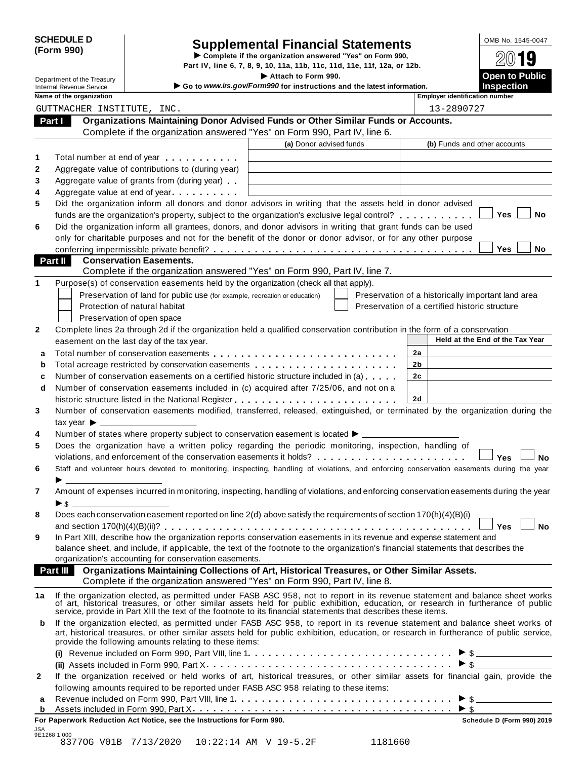**SCHEDULE D (Form 990)**

Department of the Treasury
Internal Revenue Service

# Supplemental Financial Statements

▶ Complete if the organization answered "Yes" on Form 990, Part IV, line 6, 7, 8, 9, 10, 11a, 11b, 11c, 11d, 11e, 11f, 12a, or 12b.

▶ Attach to Form 990.

▶ Go to *www.irs.gov/Form990* for instructions and the latest information.

OMB No. 1545-0047

2019

**Open to Public Inspection**

| Name of the organization | Employer identification number |
|---|---|
| GUTTMACHER INSTITUTE, INC. | 13-2890727 |

## Part I Organizations Maintaining Donor Advised Funds or Other Similar Funds or Accounts.

Complete if the organization answered "Yes" on Form 990, Part IV, line 6.

| | | (a) Donor advised funds | (b) Funds and other accounts |
|---|---|---|---|
| 1 | Total number at end of year | | |
| 2 | Aggregate value of contributions to (during year) | | |
| 3 | Aggregate value of grants from (during year) | | |
| 4 | Aggregate value at end of year | | |

5 Did the organization inform all donors and donor advisors in writing that the assets held in donor advised funds are the organization's property, subject to the organization's exclusive legal control? ☐ Yes ☐ No

6 Did the organization inform all grantees, donors, and donor advisors in writing that grant funds can be used only for charitable purposes and not for the benefit of the donor or donor advisor, or for any other purpose conferring impermissible private benefit? ☐ Yes ☐ No

## Part II Conservation Easements.

Complete if the organization answered "Yes" on Form 990, Part IV, line 7.

1 Purpose(s) of conservation easements held by the organization (check all that apply).

☐ Preservation of land for public use (for example, recreation or education)
☐ Protection of natural habitat
☐ Preservation of open space
☐ Preservation of a historically important land area
☐ Preservation of a certified historic structure

2 Complete lines 2a through 2d if the organization held a qualified conservation contribution in the form of a conservation easement on the last day of the tax year.

| | | | Held at the End of the Tax Year |
|---|---|---|---|
| a | Total number of conservation easements | 2a | |
| b | Total acreage restricted by conservation easements | 2b | |
| c | Number of conservation easements on a certified historic structure included in (a) | 2c | |
| d | Number of conservation easements included in (c) acquired after 7/25/06, and not on a historic structure listed in the National Register | 2d | |

3 Number of conservation easements modified, transferred, released, extinguished, or terminated by the organization during the tax year ▶ ____________

4 Number of states where property subject to conservation easement is located ▶ ____________

5 Does the organization have a written policy regarding the periodic monitoring, inspection, handling of violations, and enforcement of the conservation easements it holds? ☐ Yes ☐ No

6 Staff and volunteer hours devoted to monitoring, inspecting, handling of violations, and enforcing conservation easements during the year ▶ ____________

7 Amount of expenses incurred in monitoring, inspecting, handling of violations, and enforcing conservation easements during the year ▶ $ ____________

8 Does each conservation easement reported on line 2(d) above satisfy the requirements of section 170(h)(4)(B)(i) and section 170(h)(4)(B)(ii)? ☐ Yes ☐ No

9 In Part XIII, describe how the organization reports conservation easements in its revenue and expense statement and balance sheet, and include, if applicable, the text of the footnote to the organization's financial statements that describes the organization's accounting for conservation easements.

## Part III Organizations Maintaining Collections of Art, Historical Treasures, or Other Similar Assets.

Complete if the organization answered "Yes" on Form 990, Part IV, line 8.

1a If the organization elected, as permitted under FASB ASC 958, not to report in its revenue statement and balance sheet works of art, historical treasures, or other similar assets held for public exhibition, education, or research in furtherance of public service, provide in Part XIII the text of the footnote to its financial statements that describes these items.

b If the organization elected, as permitted under FASB ASC 958, to report in its revenue statement and balance sheet works of art, historical treasures, or other similar assets held for public exhibition, education, or research in furtherance of public service, provide the following amounts relating to these items:

(i) Revenue included on Form 990, Part VIII, line 1 ▶ $ ____________

(ii) Assets included in Form 990, Part X ▶ $ ____________

2 If the organization received or held works of art, historical treasures, or other similar assets for financial gain, provide the following amounts required to be reported under FASB ASC 958 relating to these items:

a Revenue included on Form 990, Part VIII, line 1 ▶ $ ____________

b Assets included in Form 990, Part X ▶ $ ____________

**For Paperwork Reduction Act Notice, see the Instructions for Form 990.** **Schedule D (Form 990) 2019**

JSA
9E1268 1.000
8377OG V01B 7/13/2020 10:22:14 AM V 19-5.2F 1181660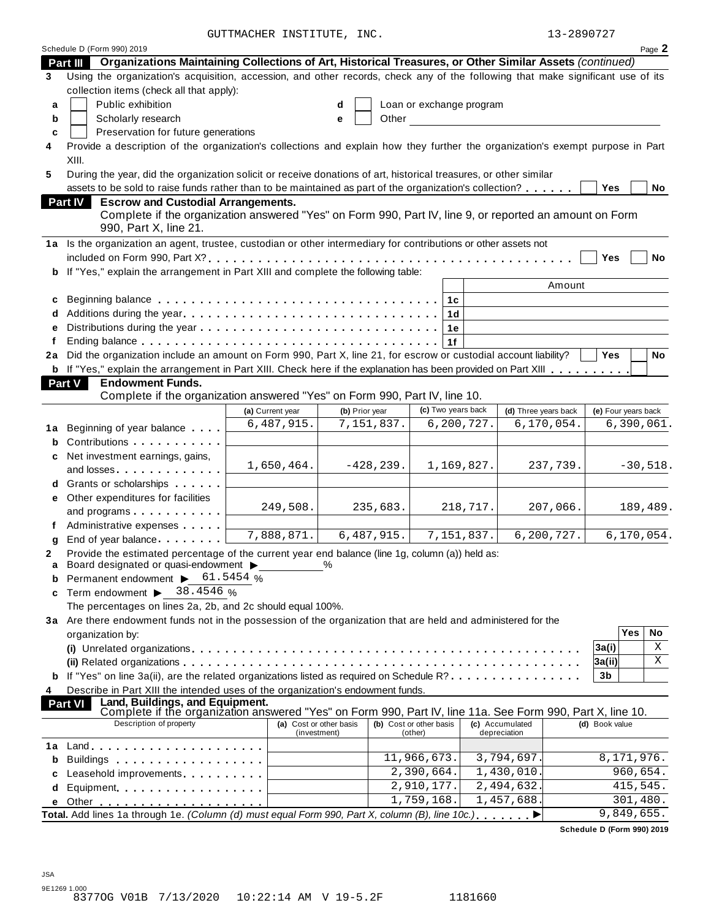GUTTMACHER INSTITUTE, INC. 13-2890727

Schedule D (Form 990) 2019 Page **2**

## Part III Organizations Maintaining Collections of Art, Historical Treasures, or Other Similar Assets *(continued)*

**3** Using the organization's acquisition, accession, and other records, check any of the following that make significant use of its collection items (check all that apply):

- **a** ☐ Public exhibition
- **b** ☐ Scholarly research
- **c** ☐ Preservation for future generations
- **d** ☐ Loan or exchange program
- **e** ☐ Other

**4** Provide a description of the organization's collections and explain how they further the organization's exempt purpose in Part XIII.

**5** During the year, did the organization solicit or receive donations of art, historical treasures, or other similar assets to be sold to raise funds rather than to be maintained as part of the organization's collection? ☐ Yes ☐ No

## Part IV Escrow and Custodial Arrangements.

Complete if the organization answered "Yes" on Form 990, Part IV, line 9, or reported an amount on Form 990, Part X, line 21.

**1a** Is the organization an agent, trustee, custodian or other intermediary for contributions or other assets not included on Form 990, Part X? ☐ Yes ☐ No

**b** If "Yes," explain the arrangement in Part XIII and complete the following table:

| | | | Amount |
|---|---|---|---|
| **c** | Beginning balance | 1c | |
| **d** | Additions during the year | 1d | |
| **e** | Distributions during the year | 1e | |
| **f** | Ending balance | 1f | |

**2a** Did the organization include an amount on Form 990, Part X, line 21, for escrow or custodial account liability? ☐ Yes ☐ No

**b** If "Yes," explain the arrangement in Part XIII. Check here if the explanation has been provided on Part XIII ☐

## Part V Endowment Funds.

Complete if the organization answered "Yes" on Form 990, Part IV, line 10.

| | | (a) Current year | (b) Prior year | (c) Two years back | (d) Three years back | (e) Four years back |
|---|---|---|---|---|---|---|
| **1a** | Beginning of year balance | 6,487,915. | 7,151,837. | 6,200,727. | 6,170,054. | 6,390,061. |
| **b** | Contributions | | | | | |
| **c** | Net investment earnings, gains, and losses | 1,650,464. | -428,239. | 1,169,827. | 237,739. | -30,518. |
| **d** | Grants or scholarships | | | | | |
| **e** | Other expenditures for facilities and programs | 249,508. | 235,683. | 218,717. | 207,066. | 189,489. |
| **f** | Administrative expenses | | | | | |
| **g** | End of year balance | 7,888,871. | 6,487,915. | 7,151,837. | 6,200,727. | 6,170,054. |

**2** Provide the estimated percentage of the current year end balance (line 1g, column (a)) held as:

- **a** Board designated or quasi-endowment ▶ %
- **b** Permanent endowment ▶ 61.5454 %
- **c** Term endowment ▶ 38.4546 %

The percentages on lines 2a, 2b, and 2c should equal 100%.

**3a** Are there endowment funds not in the possession of the organization that are held and administered for the organization by:

| | | | Yes | No |
|---|---|---|---|---|
| | (i) Unrelated organizations | 3a(i) | | X |
| | (ii) Related organizations | 3a(ii) | | X |
| **b** | If "Yes" on line 3a(ii), are the related organizations listed as required on Schedule R? | 3b | | |

**4** Describe in Part XIII the intended uses of the organization's endowment funds.

## Part VI Land, Buildings, and Equipment.

Complete if the organization answered "Yes" on Form 990, Part IV, line 11a. See Form 990, Part X, line 10.

| | Description of property | (a) Cost or other basis (investment) | (b) Cost or other basis (other) | (c) Accumulated depreciation | (d) Book value |
|---|---|---|---|---|---|
| **1a** | Land | | | | |
| **b** | Buildings | | 11,966,673. | 3,794,697. | 8,171,976. |
| **c** | Leasehold improvements | | 2,390,664. | 1,430,010. | 960,654. |
| **d** | Equipment | | 2,910,177. | 2,494,632. | 415,545. |
| **e** | Other | | 1,759,168. | 1,457,688. | 301,480. |

**Total.** Add lines 1a through 1e. *(Column (d) must equal Form 990, Part X, column (B), line 10c.)* ▶ 9,849,655.

**Schedule D (Form 990) 2019**

JSA
9E1269 1.000
8377OG V01B 7/13/2020 10:22:14 AM V 19-5.2F 1181660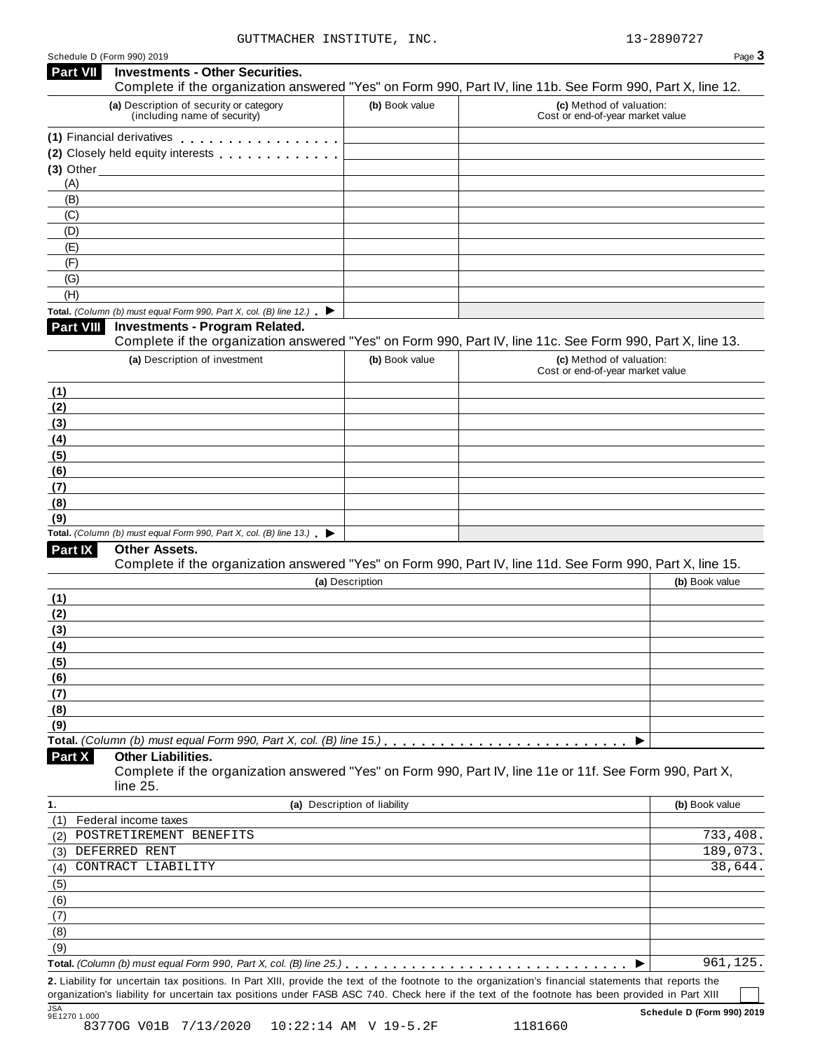GUTTMACHER INSTITUTE, INC. 13-2890727

Schedule D (Form 990) 2019

## Part VII Investments - Other Securities.

Complete if the organization answered "Yes" on Form 990, Part IV, line 11b. See Form 990, Part X, line 12.

| (a) Description of security or category (including name of security) | (b) Book value | (c) Method of valuation: Cost or end-of-year market value |
|---|---|---|
| (1) Financial derivatives | | |
| (2) Closely held equity interests | | |
| (3) Other | | |
| (A) | | |
| (B) | | |
| (C) | | |
| (D) | | |
| (E) | | |
| (F) | | |
| (G) | | |
| (H) | | |
| **Total.** *(Column (b) must equal Form 990, Part X, col. (B) line 12.)* ▶ | | |

## Part VIII Investments - Program Related.

Complete if the organization answered "Yes" on Form 990, Part IV, line 11c. See Form 990, Part X, line 13.

| (a) Description of investment | (b) Book value | (c) Method of valuation: Cost or end-of-year market value |
|---|---|---|
| (1) | | |
| (2) | | |
| (3) | | |
| (4) | | |
| (5) | | |
| (6) | | |
| (7) | | |
| (8) | | |
| (9) | | |
| **Total.** *(Column (b) must equal Form 990, Part X, col. (B) line 13.)* ▶ | | |

## Part IX Other Assets.

Complete if the organization answered "Yes" on Form 990, Part IV, line 11d. See Form 990, Part X, line 15.

| (a) Description | (b) Book value |
|---|---|
| (1) | |
| (2) | |
| (3) | |
| (4) | |
| (5) | |
| (6) | |
| (7) | |
| (8) | |
| (9) | |
| **Total.** *(Column (b) must equal Form 990, Part X, col. (B) line 15.)* ▶ | |

## Part X Other Liabilities.

Complete if the organization answered "Yes" on Form 990, Part IV, line 11e or 11f. See Form 990, Part X, line 25.

| 1. (a) Description of liability | (b) Book value |
|---|---|
| (1) Federal income taxes | |
| (2) POSTRETIREMENT BENEFITS | 733,408. |
| (3) DEFERRED RENT | 189,073. |
| (4) CONTRACT LIABILITY | 38,644. |
| (5) | |
| (6) | |
| (7) | |
| (8) | |
| (9) | |
| **Total.** *(Column (b) must equal Form 990, Part X, col. (B) line 25.)* ▶ | 961,125. |

**2.** Liability for uncertain tax positions. In Part XIII, provide the text of the footnote to the organization's financial statements that reports the organization's liability for uncertain tax positions under FASB ASC 740. Check here if the text of the footnote has been provided in Part XIII ☐

JSA 9E1270 1.000 **Schedule D (Form 990) 2019**

8377OG V01B 7/13/2020 10:22:14 AM V 19-5.2F 1181660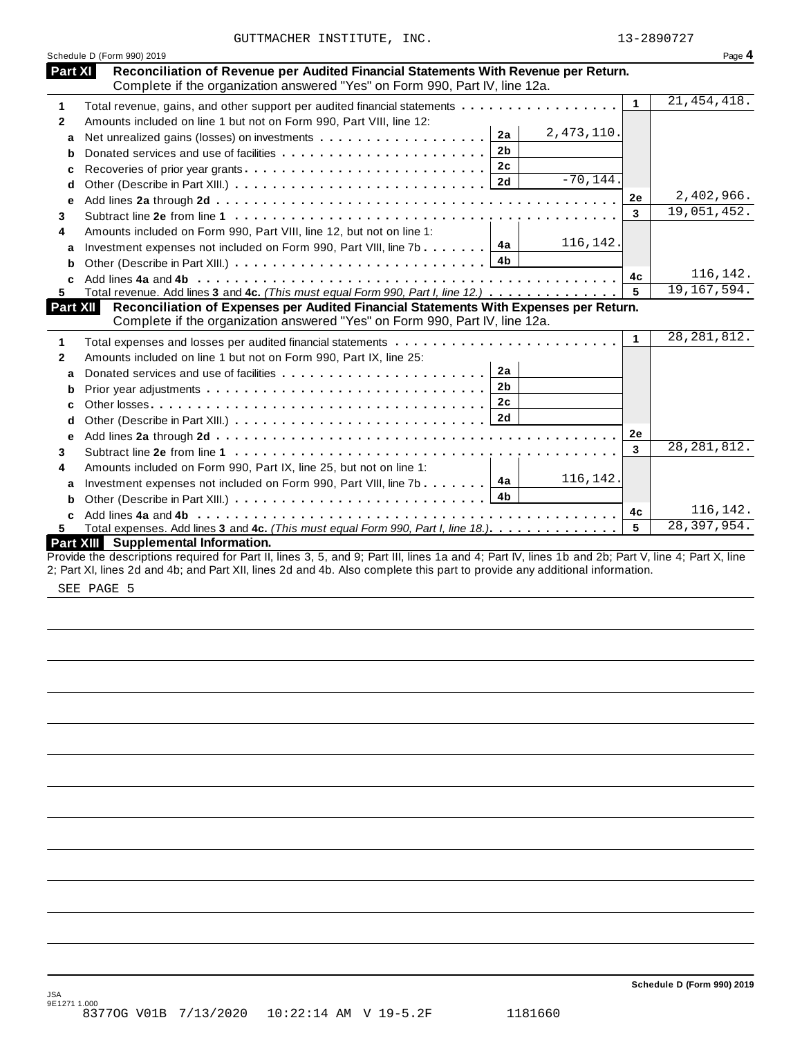GUTTMACHER INSTITUTE, INC. 13-2890727

Schedule D (Form 990) 2019 Page **4**

## Part XI Reconciliation of Revenue per Audited Financial Statements With Revenue per Return.

Complete if the organization answered "Yes" on Form 990, Part IV, line 12a.

| | | | | | |
|---|---|---|---|---|---|
| **1** | Total revenue, gains, and other support per audited financial statements | | | 1 | 21,454,418. |
| **2** | Amounts included on line 1 but not on Form 990, Part VIII, line 12: | | | | |
| a | Net unrealized gains (losses) on investments | 2a | 2,473,110. | | |
| b | Donated services and use of facilities | 2b | | | |
| c | Recoveries of prior year grants | 2c | | | |
| d | Other (Describe in Part XIII.) | 2d | -70,144. | | |
| e | Add lines **2a** through **2d** | | | 2e | 2,402,966. |
| **3** | Subtract line **2e** from line **1** | | | 3 | 19,051,452. |
| **4** | Amounts included on Form 990, Part VIII, line 12, but not on line 1: | | | | |
| a | Investment expenses not included on Form 990, Part VIII, line 7b | 4a | 116,142. | | |
| b | Other (Describe in Part XIII.) | 4b | | | |
| c | Add lines **4a** and **4b** | | | 4c | 116,142. |
| **5** | Total revenue. Add lines **3** and **4c.** *(This must equal Form 990, Part I, line 12.)* | | | 5 | 19,167,594. |

## Part XII Reconciliation of Expenses per Audited Financial Statements With Expenses per Return.

Complete if the organization answered "Yes" on Form 990, Part IV, line 12a.

| | | | | | |
|---|---|---|---|---|---|
| **1** | Total expenses and losses per audited financial statements | | | 1 | 28,281,812. |
| **2** | Amounts included on line 1 but not on Form 990, Part IX, line 25: | | | | |
| a | Donated services and use of facilities | 2a | | | |
| b | Prior year adjustments | 2b | | | |
| c | Other losses | 2c | | | |
| d | Other (Describe in Part XIII.) | 2d | | | |
| e | Add lines **2a** through **2d** | | | 2e | |
| **3** | Subtract line **2e** from line **1** | | | 3 | 28,281,812. |
| **4** | Amounts included on Form 990, Part IX, line 25, but not on line 1: | | | | |
| a | Investment expenses not included on Form 990, Part VIII, line 7b | 4a | 116,142. | | |
| b | Other (Describe in Part XIII.) | 4b | | | |
| c | Add lines **4a** and **4b** | | | 4c | 116,142. |
| **5** | Total expenses. Add lines **3** and **4c.** *(This must equal Form 990, Part I, line 18.)* | | | 5 | 28,397,954. |

## Part XIII Supplemental Information.

Provide the descriptions required for Part II, lines 3, 5, and 9; Part III, lines 1a and 4; Part IV, lines 1b and 2b; Part V, line 4; Part X, line 2; Part XI, lines 2d and 4b; and Part XII, lines 2d and 4b. Also complete this part to provide any additional information.

SEE PAGE 5

**Schedule D (Form 990) 2019**

JSA
9E1271 1.000
8377OG V01B 7/13/2020 10:22:14 AM V 19-5.2F 1181660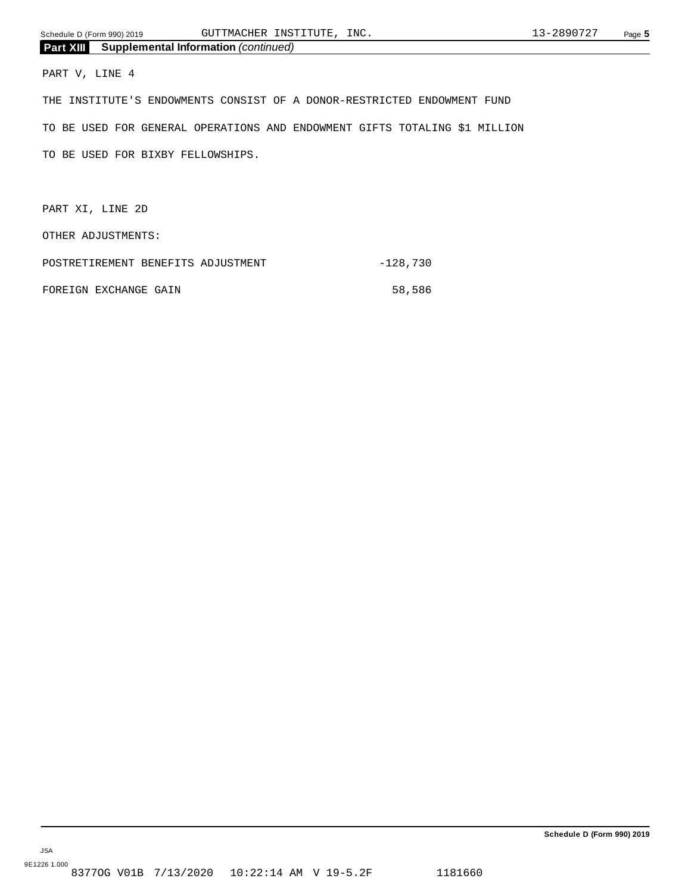## Part XIII Supplemental Information *(continued)*

PART V, LINE 4

THE INSTITUTE'S ENDOWMENTS CONSIST OF A DONOR-RESTRICTED ENDOWMENT FUND TO BE USED FOR GENERAL OPERATIONS AND ENDOWMENT GIFTS TOTALING $1 MILLION TO BE USED FOR BIXBY FELLOWSHIPS.

PART XI, LINE 2D

OTHER ADJUSTMENTS:

| | |
|---|---|
| POSTRETIREMENT BENEFITS ADJUSTMENT | -128,730 |
| FOREIGN EXCHANGE GAIN | 58,586 |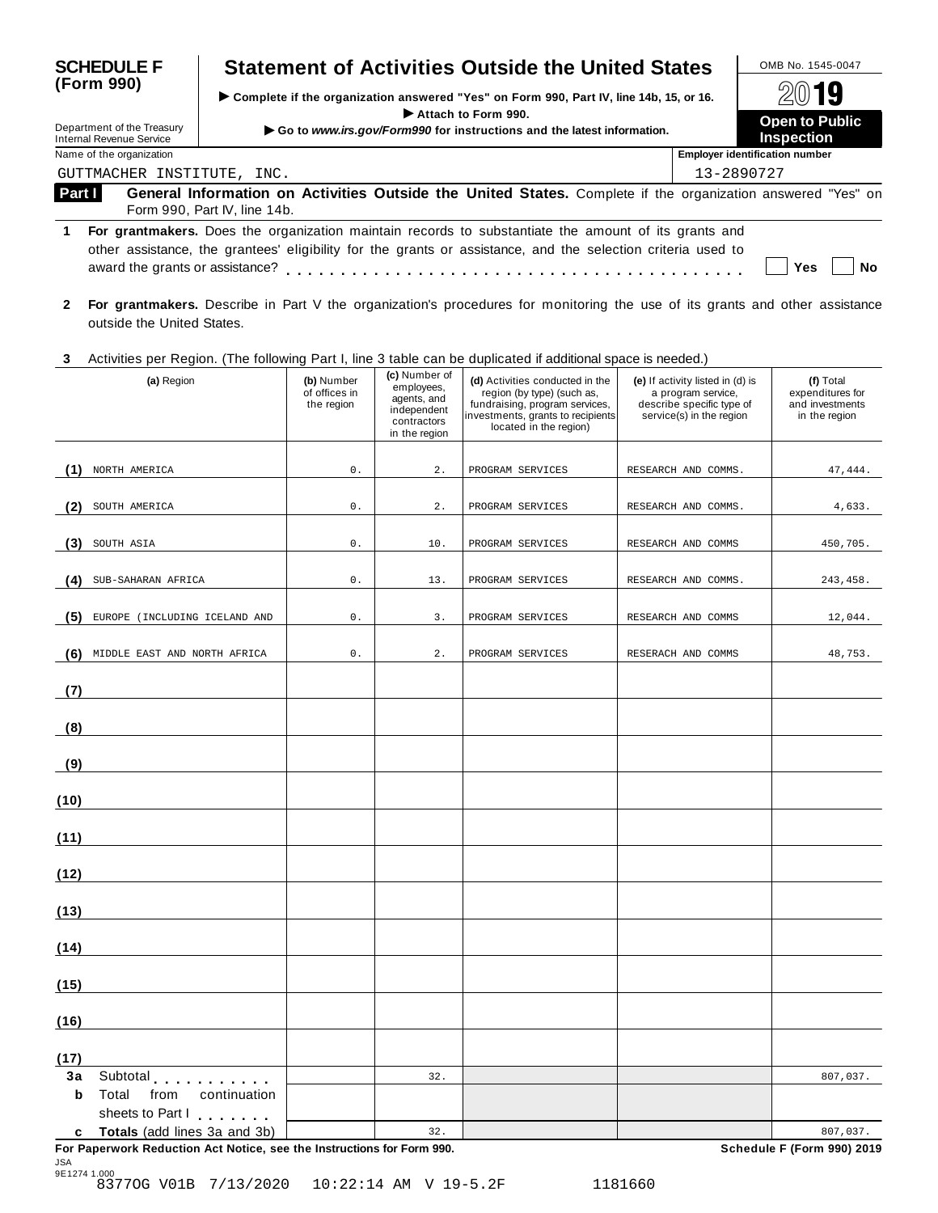# SCHEDULE F (Form 990)

# Statement of Activities Outside the United States

▶ Complete if the organization answered "Yes" on Form 990, Part IV, line 14b, 15, or 16.
▶ Attach to Form 990.
▶ Go to *www.irs.gov/Form990* for instructions and the latest information.

Department of the Treasury
Internal Revenue Service

OMB No. 1545-0047

2019

**Open to Public Inspection**

Name of the organization: GUTTMACHER INSTITUTE, INC.

Employer identification number: 13-2890727

## Part I General Information on Activities Outside the United States.

Complete if the organization answered "Yes" on Form 990, Part IV, line 14b.

**1** **For grantmakers.** Does the organization maintain records to substantiate the amount of its grants and other assistance, the grantees' eligibility for the grants or assistance, and the selection criteria used to award the grants or assistance? . . . . . . . . . . . . . . . . . . . . . . . . . . . . . . . . . . . . . . . ☐ Yes ☐ No

**2** **For grantmakers.** Describe in Part V the organization's procedures for monitoring the use of its grants and other assistance outside the United States.

**3** Activities per Region. (The following Part I, line 3 table can be duplicated if additional space is needed.)

| | (a) Region | (b) Number of offices in the region | (c) Number of employees, agents, and independent contractors in the region | (d) Activities conducted in the region (by type) (such as, fundraising, program services, investments, grants to recipients located in the region) | (e) If activity listed in (d) is a program service, describe specific type of service(s) in the region | (f) Total expenditures for and investments in the region |
|---|---|---|---|---|---|---|
| (1) | NORTH AMERICA | 0. | 2. | PROGRAM SERVICES | RESEARCH AND COMMS. | 47,444. |
| (2) | SOUTH AMERICA | 0. | 2. | PROGRAM SERVICES | RESEARCH AND COMMS. | 4,633. |
| (3) | SOUTH ASIA | 0. | 10. | PROGRAM SERVICES | RESEARCH AND COMMS | 450,705. |
| (4) | SUB-SAHARAN AFRICA | 0. | 13. | PROGRAM SERVICES | RESEARCH AND COMMS. | 243,458. |
| (5) | EUROPE (INCLUDING ICELAND AND | 0. | 3. | PROGRAM SERVICES | RESEARCH AND COMMS | 12,044. |
| (6) | MIDDLE EAST AND NORTH AFRICA | 0. | 2. | PROGRAM SERVICES | RESERACH AND COMMS | 48,753. |
| (7) | | | | | | |
| (8) | | | | | | |
| (9) | | | | | | |
| (10) | | | | | | |
| (11) | | | | | | |
| (12) | | | | | | |
| (13) | | | | | | |
| (14) | | | | | | |
| (15) | | | | | | |
| (16) | | | | | | |
| (17) | | | | | | |
| 3a | Subtotal | | 32. | | | 807,037. |
| b | Total from continuation sheets to Part I | | | | | |
| c | **Totals** (add lines 3a and 3b) | | 32. | | | 807,037. |

**For Paperwork Reduction Act Notice, see the Instructions for Form 990.** **Schedule F (Form 990) 2019**

JSA
9E1274 1.000
8377OG V01B 7/13/2020 10:22:14 AM V 19-5.2F 1181660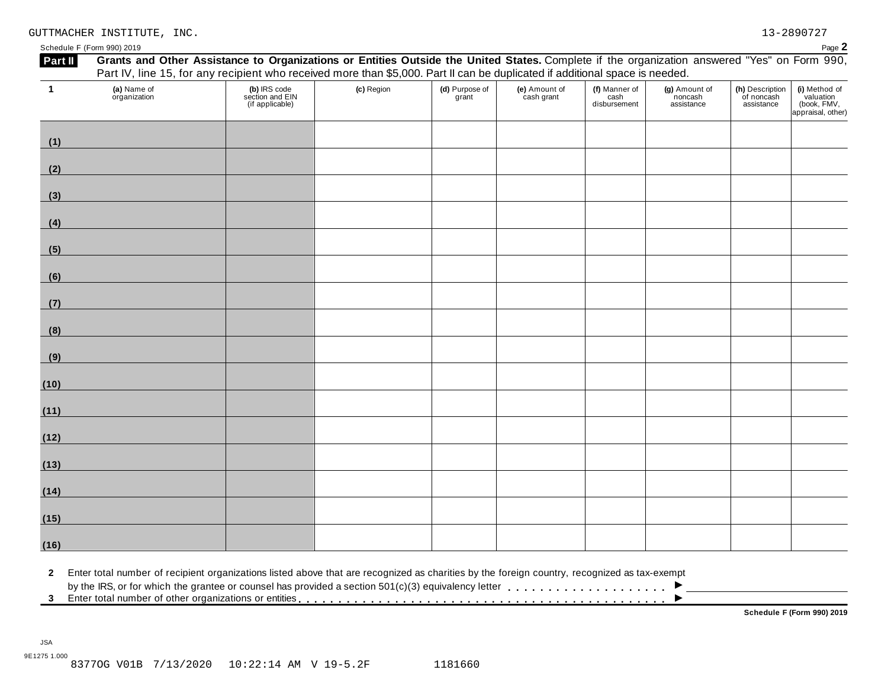GUTTMACHER INSTITUTE, INC. 13-2890727

Schedule F (Form 990) 2019 Page **2**

**Part II** **Grants and Other Assistance to Organizations or Entities Outside the United States.** Complete if the organization answered "Yes" on Form 990, Part IV, line 15, for any recipient who received more than $5,000. Part II can be duplicated if additional space is needed.

| 1 | **(a)** Name of organization | **(b)** IRS code section and EIN (if applicable) | **(c)** Region | **(d)** Purpose of grant | **(e)** Amount of cash grant | **(f)** Manner of cash disbursement | **(g)** Amount of noncash assistance | **(h)** Description of noncash assistance | **(i)** Method of valuation (book, FMV, appraisal, other) |
|---|---|---|---|---|---|---|---|---|---|
| (1) | | | | | | | | | |
| (2) | | | | | | | | | |
| (3) | | | | | | | | | |
| (4) | | | | | | | | | |
| (5) | | | | | | | | | |
| (6) | | | | | | | | | |
| (7) | | | | | | | | | |
| (8) | | | | | | | | | |
| (9) | | | | | | | | | |
| (10) | | | | | | | | | |
| (11) | | | | | | | | | |
| (12) | | | | | | | | | |
| (13) | | | | | | | | | |
| (14) | | | | | | | | | |
| (15) | | | | | | | | | |
| (16) | | | | | | | | | |

**2** Enter total number of recipient organizations listed above that are recognized as charities by the foreign country, recognized as tax-exempt by the IRS, or for which the grantee or counsel has provided a section 501(c)(3) equivalency letter . . . . . . . . . . . . . . . . . . . . ►

**3** Enter total number of other organizations or entities . . . . . . . . . . . . . . . . . . . . . . . . . . . . . . . . . . . . . . . . . . . . ►

**Schedule F (Form 990) 2019**

JSA
9E1275 1.000
8377OG V01B 7/13/2020 10:22:14 AM V 19-5.2F 1181660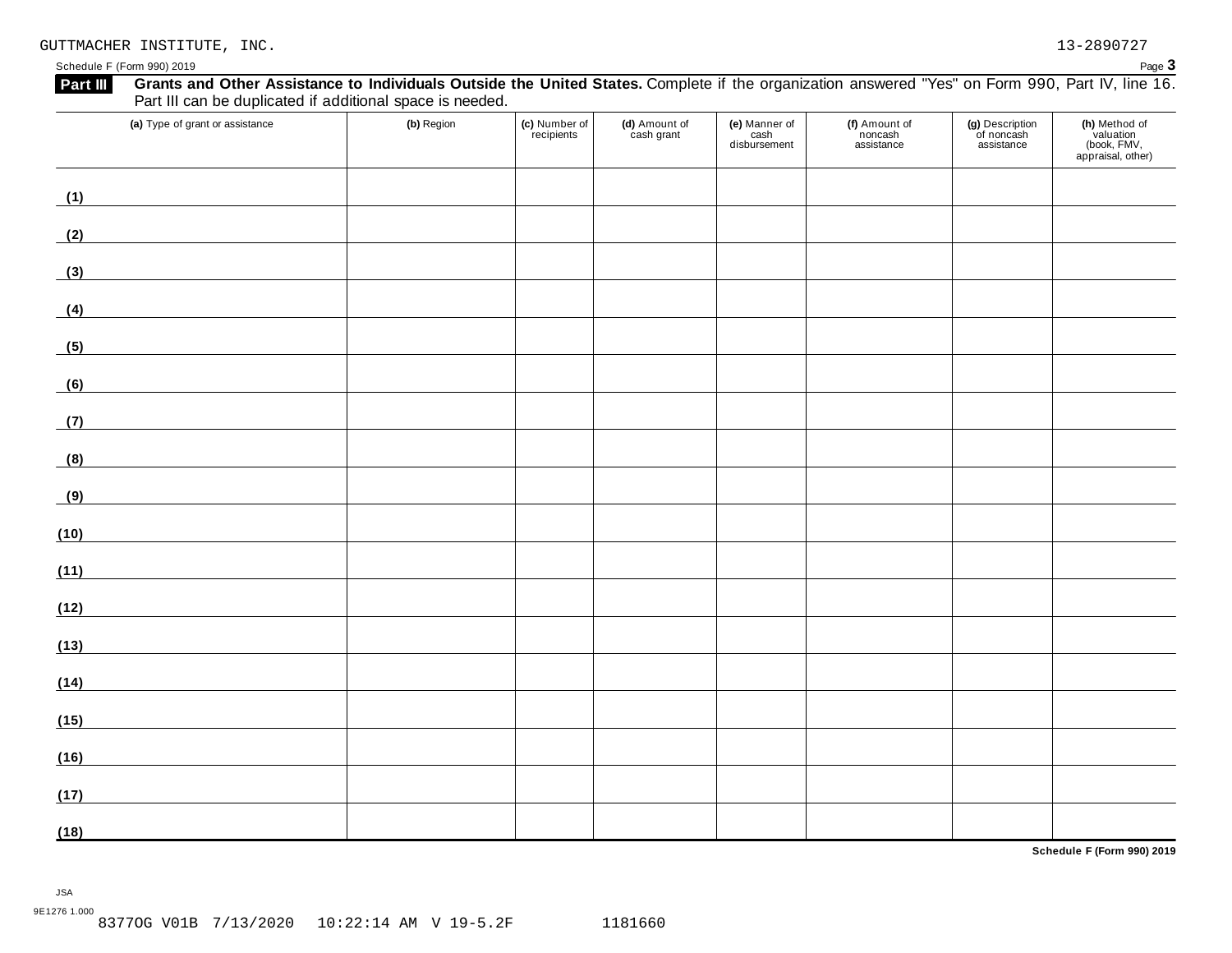GUTTMACHER INSTITUTE, INC. 13-2890727

Schedule F (Form 990) 2019

**Part III** **Grants and Other Assistance to Individuals Outside the United States.** Complete if the organization answered "Yes" on Form 990, Part IV, line 16. Part III can be duplicated if additional space is needed.

| (a) Type of grant or assistance | (b) Region | (c) Number of recipients | (d) Amount of cash grant | (e) Manner of cash disbursement | (f) Amount of noncash assistance | (g) Description of noncash assistance | (h) Method of valuation (book, FMV, appraisal, other) |
|---|---|---|---|---|---|---|---|
| (1) | | | | | | | |
| (2) | | | | | | | |
| (3) | | | | | | | |
| (4) | | | | | | | |
| (5) | | | | | | | |
| (6) | | | | | | | |
| (7) | | | | | | | |
| (8) | | | | | | | |
| (9) | | | | | | | |
| (10) | | | | | | | |
| (11) | | | | | | | |
| (12) | | | | | | | |
| (13) | | | | | | | |
| (14) | | | | | | | |
| (15) | | | | | | | |
| (16) | | | | | | | |
| (17) | | | | | | | |
| (18) | | | | | | | |

**Schedule F (Form 990) 2019**

JSA
9E1276 1.000
8377OG V01B 7/13/2020 10:22:14 AM V 19-5.2F 1181660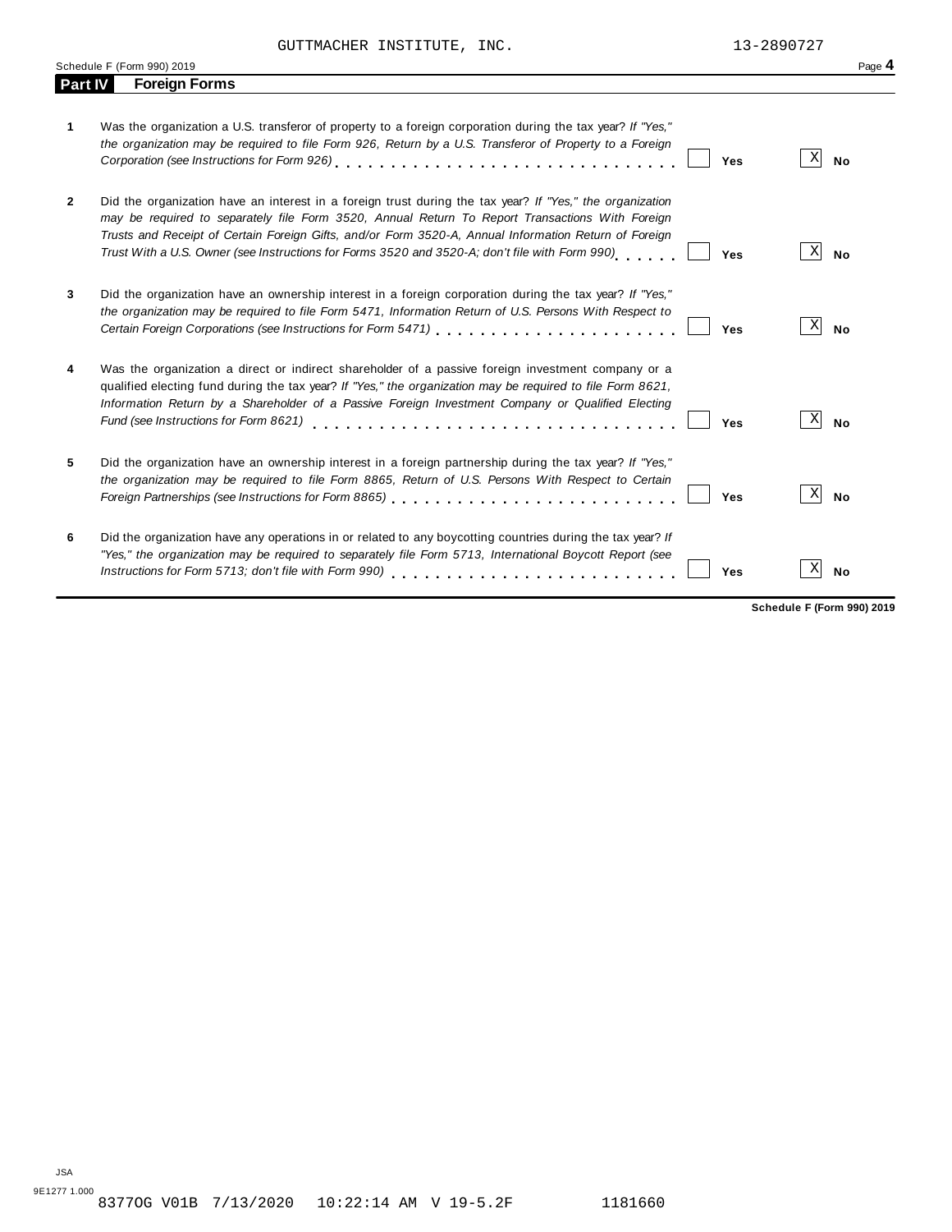GUTTMACHER INSTITUTE, INC. 13-2890727

Schedule F (Form 990) 2019

## Part IV Foreign Forms

| | | | |
|---|---|---|---|
| **1** | Was the organization a U.S. transferor of property to a foreign corporation during the tax year? *If "Yes," the organization may be required to file Form 926, Return by a U.S. Transferor of Property to a Foreign Corporation (see Instructions for Form 926)* | ☐ **Yes** | ☒ **No** |
| **2** | Did the organization have an interest in a foreign trust during the tax year? *If "Yes," the organization may be required to separately file Form 3520, Annual Return To Report Transactions With Foreign Trusts and Receipt of Certain Foreign Gifts, and/or Form 3520-A, Annual Information Return of Foreign Trust With a U.S. Owner (see Instructions for Forms 3520 and 3520-A; don't file with Form 990)* | ☐ **Yes** | ☒ **No** |
| **3** | Did the organization have an ownership interest in a foreign corporation during the tax year? *If "Yes," the organization may be required to file Form 5471, Information Return of U.S. Persons With Respect to Certain Foreign Corporations (see Instructions for Form 5471)* | ☐ **Yes** | ☒ **No** |
| **4** | Was the organization a direct or indirect shareholder of a passive foreign investment company or a qualified electing fund during the tax year? *If "Yes," the organization may be required to file Form 8621, Information Return by a Shareholder of a Passive Foreign Investment Company or Qualified Electing Fund (see Instructions for Form 8621)* | ☐ **Yes** | ☒ **No** |
| **5** | Did the organization have an ownership interest in a foreign partnership during the tax year? *If "Yes," the organization may be required to file Form 8865, Return of U.S. Persons With Respect to Certain Foreign Partnerships (see Instructions for Form 8865)* | ☐ **Yes** | ☒ **No** |
| **6** | Did the organization have any operations in or related to any boycotting countries during the tax year? *If "Yes," the organization may be required to separately file Form 5713, International Boycott Report (see Instructions for Form 5713; don't file with Form 990)* | ☐ **Yes** | ☒ **No** |

**Schedule F (Form 990) 2019**

JSA
9E1277 1.000
8377OG V01B 7/13/2020 10:22:14 AM V 19-5.2F 1181660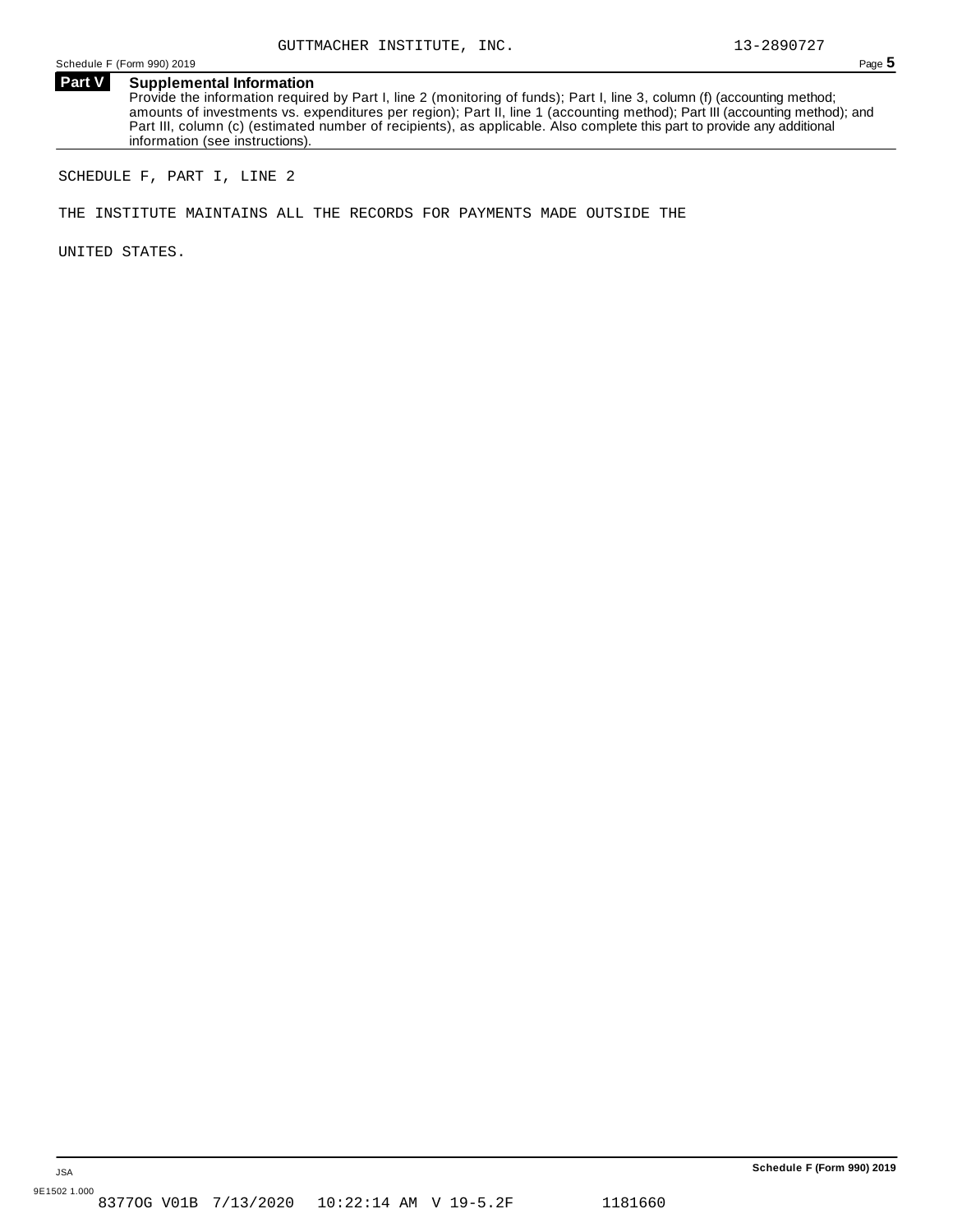GUTTMACHER INSTITUTE, INC. 13-2890727

Schedule F (Form 990) 2019

## Part V Supplemental Information

Provide the information required by Part I, line 2 (monitoring of funds); Part I, line 3, column (f) (accounting method; amounts of investments vs. expenditures per region); Part II, line 1 (accounting method); Part III (accounting method); and Part III, column (c) (estimated number of recipients), as applicable. Also complete this part to provide any additional information (see instructions).

SCHEDULE F, PART I, LINE 2

THE INSTITUTE MAINTAINS ALL THE RECORDS FOR PAYMENTS MADE OUTSIDE THE UNITED STATES.

JSA

9E1502 1.000

8377OG V01B 7/13/2020 10:22:14 AM V 19-5.2F 1181660

Schedule F (Form 990) 2019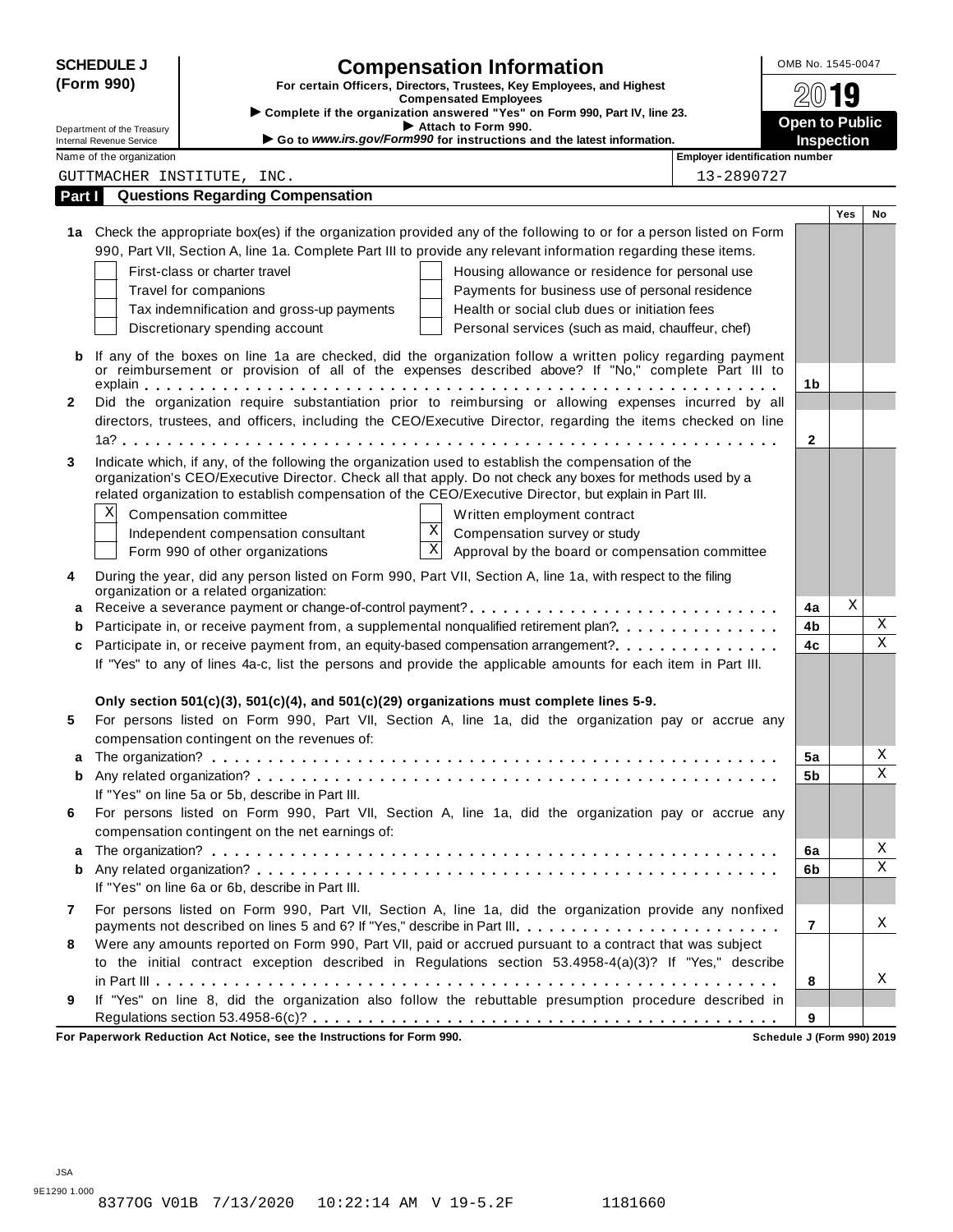**SCHEDULE J (Form 990)**

Department of the Treasury
Internal Revenue Service

# Compensation Information

**For certain Officers, Directors, Trustees, Key Employees, and Highest Compensated Employees**

▶ Complete if the organization answered "Yes" on Form 990, Part IV, line 23.

▶ Attach to Form 990.

▶ Go to *www.irs.gov/Form990* for instructions and the latest information.

OMB No. 1545-0047

**2019**

**Open to Public Inspection**

Name of the organization: GUTTMACHER INSTITUTE, INC.

Employer identification number: 13-2890727

## Part I Questions Regarding Compensation

| | | Line | Yes | No |
|---|---|---|---|---|
| **1a** | Check the appropriate box(es) if the organization provided any of the following to or for a person listed on Form 990, Part VII, Section A, line 1a. Complete Part III to provide any relevant information regarding these items.<br>☐ First-class or charter travel ☐ Housing allowance or residence for personal use<br>☐ Travel for companions ☐ Payments for business use of personal residence<br>☐ Tax indemnification and gross-up payments ☐ Health or social club dues or initiation fees<br>☐ Discretionary spending account ☐ Personal services (such as maid, chauffeur, chef) | | | |
| **b** | If any of the boxes on line 1a are checked, did the organization follow a written policy regarding payment or reimbursement or provision of all of the expenses described above? If "No," complete Part III to explain | 1b | | |
| **2** | Did the organization require substantiation prior to reimbursing or allowing expenses incurred by all directors, trustees, and officers, including the CEO/Executive Director, regarding the items checked on line 1a? | 2 | | |
| **3** | Indicate which, if any, of the following the organization used to establish the compensation of the organization's CEO/Executive Director. Check all that apply. Do not check any boxes for methods used by a related organization to establish compensation of the CEO/Executive Director, but explain in Part III.<br>☒ Compensation committee ☐ Written employment contract<br>☐ Independent compensation consultant ☒ Compensation survey or study<br>☐ Form 990 of other organizations ☒ Approval by the board or compensation committee | | | |
| **4** | During the year, did any person listed on Form 990, Part VII, Section A, line 1a, with respect to the filing organization or a related organization: | | | |
| **a** | Receive a severance payment or change-of-control payment? | 4a | X | |
| **b** | Participate in, or receive payment from, a supplemental nonqualified retirement plan? | 4b | | X |
| **c** | Participate in, or receive payment from, an equity-based compensation arrangement? | 4c | | X |
| | If "Yes" to any of lines 4a-c, list the persons and provide the applicable amounts for each item in Part III. | | | |
| | **Only section 501(c)(3), 501(c)(4), and 501(c)(29) organizations must complete lines 5-9.** | | | |
| **5** | For persons listed on Form 990, Part VII, Section A, line 1a, did the organization pay or accrue any compensation contingent on the revenues of: | | | |
| **a** | The organization? | 5a | | X |
| **b** | Any related organization? | 5b | | X |
| | If "Yes" on line 5a or 5b, describe in Part III. | | | |
| **6** | For persons listed on Form 990, Part VII, Section A, line 1a, did the organization pay or accrue any compensation contingent on the net earnings of: | | | |
| **a** | The organization? | 6a | | X |
| **b** | Any related organization? | 6b | | X |
| | If "Yes" on line 6a or 6b, describe in Part III. | | | |
| **7** | For persons listed on Form 990, Part VII, Section A, line 1a, did the organization provide any nonfixed payments not described on lines 5 and 6? If "Yes," describe in Part III | 7 | | X |
| **8** | Were any amounts reported on Form 990, Part VII, paid or accrued pursuant to a contract that was subject to the initial contract exception described in Regulations section 53.4958-4(a)(3)? If "Yes," describe in Part III | 8 | | X |
| **9** | If "Yes" on line 8, did the organization also follow the rebuttable presumption procedure described in Regulations section 53.4958-6(c)? | 9 | | |

**For Paperwork Reduction Act Notice, see the Instructions for Form 990.** **Schedule J (Form 990) 2019**

JSA
9E1290 1.000
8377OG V01B 7/13/2020 10:22:14 AM V 19-5.2F 1181660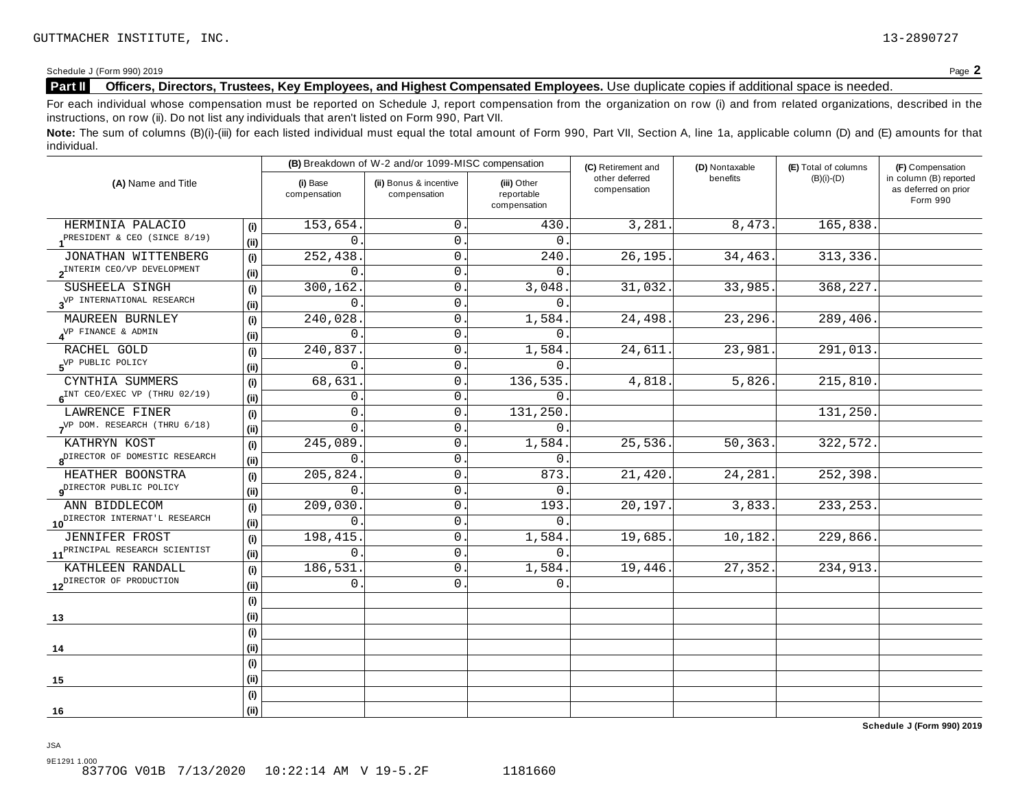GUTTMACHER INSTITUTE, INC. 13-2890727

Schedule J (Form 990) 2019 Page **2**

**Part II** **Officers, Directors, Trustees, Key Employees, and Highest Compensated Employees.** Use duplicate copies if additional space is needed.

For each individual whose compensation must be reported on Schedule J, report compensation from the organization on row (i) and from related organizations, described in the instructions, on row (ii). Do not list any individuals that aren't listed on Form 990, Part VII.

**Note:** The sum of columns (B)(i)-(iii) for each listed individual must equal the total amount of Form 990, Part VII, Section A, line 1a, applicable column (D) and (E) amounts for that individual.

| (A) Name and Title | | (B) Breakdown of W-2 and/or 1099-MISC compensation | | | (C) Retirement and other deferred compensation | (D) Nontaxable benefits | (E) Total of columns (B)(i)-(D) | (F) Compensation in column (B) reported as deferred on prior Form 990 |
|---|---|---|---|---|---|---|---|---|
| | | (i) Base compensation | (ii) Bonus & incentive compensation | (iii) Other reportable compensation | | | | |
| 1 HERMINIA PALACIO | (i) | 153,654. | 0. | 430. | 3,281. | 8,473. | 165,838. | |
| PRESIDENT & CEO (SINCE 8/19) | (ii) | 0. | 0. | 0. | | | | |
| 2 JONATHAN WITTENBERG | (i) | 252,438. | 0. | 240. | 26,195. | 34,463. | 313,336. | |
| INTERIM CEO/VP DEVELOPMENT | (ii) | 0. | 0. | 0. | | | | |
| 3 SUSHEELA SINGH | (i) | 300,162. | 0. | 3,048. | 31,032. | 33,985. | 368,227. | |
| VP INTERNATIONAL RESEARCH | (ii) | 0. | 0. | 0. | | | | |
| 4 MAUREEN BURNLEY | (i) | 240,028. | 0. | 1,584. | 24,498. | 23,296. | 289,406. | |
| VP FINANCE & ADMIN | (ii) | 0. | 0. | 0. | | | | |
| 5 RACHEL GOLD | (i) | 240,837. | 0. | 1,584. | 24,611. | 23,981. | 291,013. | |
| VP PUBLIC POLICY | (ii) | 0. | 0. | 0. | | | | |
| 6 CYNTHIA SUMMERS | (i) | 68,631. | 0. | 136,535. | 4,818. | 5,826. | 215,810. | |
| INT CEO/EXEC VP (THRU 02/19) | (ii) | 0. | 0. | 0. | | | | |
| 7 LAWRENCE FINER | (i) | 0. | 0. | 131,250. | | | 131,250. | |
| VP DOM. RESEARCH (THRU 6/18) | (ii) | 0. | 0. | 0. | | | | |
| 8 KATHRYN KOST | (i) | 245,089. | 0. | 1,584. | 25,536. | 50,363. | 322,572. | |
| DIRECTOR OF DOMESTIC RESEARCH | (ii) | 0. | 0. | 0. | | | | |
| 9 HEATHER BOONSTRA | (i) | 205,824. | 0. | 873. | 21,420. | 24,281. | 252,398. | |
| DIRECTOR PUBLIC POLICY | (ii) | 0. | 0. | 0. | | | | |
| 10 ANN BIDDLECOM | (i) | 209,030. | 0. | 193. | 20,197. | 3,833. | 233,253. | |
| DIRECTOR INTERNAT'L RESEARCH | (ii) | 0. | 0. | 0. | | | | |
| 11 JENNIFER FROST | (i) | 198,415. | 0. | 1,584. | 19,685. | 10,182. | 229,866. | |
| PRINCIPAL RESEARCH SCIENTIST | (ii) | 0. | 0. | 0. | | | | |
| 12 KATHLEEN RANDALL | (i) | 186,531. | 0. | 1,584. | 19,446. | 27,352. | 234,913. | |
| DIRECTOR OF PRODUCTION | (ii) | 0. | 0. | 0. | | | | |
| 13 | (i) | | | | | | | |
| | (ii) | | | | | | | |
| 14 | (i) | | | | | | | |
| | (ii) | | | | | | | |
| 15 | (i) | | | | | | | |
| | (ii) | | | | | | | |
| 16 | (i) | | | | | | | |
| | (ii) | | | | | | | |

**Schedule J (Form 990) 2019**

JSA
9E1291 1.000
8377OG V01B 7/13/2020 10:22:14 AM V 19-5.2F 1181660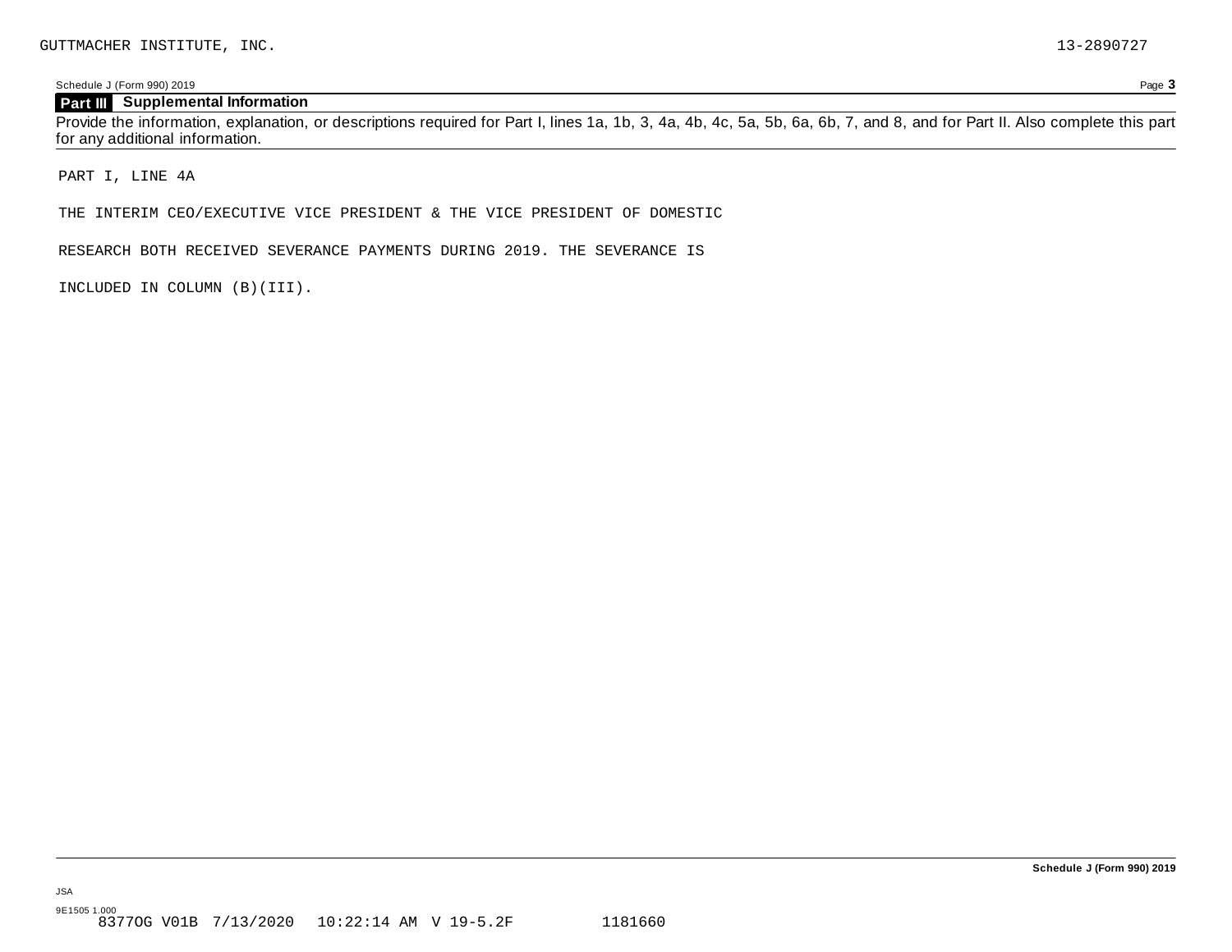## Part III Supplemental Information

Provide the information, explanation, or descriptions required for Part I, lines 1a, 1b, 3, 4a, 4b, 4c, 5a, 5b, 6a, 6b, 7, and 8, and for Part II. Also complete this part for any additional information.

PART I, LINE 4A

THE INTERIM CEO/EXECUTIVE VICE PRESIDENT & THE VICE PRESIDENT OF DOMESTIC

RESEARCH BOTH RECEIVED SEVERANCE PAYMENTS DURING 2019. THE SEVERANCE IS

INCLUDED IN COLUMN (B)(III).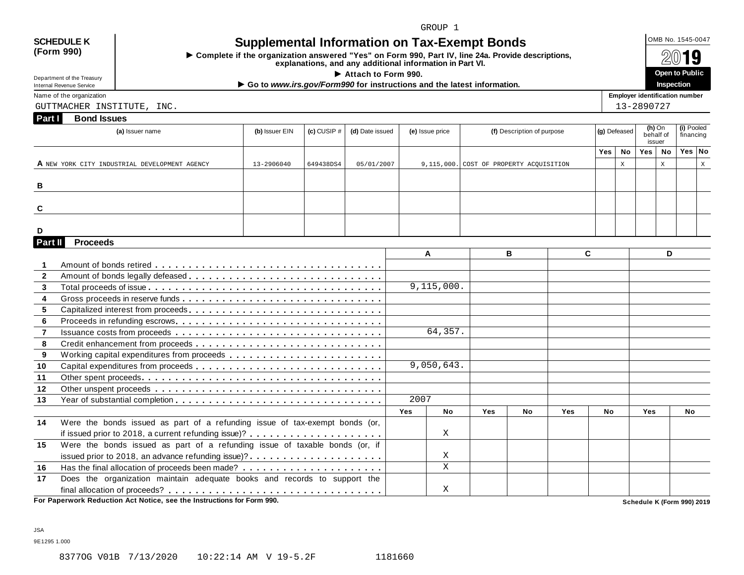GROUP 1

**SCHEDULE K (Form 990)**

Department of the Treasury
Internal Revenue Service

# Supplemental Information on Tax-Exempt Bonds

► Complete if the organization answered "Yes" on Form 990, Part IV, line 24a. Provide descriptions, explanations, and any additional information in Part VI.

► Attach to Form 990.

► Go to *www.irs.gov/Form990* for instructions and the latest information.

OMB No. 1545-0047

**2019**

**Open to Public Inspection**

Name of the organization: GUTTMACHER INSTITUTE, INC.

Employer identification number: 13-2890727

## Part I Bond Issues

| | (a) Issuer name | (b) Issuer EIN | (c) CUSIP # | (d) Date issued | (e) Issue price | (f) Description of purpose | (g) Defeased Yes | (g) Defeased No | (h) On behalf of issuer Yes | (h) On behalf of issuer No | (i) Pooled financing Yes | (i) Pooled financing No |
|---|---|---|---|---|---|---|---|---|---|---|---|---|
| A | NEW YORK CITY INDUSTRIAL DEVELOPMENT AGENCY | 13-2906040 | 649438DS4 | 05/01/2007 | 9,115,000. | COST OF PROPERTY ACQUISITION | | X | | X | | X |
| B | | | | | | | | | | | | |
| C | | | | | | | | | | | | |
| D | | | | | | | | | | | | |

## Part II Proceeds

| | | A | | B | | C | | D | |
|---|---|---|---|---|---|---|---|---|---|
| 1 | Amount of bonds retired | | | | | | | | |
| 2 | Amount of bonds legally defeased | | | | | | | | |
| 3 | Total proceeds of issue | 9,115,000. | | | | | | | |
| 4 | Gross proceeds in reserve funds | | | | | | | | |
| 5 | Capitalized interest from proceeds | | | | | | | | |
| 6 | Proceeds in refunding escrows | | | | | | | | |
| 7 | Issuance costs from proceeds | 64,357. | | | | | | | |
| 8 | Credit enhancement from proceeds | | | | | | | | |
| 9 | Working capital expenditures from proceeds | | | | | | | | |
| 10 | Capital expenditures from proceeds | 9,050,643. | | | | | | | |
| 11 | Other spent proceeds | | | | | | | | |
| 12 | Other unspent proceeds | | | | | | | | |
| 13 | Year of substantial completion | 2007 | | | | | | | |
| | | Yes | No | Yes | No | Yes | No | Yes | No |
| 14 | Were the bonds issued as part of a refunding issue of tax-exempt bonds (or, if issued prior to 2018, a current refunding issue)? | | X | | | | | | |
| 15 | Were the bonds issued as part of a refunding issue of taxable bonds (or, if issued prior to 2018, an advance refunding issue)? | | X | | | | | | |
| 16 | Has the final allocation of proceeds been made? | | X | | | | | | |
| 17 | Does the organization maintain adequate books and records to support the final allocation of proceeds? | | X | | | | | | |

**For Paperwork Reduction Act Notice, see the Instructions for Form 990.**

**Schedule K (Form 990) 2019**

JSA
9E1295 1.000

8377OG V01B 7/13/2020 10:22:14 AM V 19-5.2F 1181660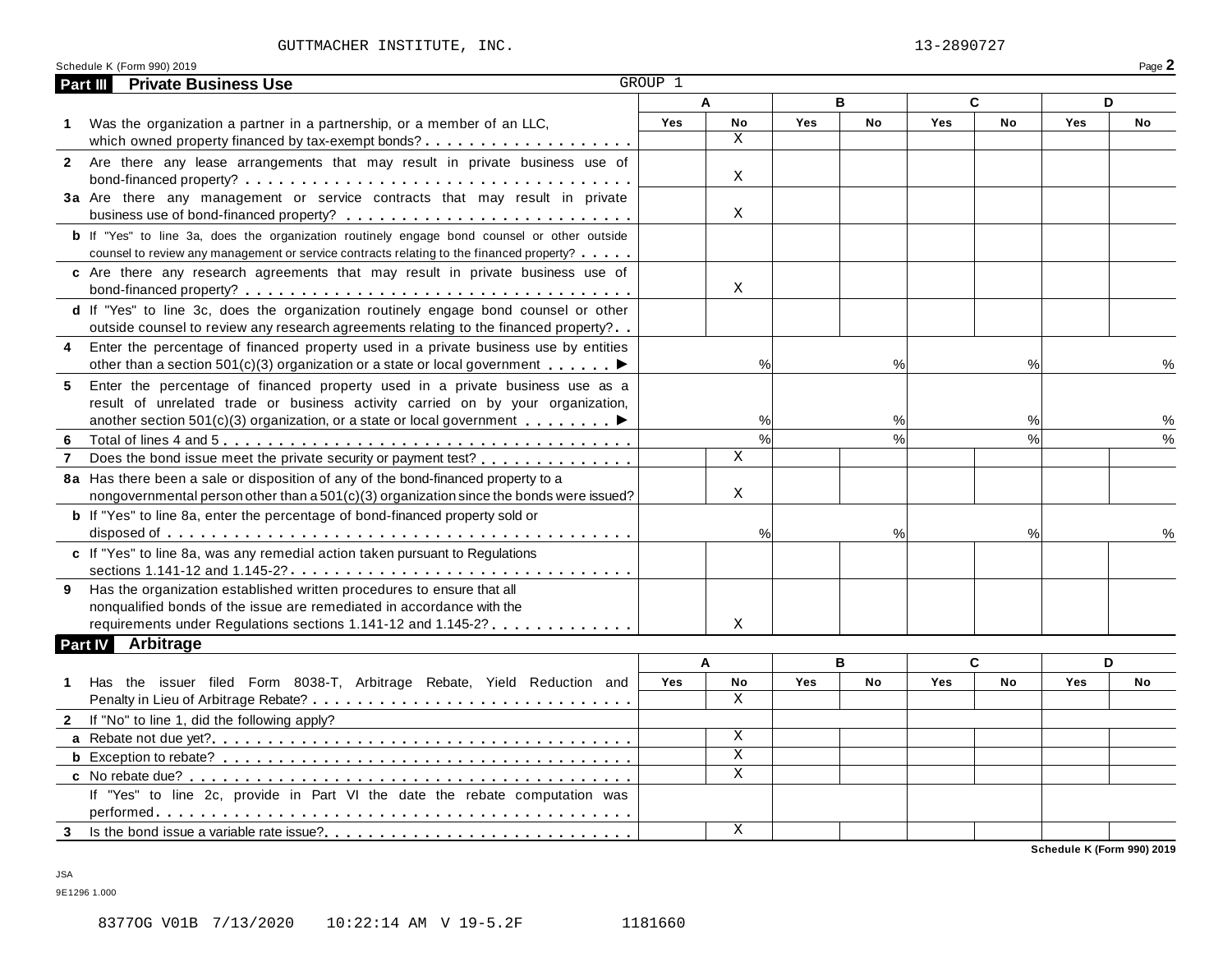GUTTMACHER INSTITUTE, INC. 13-2890727

Schedule K (Form 990) 2019 Page **2**

## Part III Private Business Use

GROUP 1

| | A | | B | | C | | D | |
|---|---|---|---|---|---|---|---|---|
| | Yes | No | Yes | No | Yes | No | Yes | No |
| **1** Was the organization a partner in a partnership, or a member of an LLC, which owned property financed by tax-exempt bonds? | | X | | | | | | |
| **2** Are there any lease arrangements that may result in private business use of bond-financed property? | | X | | | | | | |
| **3a** Are there any management or service contracts that may result in private business use of bond-financed property? | | X | | | | | | |
| **b** If "Yes" to line 3a, does the organization routinely engage bond counsel or other outside counsel to review any management or service contracts relating to the financed property? | | | | | | | | |
| **c** Are there any research agreements that may result in private business use of bond-financed property? | | X | | | | | | |
| **d** If "Yes" to line 3c, does the organization routinely engage bond counsel or other outside counsel to review any research agreements relating to the financed property? | | | | | | | | |
| **4** Enter the percentage of financed property used in a private business use by entities other than a section 501(c)(3) organization or a state or local government ▶ | | % | | % | | % | | % |
| **5** Enter the percentage of financed property used in a private business use as a result of unrelated trade or business activity carried on by your organization, another section 501(c)(3) organization, or a state or local government ▶ | | % | | % | | % | | % |
| **6** Total of lines 4 and 5 | | % | | % | | % | | % |
| **7** Does the bond issue meet the private security or payment test? | | X | | | | | | |
| **8a** Has there been a sale or disposition of any of the bond-financed property to a nongovernmental person other than a 501(c)(3) organization since the bonds were issued? | | X | | | | | | |
| **b** If "Yes" to line 8a, enter the percentage of bond-financed property sold or disposed of | | % | | % | | % | | % |
| **c** If "Yes" to line 8a, was any remedial action taken pursuant to Regulations sections 1.141-12 and 1.145-2? | | | | | | | | |
| **9** Has the organization established written procedures to ensure that all nonqualified bonds of the issue are remediated in accordance with the requirements under Regulations sections 1.141-12 and 1.145-2? | | X | | | | | | |

## Part IV Arbitrage

| | A | | B | | C | | D | |
|---|---|---|---|---|---|---|---|---|
| | Yes | No | Yes | No | Yes | No | Yes | No |
| **1** Has the issuer filed Form 8038-T, Arbitrage Rebate, Yield Reduction and Penalty in Lieu of Arbitrage Rebate? | | X | | | | | | |
| **2** If "No" to line 1, did the following apply? | | | | | | | | |
| **a** Rebate not due yet? | | X | | | | | | |
| **b** Exception to rebate? | | X | | | | | | |
| **c** No rebate due? | | X | | | | | | |
| If "Yes" to line 2c, provide in Part VI the date the rebate computation was performed | | | | | | | | |
| **3** Is the bond issue a variable rate issue? | | X | | | | | | |

Schedule K (Form 990) 2019

JSA
9E1296 1.000

8377OG V01B 7/13/2020 10:22:14 AM V 19-5.2F 1181660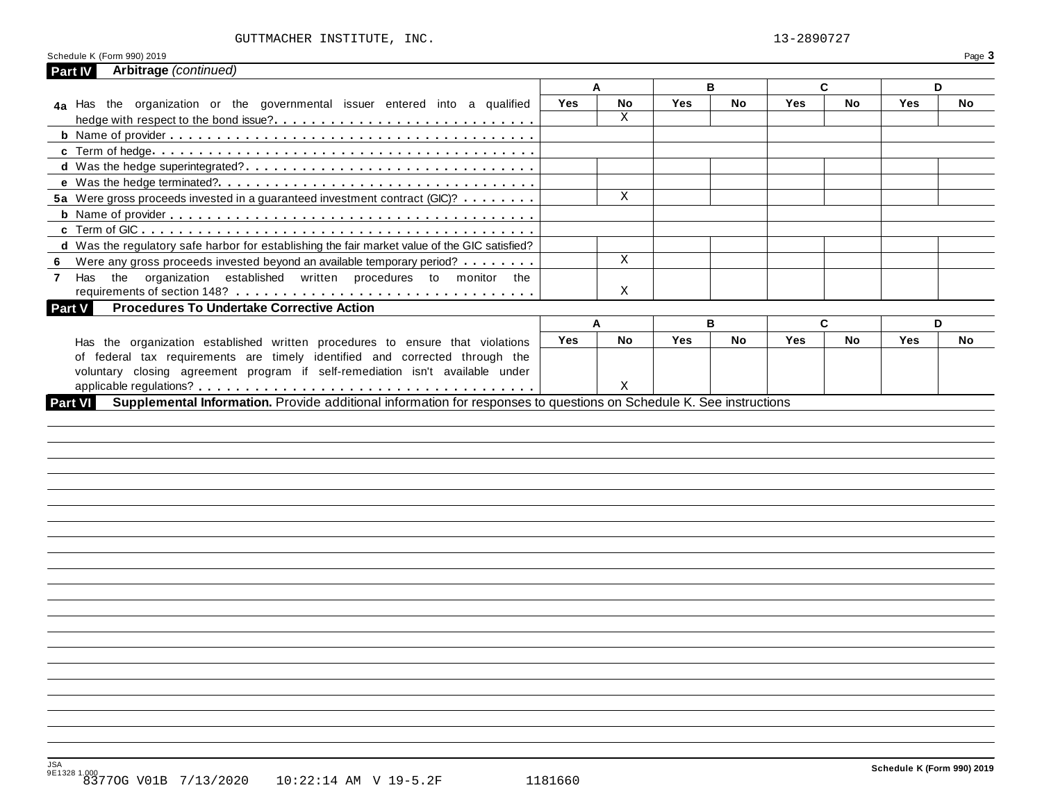GUTTMACHER INSTITUTE, INC. 13-2890727

Schedule K (Form 990) 2019

## Part IV Arbitrage *(continued)*

| | A | | B | | C | | D | |
|---|---|---|---|---|---|---|---|---|
| | Yes | No | Yes | No | Yes | No | Yes | No |
| **4a** Has the organization or the governmental issuer entered into a qualified hedge with respect to the bond issue? | | X | | | | | | |
| **b** Name of provider | | | | | | | | |
| **c** Term of hedge | | | | | | | | |
| **d** Was the hedge superintegrated? | | | | | | | | |
| **e** Was the hedge terminated? | | | | | | | | |
| **5a** Were gross proceeds invested in a guaranteed investment contract (GIC)? | | X | | | | | | |
| **b** Name of provider | | | | | | | | |
| **c** Term of GIC | | | | | | | | |
| **d** Was the regulatory safe harbor for establishing the fair market value of the GIC satisfied? | | | | | | | | |
| **6** Were any gross proceeds invested beyond an available temporary period? | | X | | | | | | |
| **7** Has the organization established written procedures to monitor the requirements of section 148? | | X | | | | | | |

## Part V Procedures To Undertake Corrective Action

| | A | | B | | C | | D | |
|---|---|---|---|---|---|---|---|---|
| | Yes | No | Yes | No | Yes | No | Yes | No |
| Has the organization established written procedures to ensure that violations of federal tax requirements are timely identified and corrected through the voluntary closing agreement program if self-remediation isn't available under applicable regulations? | | X | | | | | | |

## Part VI Supplemental Information. Provide additional information for responses to questions on Schedule K. See instructions

JSA
9E1328 1.000
8377OG V01B 7/13/2020 10:22:14 AM V 19-5.2F 1181660

Schedule K (Form 990) 2019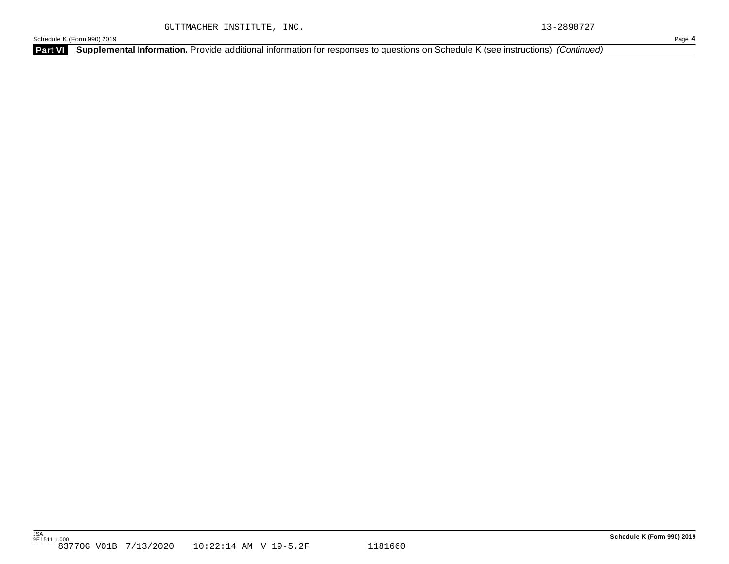GUTTMACHER INSTITUTE, INC. 13-2890727

Schedule K (Form 990) 2019 Page **4**

**Part VI** **Supplemental Information.** Provide additional information for responses to questions on Schedule K (see instructions) *(Continued)*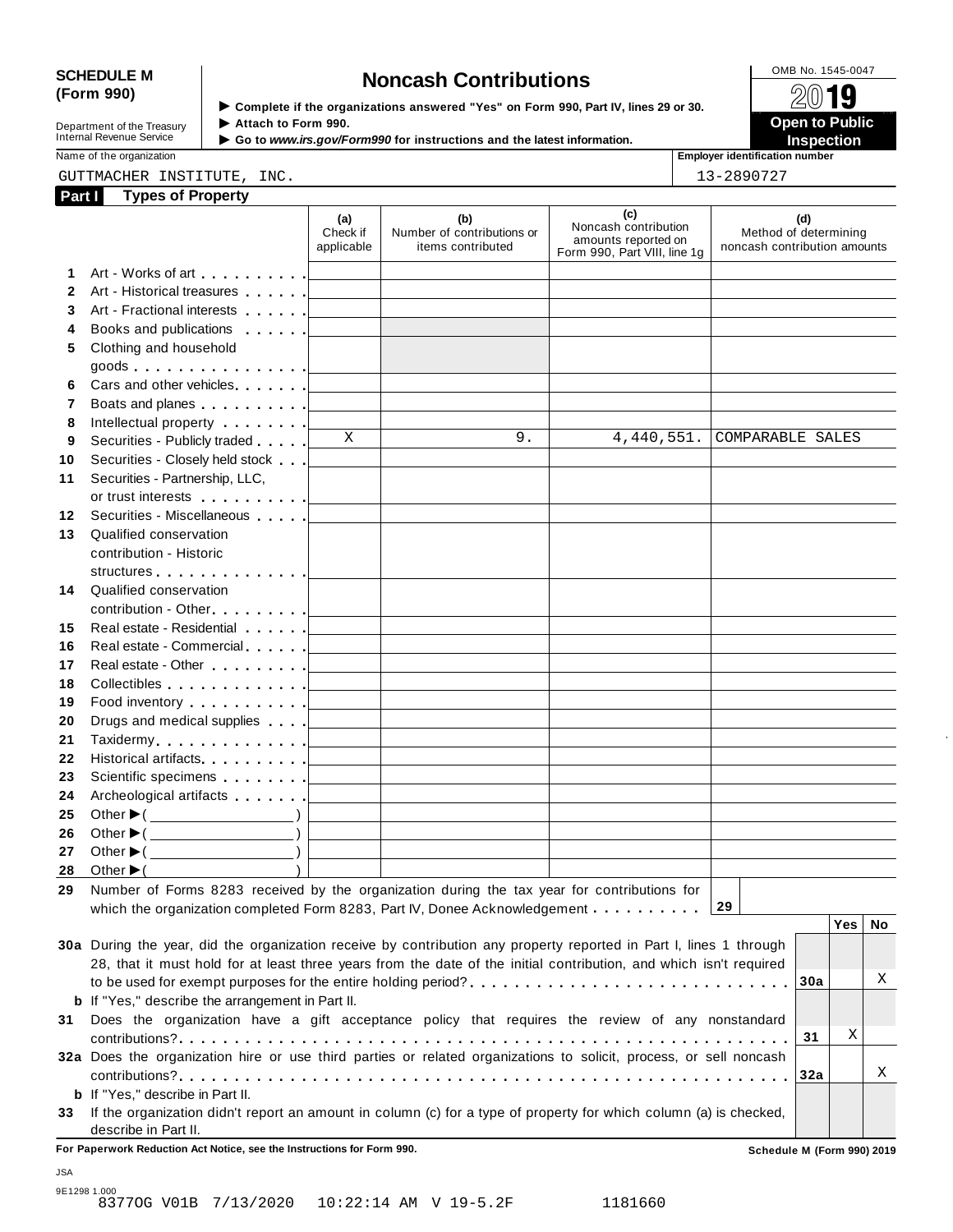**SCHEDULE M (Form 990)**

Department of the Treasury
Internal Revenue Service

# Noncash Contributions

▶ Complete if the organizations answered "Yes" on Form 990, Part IV, lines 29 or 30.
▶ Attach to Form 990.
▶ Go to *www.irs.gov/Form990* for instructions and the latest information.

OMB No. 1545-0047

**2019**

**Open to Public Inspection**

Name of the organization: GUTTMACHER INSTITUTE, INC.

Employer identification number: 13-2890727

**Part I Types of Property**

| | | (a) Check if applicable | (b) Number of contributions or items contributed | (c) Noncash contribution amounts reported on Form 990, Part VIII, line 1g | (d) Method of determining noncash contribution amounts |
|---|---|---|---|---|---|
| 1 | Art - Works of art | | | | |
| 2 | Art - Historical treasures | | | | |
| 3 | Art - Fractional interests | | | | |
| 4 | Books and publications | | | | |
| 5 | Clothing and household goods | | | | |
| 6 | Cars and other vehicles | | | | |
| 7 | Boats and planes | | | | |
| 8 | Intellectual property | | | | |
| 9 | Securities - Publicly traded | X | 9. | 4,440,551. | COMPARABLE SALES |
| 10 | Securities - Closely held stock | | | | |
| 11 | Securities - Partnership, LLC, or trust interests | | | | |
| 12 | Securities - Miscellaneous | | | | |
| 13 | Qualified conservation contribution - Historic structures | | | | |
| 14 | Qualified conservation contribution - Other | | | | |
| 15 | Real estate - Residential | | | | |
| 16 | Real estate - Commercial | | | | |
| 17 | Real estate - Other | | | | |
| 18 | Collectibles | | | | |
| 19 | Food inventory | | | | |
| 20 | Drugs and medical supplies | | | | |
| 21 | Taxidermy | | | | |
| 22 | Historical artifacts | | | | |
| 23 | Scientific specimens | | | | |
| 24 | Archeological artifacts | | | | |
| 25 | Other ▶ ( ) | | | | |
| 26 | Other ▶ ( ) | | | | |
| 27 | Other ▶ ( ) | | | | |
| 28 | Other ▶ ( ) | | | | |

**29** Number of Forms 8283 received by the organization during the tax year for contributions for which the organization completed Form 8283, Part IV, Donee Acknowledgement . . . . . **29**

| | | | Yes | No |
|---|---|---|---|---|
| **30a** | During the year, did the organization receive by contribution any property reported in Part I, lines 1 through 28, that it must hold for at least three years from the date of the initial contribution, and which isn't required to be used for exempt purposes for the entire holding period? | 30a | | X |
| **b** | If "Yes," describe the arrangement in Part II. | | | |
| **31** | Does the organization have a gift acceptance policy that requires the review of any nonstandard contributions? | 31 | X | |
| **32a** | Does the organization hire or use third parties or related organizations to solicit, process, or sell noncash contributions? | 32a | | X |
| **b** | If "Yes," describe in Part II. | | | |
| **33** | If the organization didn't report an amount in column (c) for a type of property for which column (a) is checked, describe in Part II. | | | |

**For Paperwork Reduction Act Notice, see the Instructions for Form 990.** **Schedule M (Form 990) 2019**

JSA
9E1298 1.000
8377OG V01B 7/13/2020 10:22:14 AM V 19-5.2F 1181660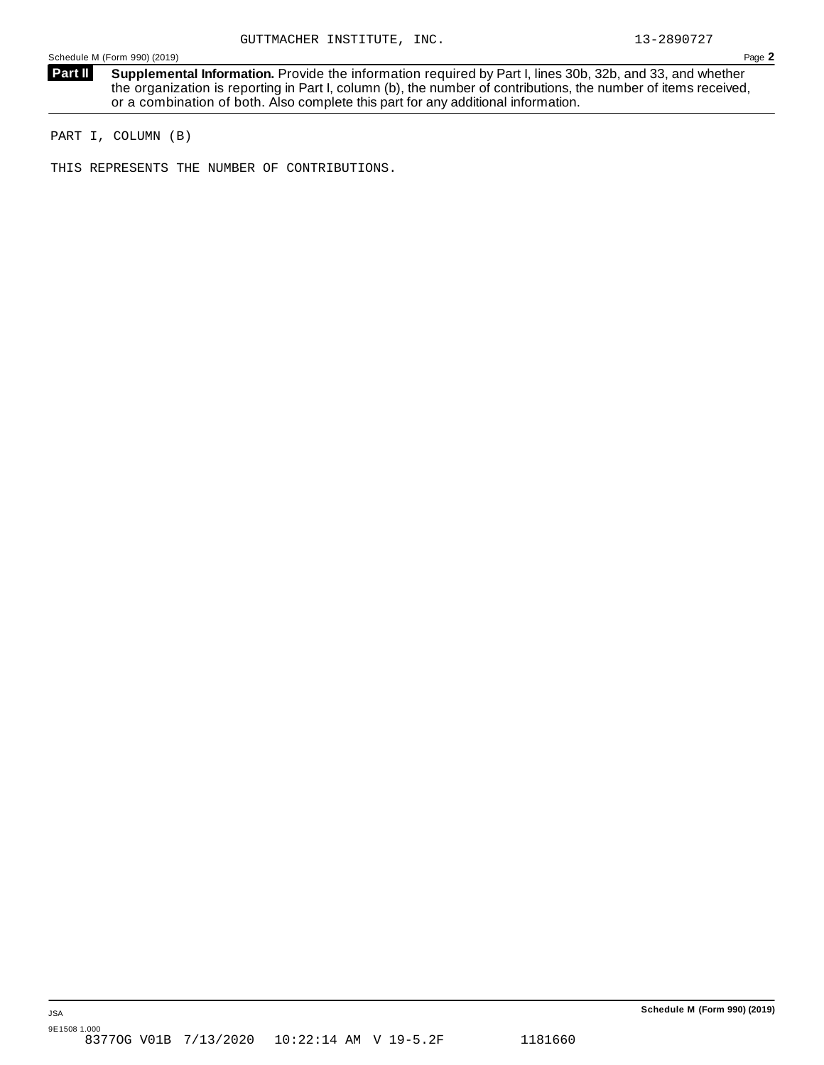GUTTMACHER INSTITUTE, INC. 13-2890727

Schedule M (Form 990) (2019)

**Part II** **Supplemental Information.** Provide the information required by Part I, lines 30b, 32b, and 33, and whether the organization is reporting in Part I, column (b), the number of contributions, the number of items received, or a combination of both. Also complete this part for any additional information.

PART I, COLUMN (B)

THIS REPRESENTS THE NUMBER OF CONTRIBUTIONS.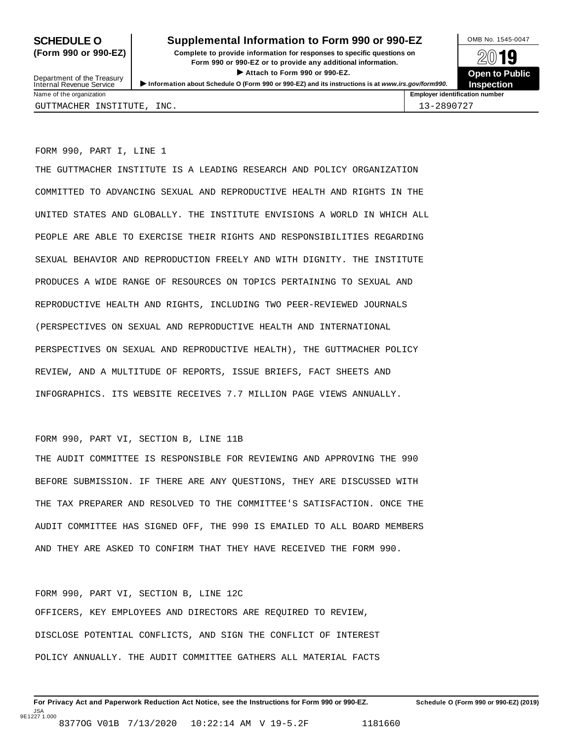**SCHEDULE O**
**(Form 990 or 990-EZ)**

Department of the Treasury
Internal Revenue Service

# Supplemental Information to Form 990 or 990-EZ

**Complete to provide information for responses to specific questions on Form 990 or 990-EZ or to provide any additional information.**

▶ **Attach to Form 990 or 990-EZ.**

▶ **Information about Schedule O (Form 990 or 990-EZ) and its instructions is at** ***www.irs.gov/form990.***

OMB No. 1545-0047

**2019**

**Open to Public Inspection**

| Name of the organization | Employer identification number |
|---|---|
| GUTTMACHER INSTITUTE, INC. | 13-2890727 |

FORM 990, PART I, LINE 1

THE GUTTMACHER INSTITUTE IS A LEADING RESEARCH AND POLICY ORGANIZATION COMMITTED TO ADVANCING SEXUAL AND REPRODUCTIVE HEALTH AND RIGHTS IN THE UNITED STATES AND GLOBALLY. THE INSTITUTE ENVISIONS A WORLD IN WHICH ALL PEOPLE ARE ABLE TO EXERCISE THEIR RIGHTS AND RESPONSIBILITIES REGARDING SEXUAL BEHAVIOR AND REPRODUCTION FREELY AND WITH DIGNITY. THE INSTITUTE PRODUCES A WIDE RANGE OF RESOURCES ON TOPICS PERTAINING TO SEXUAL AND REPRODUCTIVE HEALTH AND RIGHTS, INCLUDING TWO PEER-REVIEWED JOURNALS (PERSPECTIVES ON SEXUAL AND REPRODUCTIVE HEALTH AND INTERNATIONAL PERSPECTIVES ON SEXUAL AND REPRODUCTIVE HEALTH), THE GUTTMACHER POLICY REVIEW, AND A MULTITUDE OF REPORTS, ISSUE BRIEFS, FACT SHEETS AND INFOGRAPHICS. ITS WEBSITE RECEIVES 7.7 MILLION PAGE VIEWS ANNUALLY.

FORM 990, PART VI, SECTION B, LINE 11B

THE AUDIT COMMITTEE IS RESPONSIBLE FOR REVIEWING AND APPROVING THE 990 BEFORE SUBMISSION. IF THERE ARE ANY QUESTIONS, THEY ARE DISCUSSED WITH THE TAX PREPARER AND RESOLVED TO THE COMMITTEE'S SATISFACTION. ONCE THE AUDIT COMMITTEE HAS SIGNED OFF, THE 990 IS EMAILED TO ALL BOARD MEMBERS AND THEY ARE ASKED TO CONFIRM THAT THEY HAVE RECEIVED THE FORM 990.

FORM 990, PART VI, SECTION B, LINE 12C

OFFICERS, KEY EMPLOYEES AND DIRECTORS ARE REQUIRED TO REVIEW, DISCLOSE POTENTIAL CONFLICTS, AND SIGN THE CONFLICT OF INTEREST POLICY ANNUALLY. THE AUDIT COMMITTEE GATHERS ALL MATERIAL FACTS

**For Privacy Act and Paperwork Reduction Act Notice, see the Instructions for Form 990 or 990-EZ.** **Schedule O (Form 990 or 990-EZ) (2019)**

JSA
9E1227 1.000
8377OG V01B 7/13/2020 10:22:14 AM V 19-5.2F 1181660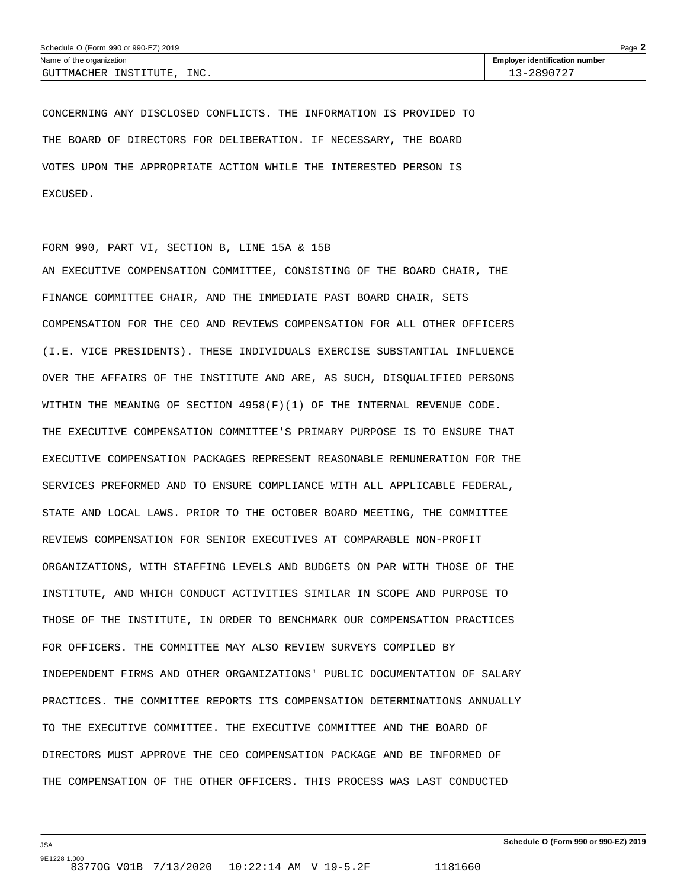Name of the organization: GUTTMACHER INSTITUTE, INC.

Employer identification number: 13-2890727

CONCERNING ANY DISCLOSED CONFLICTS. THE INFORMATION IS PROVIDED TO THE BOARD OF DIRECTORS FOR DELIBERATION. IF NECESSARY, THE BOARD VOTES UPON THE APPROPRIATE ACTION WHILE THE INTERESTED PERSON IS EXCUSED.

FORM 990, PART VI, SECTION B, LINE 15A & 15B

AN EXECUTIVE COMPENSATION COMMITTEE, CONSISTING OF THE BOARD CHAIR, THE FINANCE COMMITTEE CHAIR, AND THE IMMEDIATE PAST BOARD CHAIR, SETS COMPENSATION FOR THE CEO AND REVIEWS COMPENSATION FOR ALL OTHER OFFICERS (I.E. VICE PRESIDENTS). THESE INDIVIDUALS EXERCISE SUBSTANTIAL INFLUENCE OVER THE AFFAIRS OF THE INSTITUTE AND ARE, AS SUCH, DISQUALIFIED PERSONS WITHIN THE MEANING OF SECTION 4958(F)(1) OF THE INTERNAL REVENUE CODE. THE EXECUTIVE COMPENSATION COMMITTEE'S PRIMARY PURPOSE IS TO ENSURE THAT EXECUTIVE COMPENSATION PACKAGES REPRESENT REASONABLE REMUNERATION FOR THE SERVICES PREFORMED AND TO ENSURE COMPLIANCE WITH ALL APPLICABLE FEDERAL, STATE AND LOCAL LAWS. PRIOR TO THE OCTOBER BOARD MEETING, THE COMMITTEE REVIEWS COMPENSATION FOR SENIOR EXECUTIVES AT COMPARABLE NON-PROFIT ORGANIZATIONS, WITH STAFFING LEVELS AND BUDGETS ON PAR WITH THOSE OF THE INSTITUTE, AND WHICH CONDUCT ACTIVITIES SIMILAR IN SCOPE AND PURPOSE TO THOSE OF THE INSTITUTE, IN ORDER TO BENCHMARK OUR COMPENSATION PRACTICES FOR OFFICERS. THE COMMITTEE MAY ALSO REVIEW SURVEYS COMPILED BY INDEPENDENT FIRMS AND OTHER ORGANIZATIONS' PUBLIC DOCUMENTATION OF SALARY PRACTICES. THE COMMITTEE REPORTS ITS COMPENSATION DETERMINATIONS ANNUALLY TO THE EXECUTIVE COMMITTEE. THE EXECUTIVE COMMITTEE AND THE BOARD OF DIRECTORS MUST APPROVE THE CEO COMPENSATION PACKAGE AND BE INFORMED OF THE COMPENSATION OF THE OTHER OFFICERS. THIS PROCESS WAS LAST CONDUCTED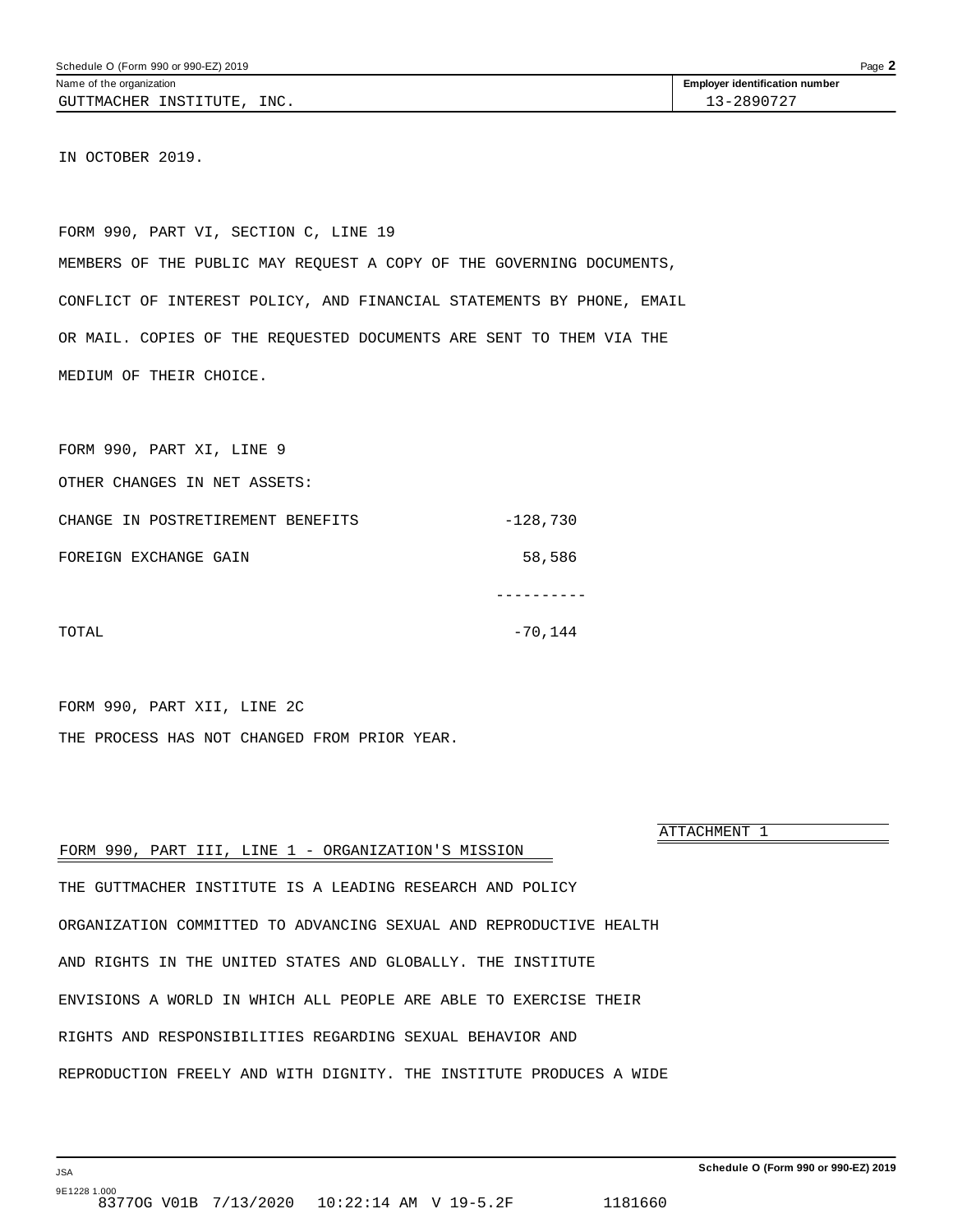GUTTMACHER INSTITUTE, INC. — Employer identification number: 13-2890727

IN OCTOBER 2019.

FORM 990, PART VI, SECTION C, LINE 19

MEMBERS OF THE PUBLIC MAY REQUEST A COPY OF THE GOVERNING DOCUMENTS, CONFLICT OF INTEREST POLICY, AND FINANCIAL STATEMENTS BY PHONE, EMAIL OR MAIL. COPIES OF THE REQUESTED DOCUMENTS ARE SENT TO THEM VIA THE MEDIUM OF THEIR CHOICE.

FORM 990, PART XI, LINE 9

OTHER CHANGES IN NET ASSETS:

| | |
|---|---|
| CHANGE IN POSTRETIREMENT BENEFITS | -128,730 |
| FOREIGN EXCHANGE GAIN | 58,586 |
| TOTAL | -70,144 |

FORM 990, PART XII, LINE 2C

THE PROCESS HAS NOT CHANGED FROM PRIOR YEAR.

ATTACHMENT 1

FORM 990, PART III, LINE 1 - ORGANIZATION'S MISSION

THE GUTTMACHER INSTITUTE IS A LEADING RESEARCH AND POLICY ORGANIZATION COMMITTED TO ADVANCING SEXUAL AND REPRODUCTIVE HEALTH AND RIGHTS IN THE UNITED STATES AND GLOBALLY. THE INSTITUTE ENVISIONS A WORLD IN WHICH ALL PEOPLE ARE ABLE TO EXERCISE THEIR RIGHTS AND RESPONSIBILITIES REGARDING SEXUAL BEHAVIOR AND REPRODUCTION FREELY AND WITH DIGNITY. THE INSTITUTE PRODUCES A WIDE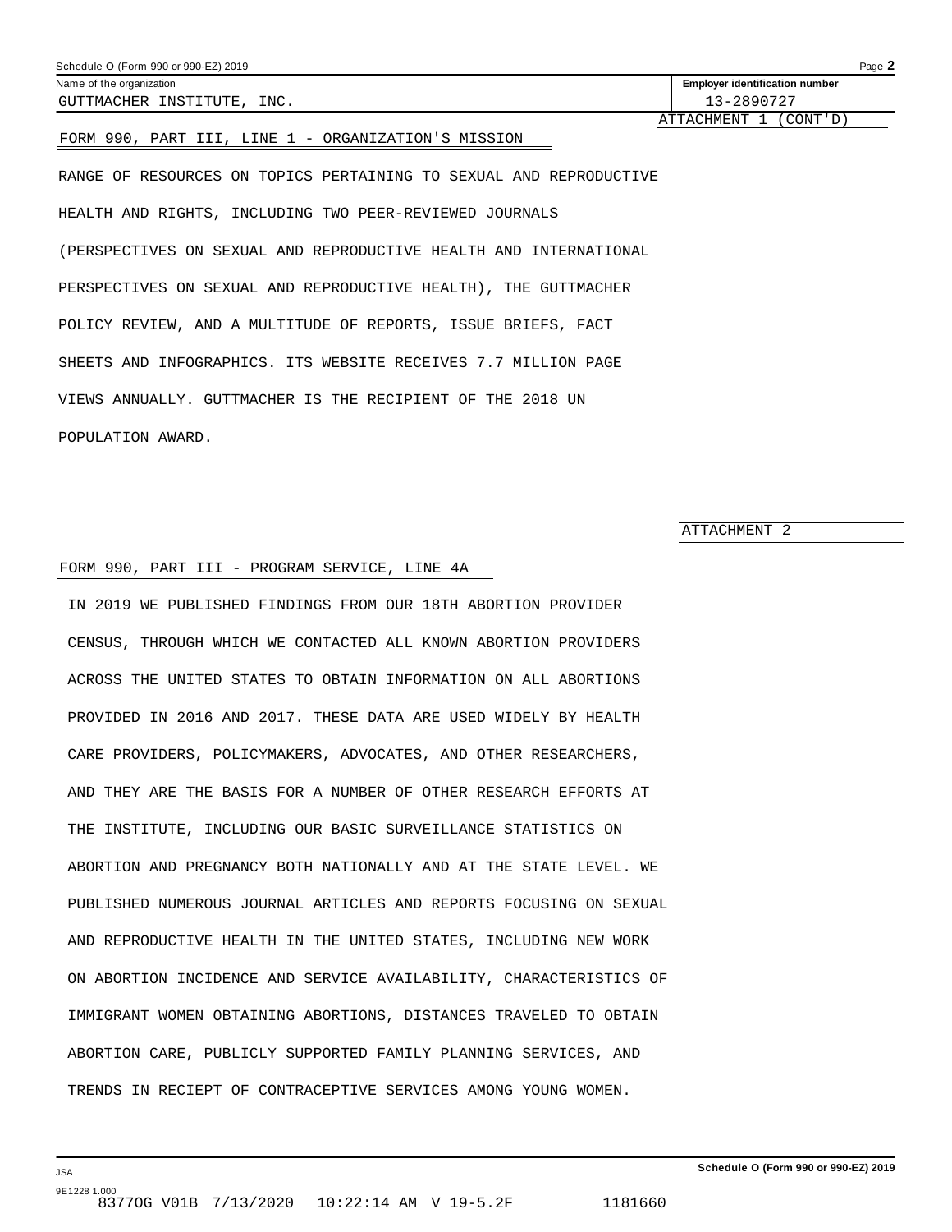Name of the organization: GUTTMACHER INSTITUTE, INC.

Employer identification number: 13-2890727

ATTACHMENT 1 (CONT'D)

FORM 990, PART III, LINE 1 - ORGANIZATION'S MISSION

RANGE OF RESOURCES ON TOPICS PERTAINING TO SEXUAL AND REPRODUCTIVE HEALTH AND RIGHTS, INCLUDING TWO PEER-REVIEWED JOURNALS (PERSPECTIVES ON SEXUAL AND REPRODUCTIVE HEALTH AND INTERNATIONAL PERSPECTIVES ON SEXUAL AND REPRODUCTIVE HEALTH), THE GUTTMACHER POLICY REVIEW, AND A MULTITUDE OF REPORTS, ISSUE BRIEFS, FACT SHEETS AND INFOGRAPHICS. ITS WEBSITE RECEIVES 7.7 MILLION PAGE VIEWS ANNUALLY. GUTTMACHER IS THE RECIPIENT OF THE 2018 UN POPULATION AWARD.

ATTACHMENT 2

FORM 990, PART III - PROGRAM SERVICE, LINE 4A

IN 2019 WE PUBLISHED FINDINGS FROM OUR 18TH ABORTION PROVIDER CENSUS, THROUGH WHICH WE CONTACTED ALL KNOWN ABORTION PROVIDERS ACROSS THE UNITED STATES TO OBTAIN INFORMATION ON ALL ABORTIONS PROVIDED IN 2016 AND 2017. THESE DATA ARE USED WIDELY BY HEALTH CARE PROVIDERS, POLICYMAKERS, ADVOCATES, AND OTHER RESEARCHERS, AND THEY ARE THE BASIS FOR A NUMBER OF OTHER RESEARCH EFFORTS AT THE INSTITUTE, INCLUDING OUR BASIC SURVEILLANCE STATISTICS ON ABORTION AND PREGNANCY BOTH NATIONALLY AND AT THE STATE LEVEL. WE PUBLISHED NUMEROUS JOURNAL ARTICLES AND REPORTS FOCUSING ON SEXUAL AND REPRODUCTIVE HEALTH IN THE UNITED STATES, INCLUDING NEW WORK ON ABORTION INCIDENCE AND SERVICE AVAILABILITY, CHARACTERISTICS OF IMMIGRANT WOMEN OBTAINING ABORTIONS, DISTANCES TRAVELED TO OBTAIN ABORTION CARE, PUBLICLY SUPPORTED FAMILY PLANNING SERVICES, AND TRENDS IN RECIEPT OF CONTRACEPTIVE SERVICES AMONG YOUNG WOMEN.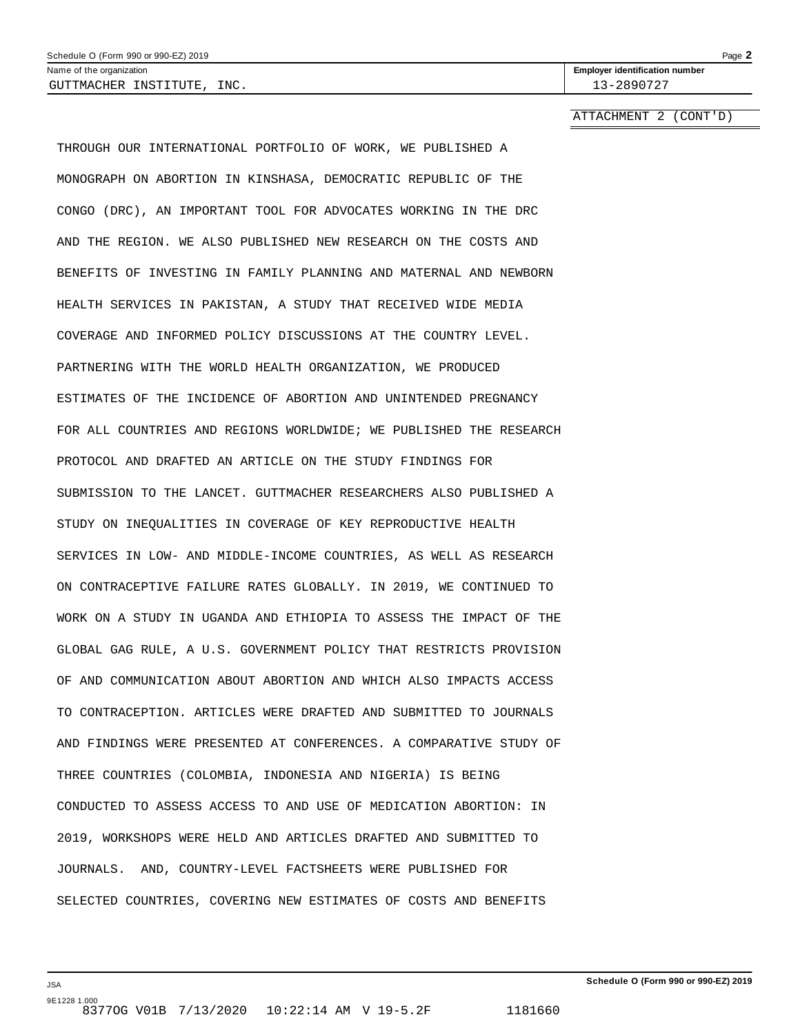Name of the organization: GUTTMACHER INSTITUTE, INC.

Employer identification number: 13-2890727

ATTACHMENT 2 (CONT'D)

THROUGH OUR INTERNATIONAL PORTFOLIO OF WORK, WE PUBLISHED A MONOGRAPH ON ABORTION IN KINSHASA, DEMOCRATIC REPUBLIC OF THE CONGO (DRC), AN IMPORTANT TOOL FOR ADVOCATES WORKING IN THE DRC AND THE REGION. WE ALSO PUBLISHED NEW RESEARCH ON THE COSTS AND BENEFITS OF INVESTING IN FAMILY PLANNING AND MATERNAL AND NEWBORN HEALTH SERVICES IN PAKISTAN, A STUDY THAT RECEIVED WIDE MEDIA COVERAGE AND INFORMED POLICY DISCUSSIONS AT THE COUNTRY LEVEL. PARTNERING WITH THE WORLD HEALTH ORGANIZATION, WE PRODUCED ESTIMATES OF THE INCIDENCE OF ABORTION AND UNINTENDED PREGNANCY FOR ALL COUNTRIES AND REGIONS WORLDWIDE; WE PUBLISHED THE RESEARCH PROTOCOL AND DRAFTED AN ARTICLE ON THE STUDY FINDINGS FOR SUBMISSION TO THE LANCET. GUTTMACHER RESEARCHERS ALSO PUBLISHED A STUDY ON INEQUALITIES IN COVERAGE OF KEY REPRODUCTIVE HEALTH SERVICES IN LOW- AND MIDDLE-INCOME COUNTRIES, AS WELL AS RESEARCH ON CONTRACEPTIVE FAILURE RATES GLOBALLY. IN 2019, WE CONTINUED TO WORK ON A STUDY IN UGANDA AND ETHIOPIA TO ASSESS THE IMPACT OF THE GLOBAL GAG RULE, A U.S. GOVERNMENT POLICY THAT RESTRICTS PROVISION OF AND COMMUNICATION ABOUT ABORTION AND WHICH ALSO IMPACTS ACCESS TO CONTRACEPTION. ARTICLES WERE DRAFTED AND SUBMITTED TO JOURNALS AND FINDINGS WERE PRESENTED AT CONFERENCES. A COMPARATIVE STUDY OF THREE COUNTRIES (COLOMBIA, INDONESIA AND NIGERIA) IS BEING CONDUCTED TO ASSESS ACCESS TO AND USE OF MEDICATION ABORTION: IN 2019, WORKSHOPS WERE HELD AND ARTICLES DRAFTED AND SUBMITTED TO JOURNALS. AND, COUNTRY-LEVEL FACTSHEETS WERE PUBLISHED FOR SELECTED COUNTRIES, COVERING NEW ESTIMATES OF COSTS AND BENEFITS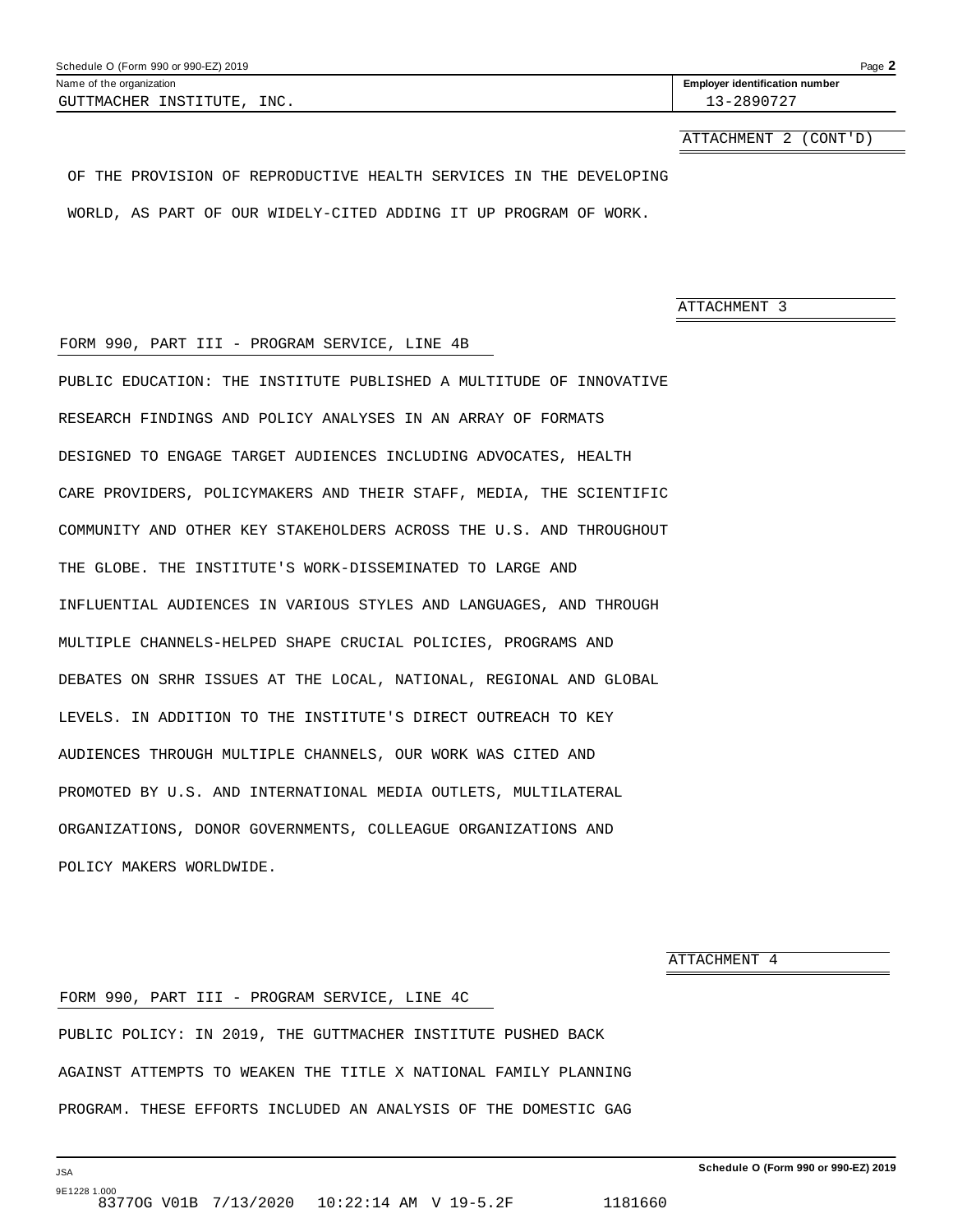Name of the organization: GUTTMACHER INSTITUTE, INC.

Employer identification number: 13-2890727

ATTACHMENT 2 (CONT'D)

OF THE PROVISION OF REPRODUCTIVE HEALTH SERVICES IN THE DEVELOPING WORLD, AS PART OF OUR WIDELY-CITED ADDING IT UP PROGRAM OF WORK.

ATTACHMENT 3

FORM 990, PART III - PROGRAM SERVICE, LINE 4B

PUBLIC EDUCATION: THE INSTITUTE PUBLISHED A MULTITUDE OF INNOVATIVE RESEARCH FINDINGS AND POLICY ANALYSES IN AN ARRAY OF FORMATS DESIGNED TO ENGAGE TARGET AUDIENCES INCLUDING ADVOCATES, HEALTH CARE PROVIDERS, POLICYMAKERS AND THEIR STAFF, MEDIA, THE SCIENTIFIC COMMUNITY AND OTHER KEY STAKEHOLDERS ACROSS THE U.S. AND THROUGHOUT THE GLOBE. THE INSTITUTE'S WORK-DISSEMINATED TO LARGE AND INFLUENTIAL AUDIENCES IN VARIOUS STYLES AND LANGUAGES, AND THROUGH MULTIPLE CHANNELS-HELPED SHAPE CRUCIAL POLICIES, PROGRAMS AND DEBATES ON SRHR ISSUES AT THE LOCAL, NATIONAL, REGIONAL AND GLOBAL LEVELS. IN ADDITION TO THE INSTITUTE'S DIRECT OUTREACH TO KEY AUDIENCES THROUGH MULTIPLE CHANNELS, OUR WORK WAS CITED AND PROMOTED BY U.S. AND INTERNATIONAL MEDIA OUTLETS, MULTILATERAL ORGANIZATIONS, DONOR GOVERNMENTS, COLLEAGUE ORGANIZATIONS AND POLICY MAKERS WORLDWIDE.

ATTACHMENT 4

FORM 990, PART III - PROGRAM SERVICE, LINE 4C

PUBLIC POLICY: IN 2019, THE GUTTMACHER INSTITUTE PUSHED BACK AGAINST ATTEMPTS TO WEAKEN THE TITLE X NATIONAL FAMILY PLANNING PROGRAM. THESE EFFORTS INCLUDED AN ANALYSIS OF THE DOMESTIC GAG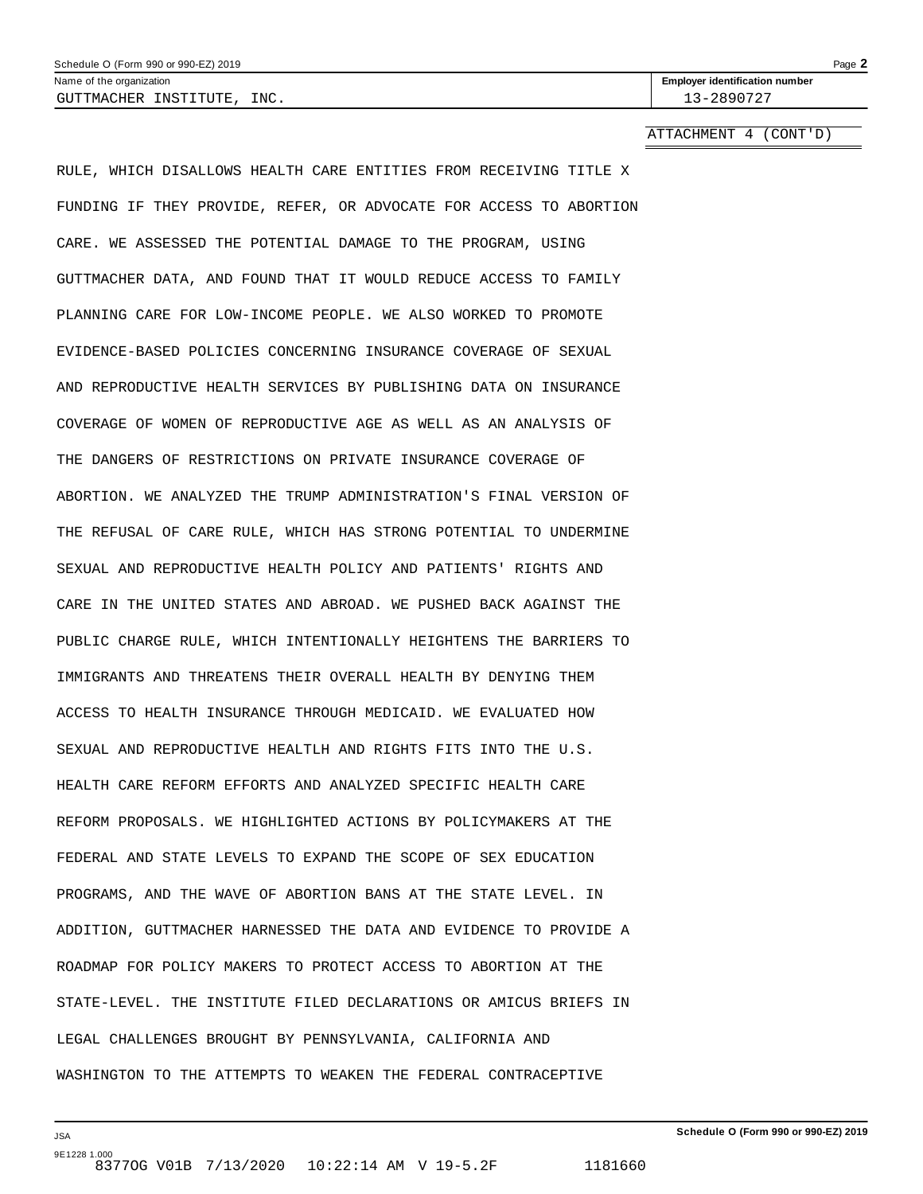Name of the organization: GUTTMACHER INSTITUTE, INC.

Employer identification number: 13-2890727

ATTACHMENT 4 (CONT'D)

RULE, WHICH DISALLOWS HEALTH CARE ENTITIES FROM RECEIVING TITLE X FUNDING IF THEY PROVIDE, REFER, OR ADVOCATE FOR ACCESS TO ABORTION CARE. WE ASSESSED THE POTENTIAL DAMAGE TO THE PROGRAM, USING GUTTMACHER DATA, AND FOUND THAT IT WOULD REDUCE ACCESS TO FAMILY PLANNING CARE FOR LOW-INCOME PEOPLE. WE ALSO WORKED TO PROMOTE EVIDENCE-BASED POLICIES CONCERNING INSURANCE COVERAGE OF SEXUAL AND REPRODUCTIVE HEALTH SERVICES BY PUBLISHING DATA ON INSURANCE COVERAGE OF WOMEN OF REPRODUCTIVE AGE AS WELL AS AN ANALYSIS OF THE DANGERS OF RESTRICTIONS ON PRIVATE INSURANCE COVERAGE OF ABORTION. WE ANALYZED THE TRUMP ADMINISTRATION'S FINAL VERSION OF THE REFUSAL OF CARE RULE, WHICH HAS STRONG POTENTIAL TO UNDERMINE SEXUAL AND REPRODUCTIVE HEALTH POLICY AND PATIENTS' RIGHTS AND CARE IN THE UNITED STATES AND ABROAD. WE PUSHED BACK AGAINST THE PUBLIC CHARGE RULE, WHICH INTENTIONALLY HEIGHTENS THE BARRIERS TO IMMIGRANTS AND THREATENS THEIR OVERALL HEALTH BY DENYING THEM ACCESS TO HEALTH INSURANCE THROUGH MEDICAID. WE EVALUATED HOW SEXUAL AND REPRODUCTIVE HEALTLH AND RIGHTS FITS INTO THE U.S. HEALTH CARE REFORM EFFORTS AND ANALYZED SPECIFIC HEALTH CARE REFORM PROPOSALS. WE HIGHLIGHTED ACTIONS BY POLICYMAKERS AT THE FEDERAL AND STATE LEVELS TO EXPAND THE SCOPE OF SEX EDUCATION PROGRAMS, AND THE WAVE OF ABORTION BANS AT THE STATE LEVEL. IN ADDITION, GUTTMACHER HARNESSED THE DATA AND EVIDENCE TO PROVIDE A ROADMAP FOR POLICY MAKERS TO PROTECT ACCESS TO ABORTION AT THE STATE-LEVEL. THE INSTITUTE FILED DECLARATIONS OR AMICUS BRIEFS IN LEGAL CHALLENGES BROUGHT BY PENNSYLVANIA, CALIFORNIA AND WASHINGTON TO THE ATTEMPTS TO WEAKEN THE FEDERAL CONTRACEPTIVE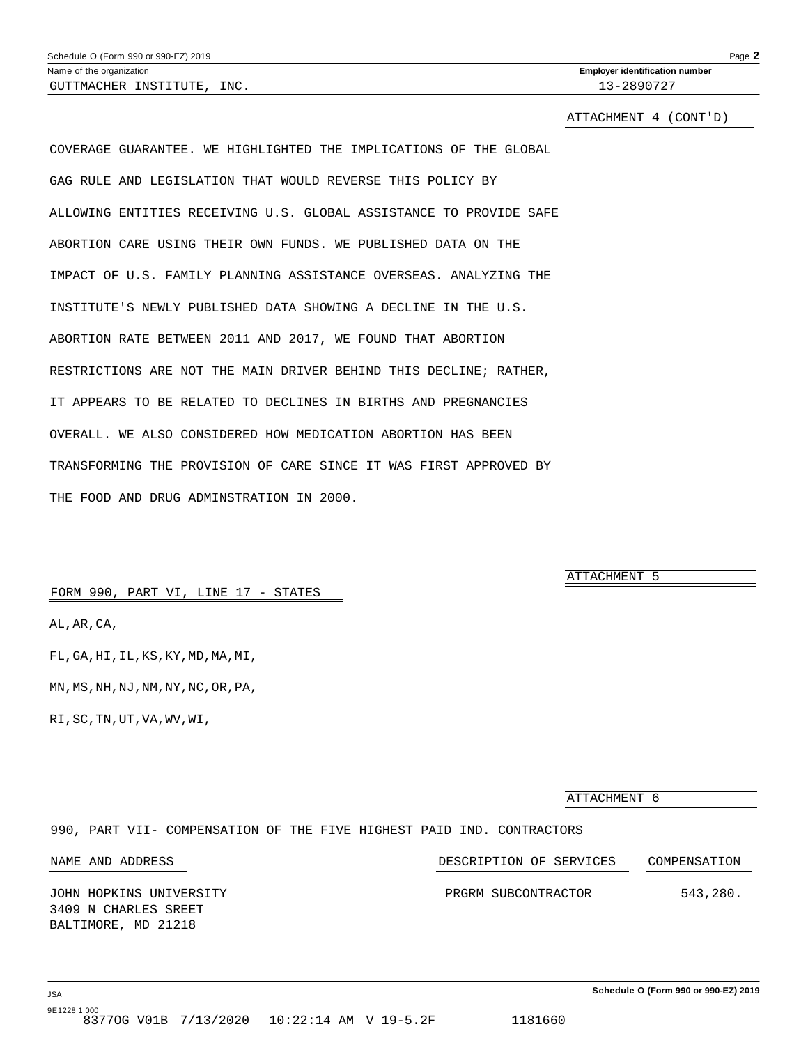GUTTMACHER INSTITUTE, INC. 13-2890727

ATTACHMENT 4 (CONT'D)

COVERAGE GUARANTEE. WE HIGHLIGHTED THE IMPLICATIONS OF THE GLOBAL GAG RULE AND LEGISLATION THAT WOULD REVERSE THIS POLICY BY ALLOWING ENTITIES RECEIVING U.S. GLOBAL ASSISTANCE TO PROVIDE SAFE ABORTION CARE USING THEIR OWN FUNDS. WE PUBLISHED DATA ON THE IMPACT OF U.S. FAMILY PLANNING ASSISTANCE OVERSEAS. ANALYZING THE INSTITUTE'S NEWLY PUBLISHED DATA SHOWING A DECLINE IN THE U.S. ABORTION RATE BETWEEN 2011 AND 2017, WE FOUND THAT ABORTION RESTRICTIONS ARE NOT THE MAIN DRIVER BEHIND THIS DECLINE; RATHER, IT APPEARS TO BE RELATED TO DECLINES IN BIRTHS AND PREGNANCIES OVERALL. WE ALSO CONSIDERED HOW MEDICATION ABORTION HAS BEEN TRANSFORMING THE PROVISION OF CARE SINCE IT WAS FIRST APPROVED BY THE FOOD AND DRUG ADMINSTRATION IN 2000.

ATTACHMENT 5

FORM 990, PART VI, LINE 17 - STATES

AL,AR,CA,

FL,GA,HI,IL,KS,KY,MD,MA,MI,

MN,MS,NH,NJ,NM,NY,NC,OR,PA,

RI,SC,TN,UT,VA,WV,WI,

ATTACHMENT 6

990, PART VII- COMPENSATION OF THE FIVE HIGHEST PAID IND. CONTRACTORS

| NAME AND ADDRESS | DESCRIPTION OF SERVICES | COMPENSATION |
|---|---|---|
| JOHN HOPKINS UNIVERSITY<br>3409 N CHARLES SREET<br>BALTIMORE, MD 21218 | PRGRM SUBCONTRACTOR | 543,280. |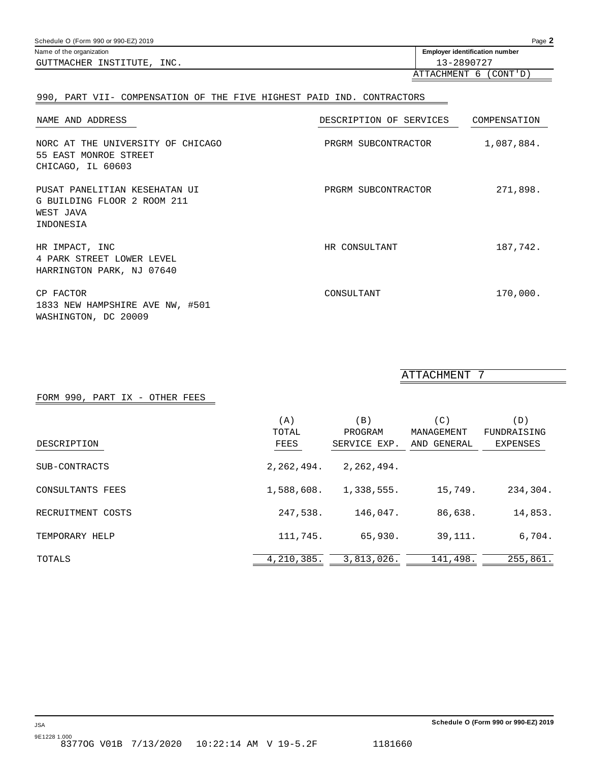Schedule O (Form 990 or 990-EZ) 2019

Name of the organization: GUTTMACHER INSTITUTE, INC.

Employer identification number: 13-2890727

ATTACHMENT 6 (CONT'D)

## 990, PART VII- COMPENSATION OF THE FIVE HIGHEST PAID IND. CONTRACTORS

| NAME AND ADDRESS | DESCRIPTION OF SERVICES | COMPENSATION |
|---|---|---|
| NORC AT THE UNIVERSITY OF CHICAGO<br>55 EAST MONROE STREET<br>CHICAGO, IL 60603 | PRGRM SUBCONTRACTOR | 1,087,884. |
| PUSAT PANELITIAN KESEHATAN UI<br>G BUILDING FLOOR 2 ROOM 211<br>WEST JAVA<br>INDONESIA | PRGRM SUBCONTRACTOR | 271,898. |
| HR IMPACT, INC<br>4 PARK STREET LOWER LEVEL<br>HARRINGTON PARK, NJ 07640 | HR CONSULTANT | 187,742. |
| CP FACTOR<br>1833 NEW HAMPSHIRE AVE NW, #501<br>WASHINGTON, DC 20009 | CONSULTANT | 170,000. |

ATTACHMENT 7

## FORM 990, PART IX - OTHER FEES

| DESCRIPTION | (A) TOTAL FEES | (B) PROGRAM SERVICE EXP. | (C) MANAGEMENT AND GENERAL | (D) FUNDRAISING EXPENSES |
|---|---|---|---|---|
| SUB-CONTRACTS | 2,262,494. | 2,262,494. | | |
| CONSULTANTS FEES | 1,588,608. | 1,338,555. | 15,749. | 234,304. |
| RECRUITMENT COSTS | 247,538. | 146,047. | 86,638. | 14,853. |
| TEMPORARY HELP | 111,745. | 65,930. | 39,111. | 6,704. |
| TOTALS | 4,210,385. | 3,813,026. | 141,498. | 255,861. |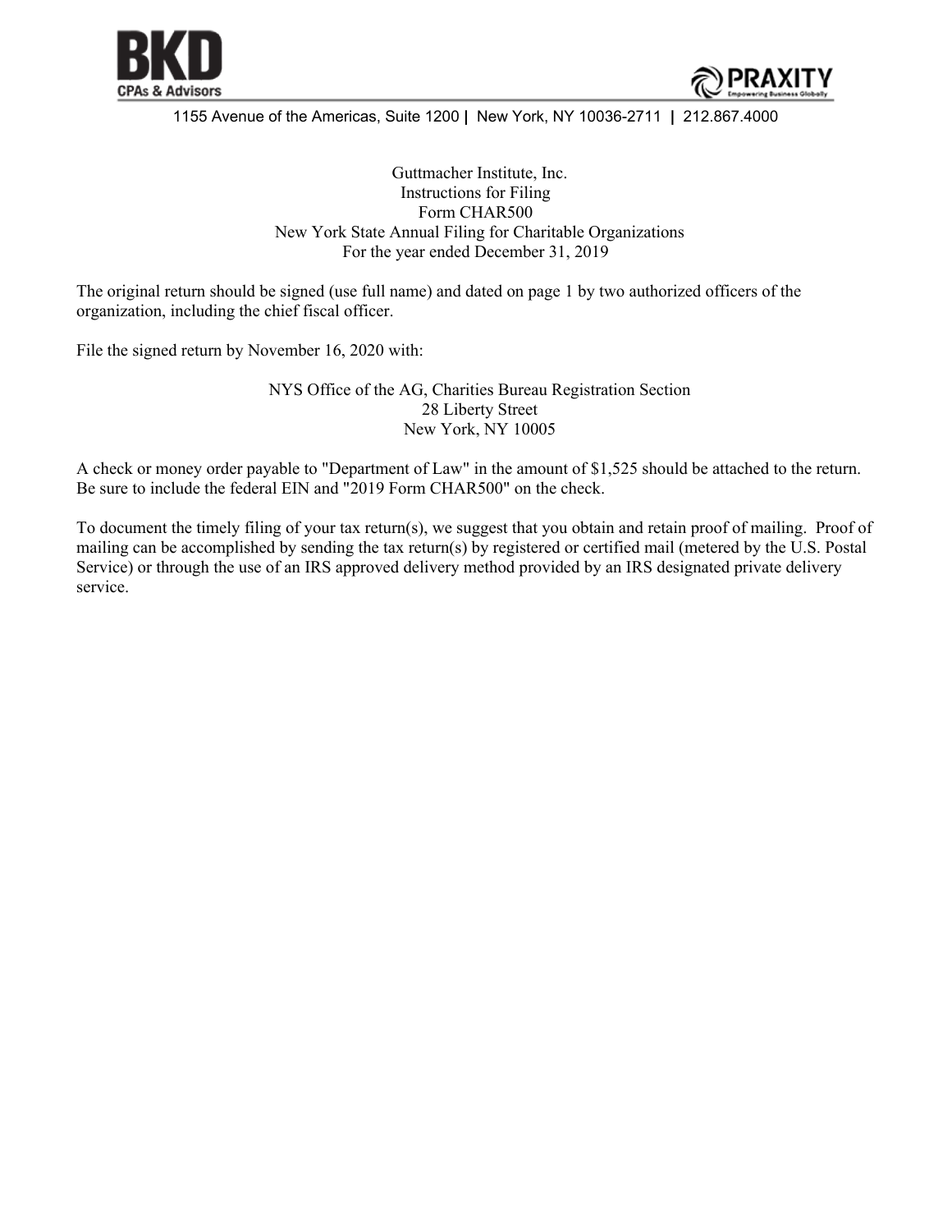BKD CPAs & Advisors

PRAXITY Empowering Business Globally

1155 Avenue of the Americas, Suite 1200 | New York, NY 10036-2711 | 212.867.4000

Guttmacher Institute, Inc.
Instructions for Filing
Form CHAR500
New York State Annual Filing for Charitable Organizations
For the year ended December 31, 2019

The original return should be signed (use full name) and dated on page 1 by two authorized officers of the organization, including the chief fiscal officer.

File the signed return by November 16, 2020 with:

NYS Office of the AG, Charities Bureau Registration Section
28 Liberty Street
New York, NY 10005

A check or money order payable to "Department of Law" in the amount of $1,525 should be attached to the return. Be sure to include the federal EIN and "2019 Form CHAR500" on the check.

To document the timely filing of your tax return(s), we suggest that you obtain and retain proof of mailing. Proof of mailing can be accomplished by sending the tax return(s) by registered or certified mail (metered by the U.S. Postal Service) or through the use of an IRS approved delivery method provided by an IRS designated private delivery service.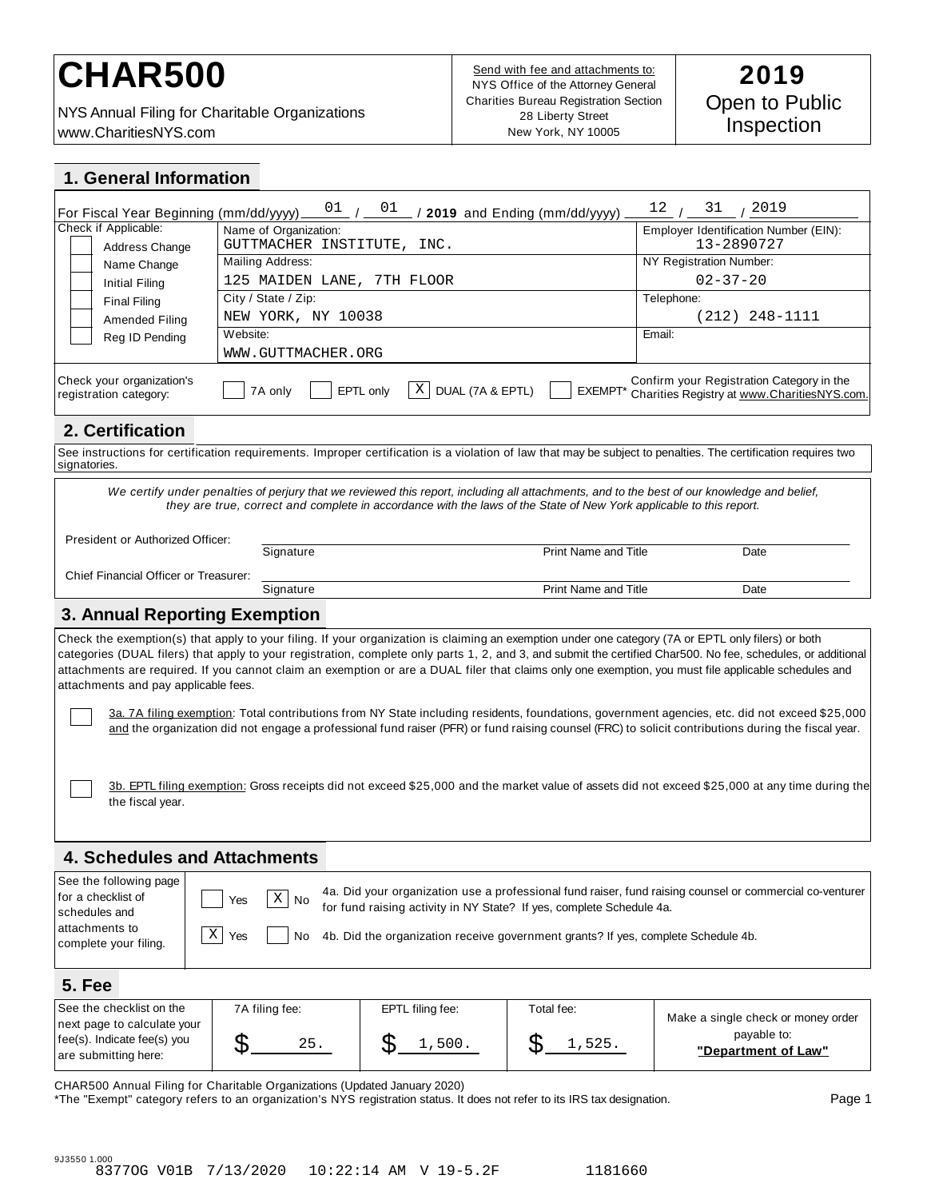# CHAR500

NYS Annual Filing for Charitable Organizations
www.CharitiesNYS.com

Send with fee and attachments to:
NYS Office of the Attorney General
Charities Bureau Registration Section
28 Liberty Street
New York, NY 10005

**2019**
Open to Public Inspection

## 1. General Information

For Fiscal Year Beginning (mm/dd/yyyy) 01 / 01 / **2019** and Ending (mm/dd/yyyy) 12 / 31 / 2019

| Check if Applicable: | | |
|---|---|---|
| [ ] Address Change<br>[ ] Name Change<br>[ ] Initial Filing<br>[ ] Final Filing<br>[ ] Amended Filing<br>[ ] Reg ID Pending | Name of Organization: GUTTMACHER INSTITUTE, INC. | Employer Identification Number (EIN): 13-2890727 |
| | Mailing Address: 125 MAIDEN LANE, 7TH FLOOR | NY Registration Number: 02-37-20 |
| | City / State / Zip: NEW YORK, NY 10038 | Telephone: (212) 248-1111 |
| | Website: WWW.GUTTMACHER.ORG | Email: |

Check your organization's registration category: [ ] 7A only [ ] EPTL only [X] DUAL (7A & EPTL) [ ] EXEMPT* Confirm your Registration Category in the Charities Registry at www.CharitiesNYS.com.

## 2. Certification

See instructions for certification requirements. Improper certification is a violation of law that may be subject to penalties. The certification requires two signatories.

*We certify under penalties of perjury that we reviewed this report, including all attachments, and to the best of our knowledge and belief, they are true, correct and complete in accordance with the laws of the State of New York applicable to this report.*

President or Authorized Officer: ____________ Signature ____________ Print Name and Title ____________ Date

Chief Financial Officer or Treasurer: ____________ Signature ____________ Print Name and Title ____________ Date

## 3. Annual Reporting Exemption

Check the exemption(s) that apply to your filing. If your organization is claiming an exemption under one category (7A or EPTL only filers) or both categories (DUAL filers) that apply to your registration, complete only parts 1, 2, and 3, and submit the certified Char500. No fee, schedules, or additional attachments are required. If you cannot claim an exemption or are a DUAL filer that claims only one exemption, you must file applicable schedules and attachments and pay applicable fees.

[ ] 3a. 7A filing exemption: Total contributions from NY State including residents, foundations, government agencies, etc. did not exceed $25,000 and the organization did not engage a professional fund raiser (PFR) or fund raising counsel (FRC) to solicit contributions during the fiscal year.

[ ] 3b. EPTL filing exemption: Gross receipts did not exceed $25,000 and the market value of assets did not exceed $25,000 at any time during the the fiscal year.

## 4. Schedules and Attachments

See the following page for a checklist of schedules and attachments to complete your filing.

[ ] Yes [X] No 4a. Did your organization use a professional fund raiser, fund raising counsel or commercial co-venturer for fund raising activity in NY State? If yes, complete Schedule 4a.

[X] Yes [ ] No 4b. Did the organization receive government grants? If yes, complete Schedule 4b.

## 5. Fee

| See the checklist on the next page to calculate your fee(s). Indicate fee(s) you are submitting here: | 7A filing fee: | EPTL filing fee: | Total fee: | Make a single check or money order payable to: |
|---|---|---|---|---|
| | $ 25. | $ 1,500. | $ 1,525. | **"Department of Law"** |

CHAR500 Annual Filing for Charitable Organizations (Updated January 2020)
*The "Exempt" category refers to an organization's NYS registration status. It does not refer to its IRS tax designation.

9J3550 1.000
8377OG V01B 7/13/2020 10:22:14 AM V 19-5.2F 1181660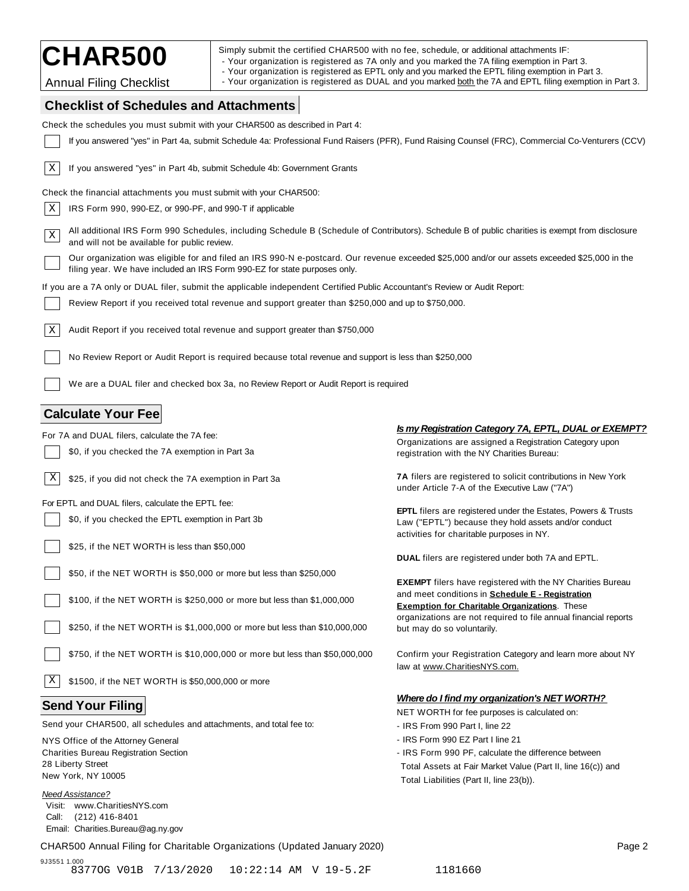# CHAR500

Annual Filing Checklist

Simply submit the certified CHAR500 with no fee, schedule, or additional attachments IF:
- Your organization is registered as 7A only and you marked the 7A filing exemption in Part 3.
- Your organization is registered as EPTL only and you marked the EPTL filing exemption in Part 3.
- Your organization is registered as DUAL and you marked both the 7A and EPTL filing exemption in Part 3.

## Checklist of Schedules and Attachments

Check the schedules you must submit with your CHAR500 as described in Part 4:

- [ ] If you answered "yes" in Part 4a, submit Schedule 4a: Professional Fund Raisers (PFR), Fund Raising Counsel (FRC), Commercial Co-Venturers (CCV)
- [X] If you answered "yes" in Part 4b, submit Schedule 4b: Government Grants

Check the financial attachments you must submit with your CHAR500:

- [X] IRS Form 990, 990-EZ, or 990-PF, and 990-T if applicable
- [X] All additional IRS Form 990 Schedules, including Schedule B (Schedule of Contributors). Schedule B of public charities is exempt from disclosure and will not be available for public review.
- [ ] Our organization was eligible for and filed an IRS 990-N e-postcard. Our revenue exceeded $25,000 and/or our assets exceeded $25,000 in the filing year. We have included an IRS Form 990-EZ for state purposes only.

If you are a 7A only or DUAL filer, submit the applicable independent Certified Public Accountant's Review or Audit Report:

- [ ] Review Report if you received total revenue and support greater than $250,000 and up to $750,000.
- [X] Audit Report if you received total revenue and support greater than $750,000
- [ ] No Review Report or Audit Report is required because total revenue and support is less than $250,000
- [ ] We are a DUAL filer and checked box 3a, no Review Report or Audit Report is required

## Calculate Your Fee

For 7A and DUAL filers, calculate the 7A fee:

- [ ] $0, if you checked the 7A exemption in Part 3a
- [X] $25, if you did not check the 7A exemption in Part 3a

For EPTL and DUAL filers, calculate the EPTL fee:

- [ ] $0, if you checked the EPTL exemption in Part 3b
- [ ] $25, if the NET WORTH is less than $50,000
- [ ] $50, if the NET WORTH is $50,000 or more but less than $250,000
- [ ] $100, if the NET WORTH is $250,000 or more but less than $1,000,000
- [ ] $250, if the NET WORTH is $1,000,000 or more but less than $10,000,000
- [ ] $750, if the NET WORTH is $10,000,000 or more but less than $50,000,000
- [X] $1500, if the NET WORTH is $50,000,000 or more

***Is my Registration Category 7A, EPTL, DUAL or EXEMPT?***

Organizations are assigned a Registration Category upon registration with the NY Charities Bureau:

**7A** filers are registered to solicit contributions in New York under Article 7-A of the Executive Law ("7A")

**EPTL** filers are registered under the Estates, Powers & Trusts Law ("EPTL") because they hold assets and/or conduct activities for charitable purposes in NY.

**DUAL** filers are registered under both 7A and EPTL.

**EXEMPT** filers have registered with the NY Charities Bureau and meet conditions in **Schedule E - Registration Exemption for Charitable Organizations**. These organizations are not required to file annual financial reports but may do so voluntarily.

Confirm your Registration Category and learn more about NY law at www.CharitiesNYS.com.

***Where do I find my organization's NET WORTH?***

NET WORTH for fee purposes is calculated on:
- IRS From 990 Part I, line 22
- IRS Form 990 EZ Part I line 21
- IRS Form 990 PF, calculate the difference between Total Assets at Fair Market Value (Part II, line 16(c)) and Total Liabilities (Part II, line 23(b)).

## Send Your Filing

Send your CHAR500, all schedules and attachments, and total fee to:

NYS Office of the Attorney General
Charities Bureau Registration Section
28 Liberty Street
New York, NY 10005

*Need Assistance?*
Visit: www.CharitiesNYS.com
Call: (212) 416-8401
Email: Charities.Bureau@ag.ny.gov

CHAR500 Annual Filing for Charitable Organizations (Updated January 2020)

9J3551 1.000
83770G V01B 7/13/2020 10:22:14 AM V 19-5.2F 1181660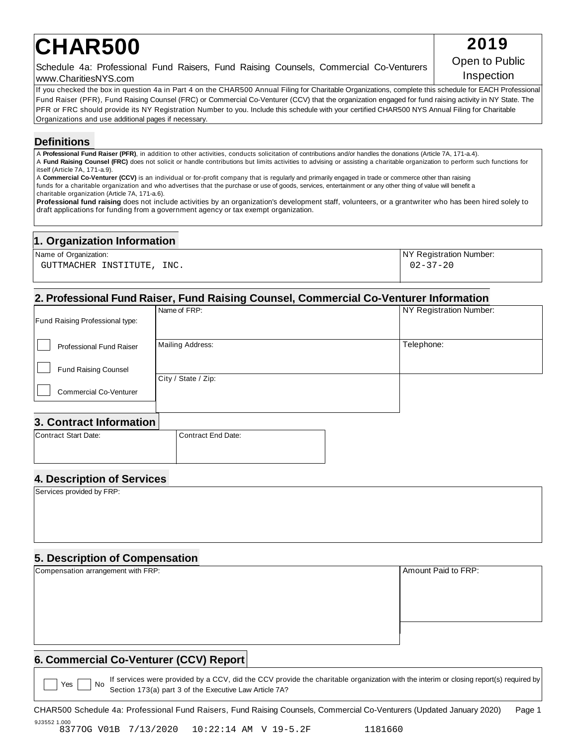# CHAR500

**2019**

Open to Public Inspection

Schedule 4a: Professional Fund Raisers, Fund Raising Counsels, Commercial Co-Venturers
www.CharitiesNYS.com

If you checked the box in question 4a in Part 4 on the CHAR500 Annual Filing for Charitable Organizations, complete this schedule for EACH Professional Fund Raiser (PFR), Fund Raising Counsel (FRC) or Commercial Co-Venturer (CCV) that the organization engaged for fund raising activity in NY State. The PFR or FRC should provide its NY Registration Number to you. Include this schedule with your certified CHAR500 NYS Annual Filing for Charitable Organizations and use additional pages if necessary.

## Definitions

A **Professional Fund Raiser (PFR)**, in addition to other activities, conducts solicitation of contributions and/or handles the donations (Article 7A, 171-a.4).
A **Fund Raising Counsel (FRC)** does not solicit or handle contributions but limits activities to advising or assisting a charitable organization to perform such functions for itself (Article 7A, 171-a.9).
A **Commercial Co-Venturer (CCV)** is an individual or for-profit company that is regularly and primarily engaged in trade or commerce other than raising funds for a charitable organization and who advertises that the purchase or use of goods, services, entertainment or any other thing of value will benefit a charitable organization (Article 7A, 171-a.6).
**Professional fund raising** does not include activities by an organization's development staff, volunteers, or a grantwriter who has been hired solely to draft applications for funding from a government agency or tax exempt organization.

## 1. Organization Information

| Name of Organization: | NY Registration Number: |
|---|---|
| GUTTMACHER INSTITUTE, INC. | 02-37-20 |

## 2. Professional Fund Raiser, Fund Raising Counsel, Commercial Co-Venturer Information

Fund Raising Professional type:

- [ ] Professional Fund Raiser
- [ ] Fund Raising Counsel
- [ ] Commercial Co-Venturer

| Name of FRP: | NY Registration Number: |
|---|---|
| | |
| **Mailing Address:** | **Telephone:** |
| | |
| **City / State / Zip:** | |
| | |

## 3. Contract Information

| Contract Start Date: | Contract End Date: |
|---|---|
| | |

## 4. Description of Services

Services provided by FRP:

## 5. Description of Compensation

| Compensation arrangement with FRP: | Amount Paid to FRP: |
|---|---|
| | |

## 6. Commercial Co-Venturer (CCV) Report

[ ] Yes [ ] No If services were provided by a CCV, did the CCV provide the charitable organization with the interim or closing report(s) required by Section 173(a) part 3 of the Executive Law Article 7A?

CHAR500 Schedule 4a: Professional Fund Raisers, Fund Raising Counsels, Commercial Co-Venturers (Updated January 2020)

9J3552 1.000
8377OG V01B 7/13/2020 10:22:14 AM V 19-5.2F 1181660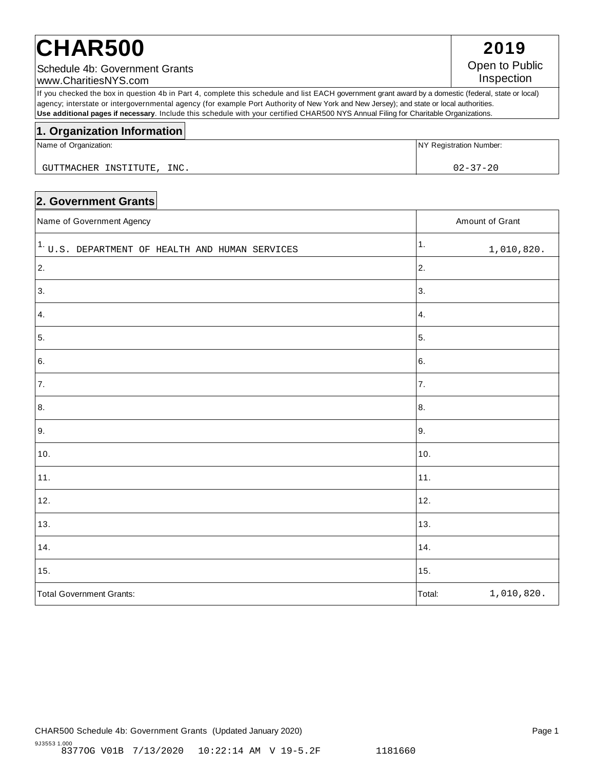# CHAR500

**2019**

Schedule 4b: Government Grants
www.CharitiesNYS.com

Open to Public Inspection

If you checked the box in question 4b in Part 4, complete this schedule and list EACH government grant award by a domestic (federal, state or local) agency; interstate or intergovernmental agency (for example Port Authority of New York and New Jersey); and state or local authorities.
**Use additional pages if necessary**. Include this schedule with your certified CHAR500 NYS Annual Filing for Charitable Organizations.

## 1. Organization Information

| Name of Organization: | NY Registration Number: |
|---|---|
| GUTTMACHER INSTITUTE, INC. | 02-37-20 |

## 2. Government Grants

| Name of Government Agency | Amount of Grant |
|---|---|
| 1. U.S. DEPARTMENT OF HEALTH AND HUMAN SERVICES | 1. 1,010,820. |
| 2. | 2. |
| 3. | 3. |
| 4. | 4. |
| 5. | 5. |
| 6. | 6. |
| 7. | 7. |
| 8. | 8. |
| 9. | 9. |
| 10. | 10. |
| 11. | 11. |
| 12. | 12. |
| 13. | 13. |
| 14. | 14. |
| 15. | 15. |
| Total Government Grants: | Total: 1,010,820. |

CHAR500 Schedule 4b: Government Grants (Updated January 2020)

9J3553 1.000
8377OG V01B 7/13/2020 10:22:14 AM V 19-5.2F 1181660